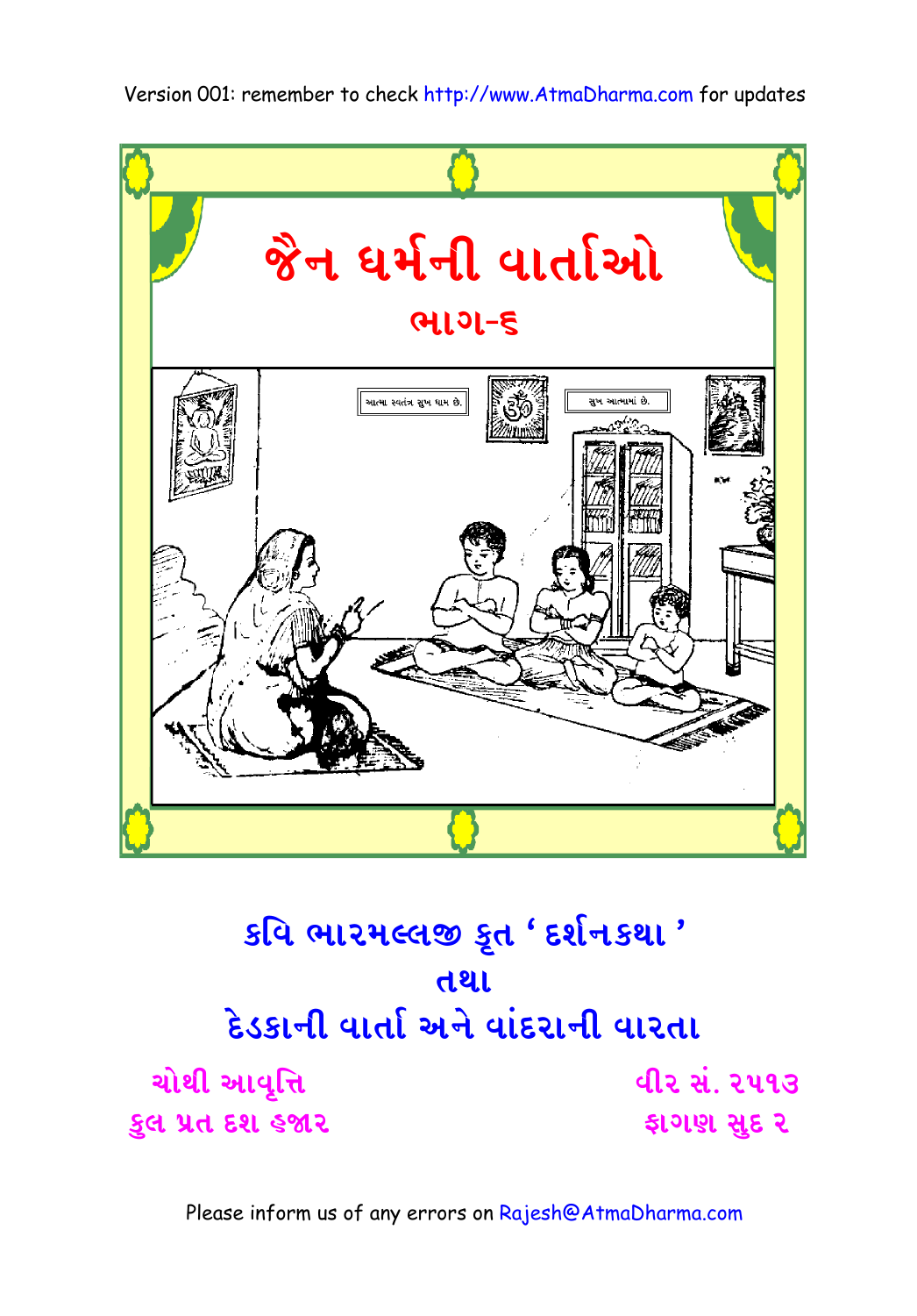Version 001: remember to check http://www.AtmaDharma.com for updates

# જૈન ધર્મની વાર્તાઓ

## ભાગ-૬

આત્મા સ્વતંત્ર સુખ ધામ છે.

સુખ આત્મામાં છે.

## કવિ ભારમલ્લજી કૃત ' દર્શનકથા '
## તથા
## દેડકાની વાર્તા અને વાંદરાની વારતા

ચોથી આવૃત્તિ
કુલ પ્રત દશ હજાર

વીર સં. ૨૫૧૩
ફાગણ સુદ ૨

Please inform us of any errors on Rajesh@AtmaDharma.com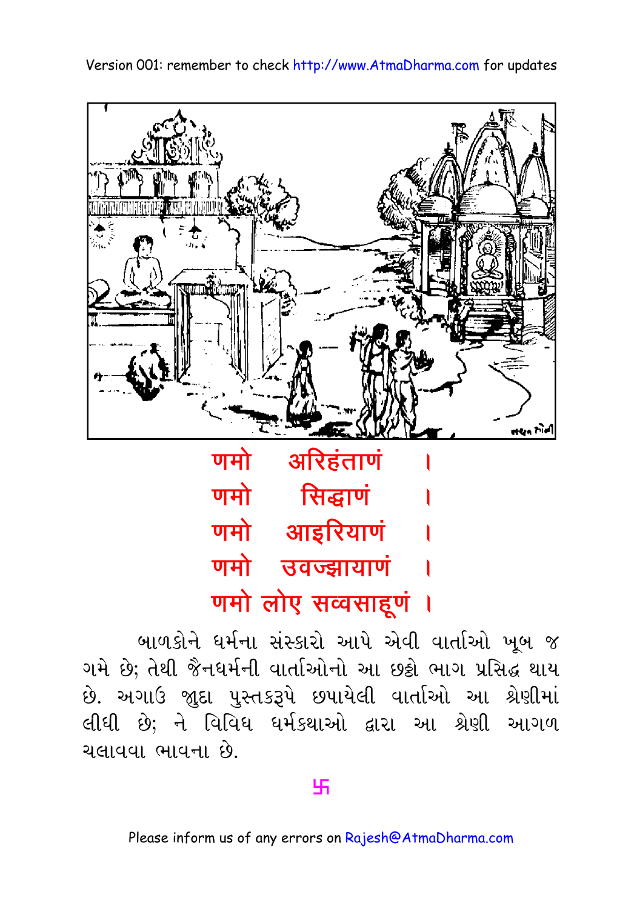णमो अरिहंताणं ।
णमो सिद्धाणं ।
णमो आइरियाणं ।
णमो उवज्झायाणं ।
णमो लोए सव्वसाहूणं ।

બાળકોને ધર્મના સંસ્કારો આપે એવી વાર્તાઓ ખૂબ જ ગમે છે; તેથી જૈનધર્મની વાર્તાઓનો આ છઠ્ઠો ભાગ પ્રસિદ્ધ થાય છે. અગાઉ જુદા પુસ્તકરૂપે છપાયેલી વાર્તાઓ આ શ્રેણીમાં લીધી છે; ને વિવિધ ધર્મકથાઓ દ્વારા આ શ્રેણી આગળ ચલાવવા ભાવના છે.

卐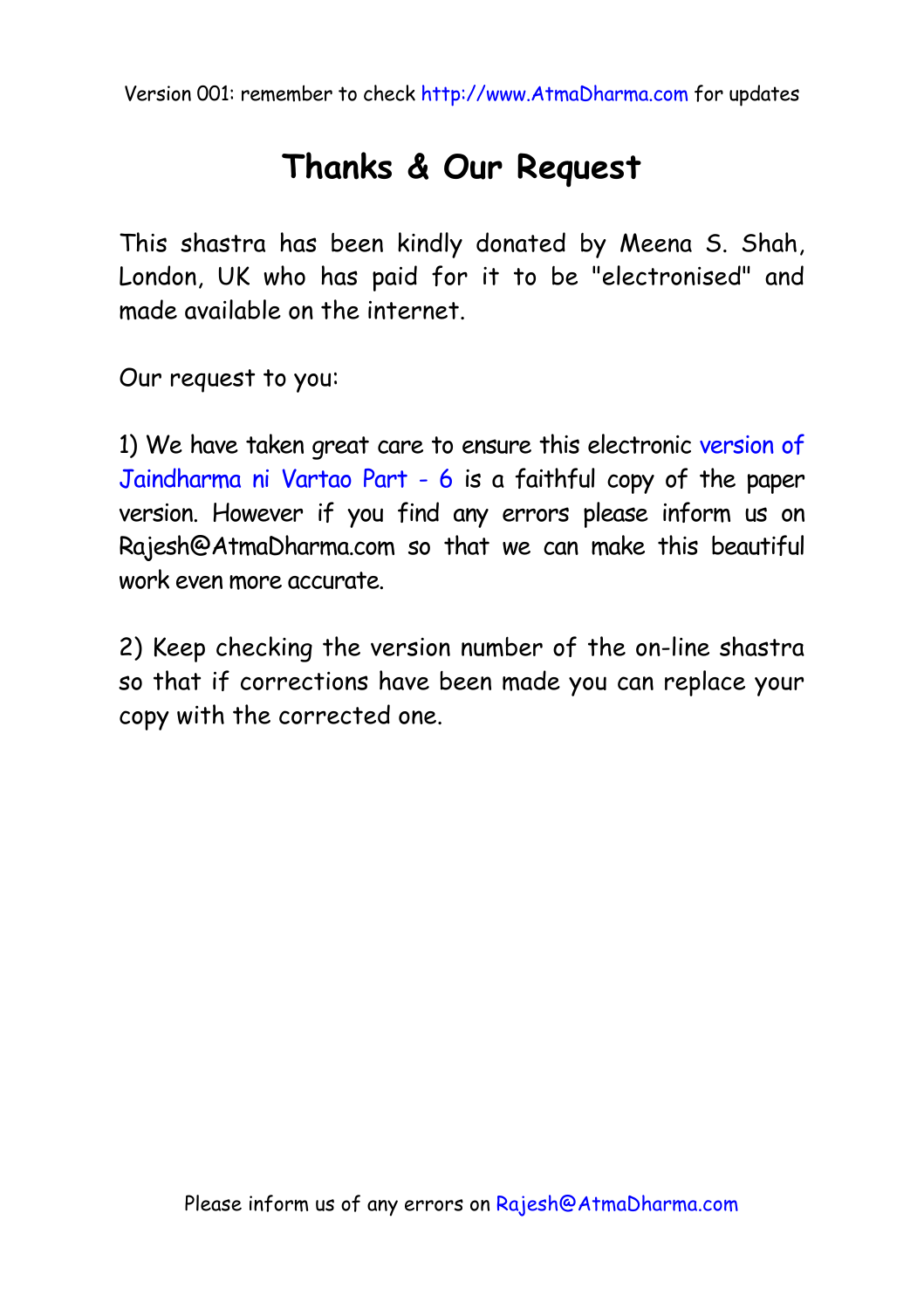# Thanks & Our Request

This shastra has been kindly donated by Meena S. Shah, London, UK who has paid for it to be "electronised" and made available on the internet.

Our request to you:

1) We have taken great care to ensure this electronic version of Jaindharma ni Vartao Part - 6 is a faithful copy of the paper version. However if you find any errors please inform us on Rajesh@AtmaDharma.com so that we can make this beautiful work even more accurate.

2) Keep checking the version number of the on-line shastra so that if corrections have been made you can replace your copy with the corrected one.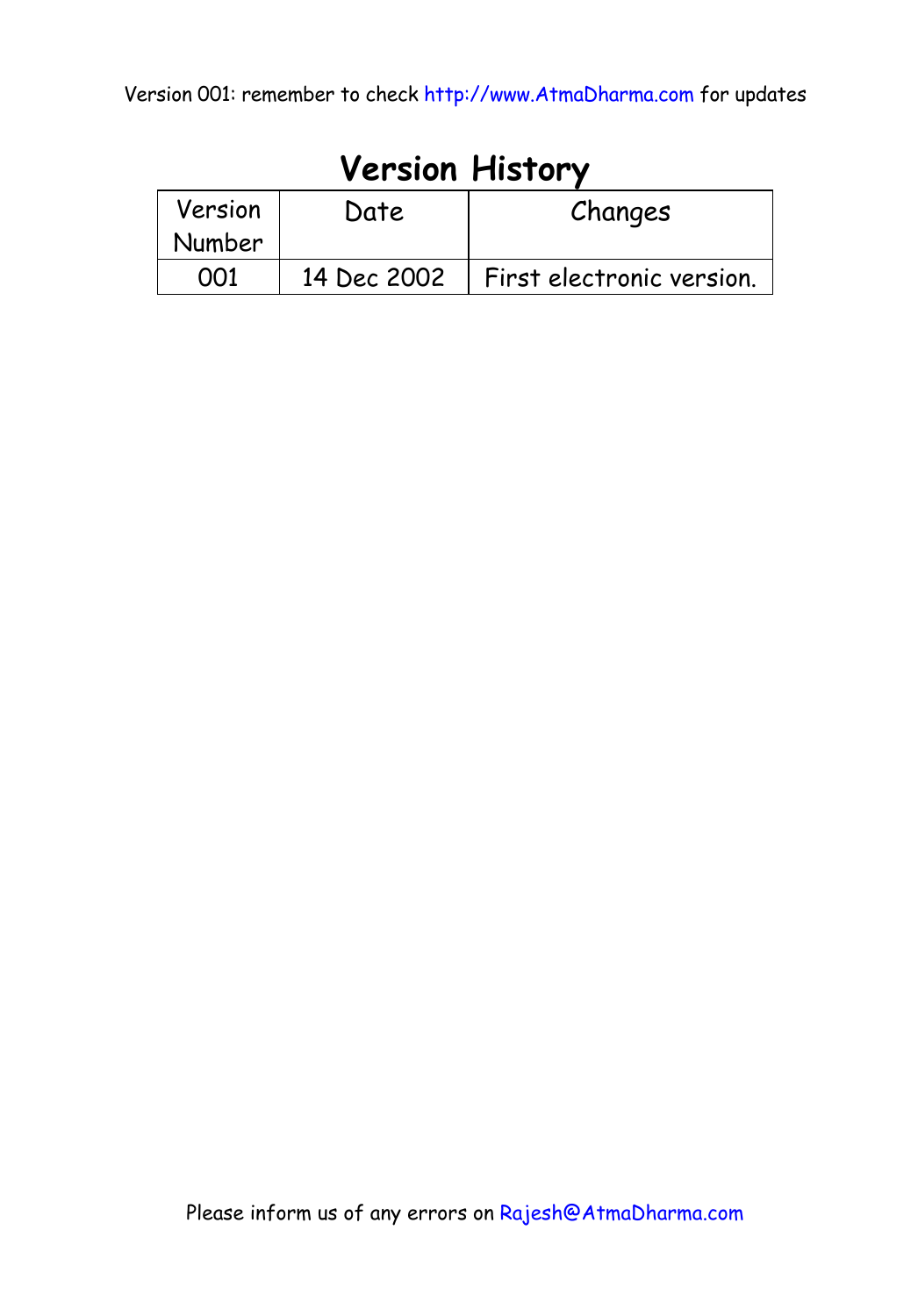# Version History

| Version Number | Date | Changes |
|---|---|---|
| 001 | 14 Dec 2002 | First electronic version. |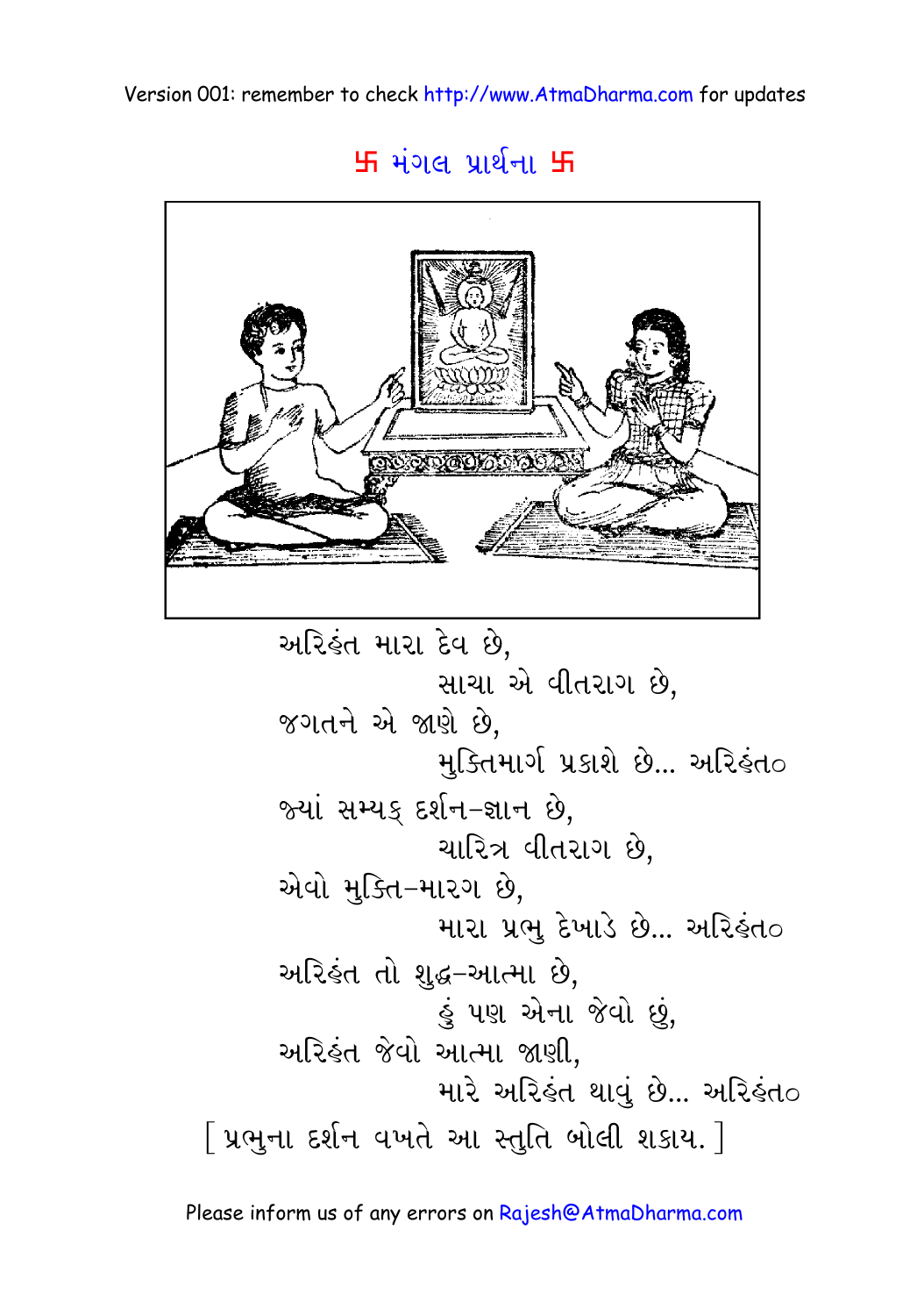# 卐 મંગલ પ્રાર્થના 卐

અરિહંત મારા દેવ છે,
સાચા એ વીતરાગ છે,
જગતને એ જાણે છે,
મુક્તિમાર્ગ પ્રકાશે છે... અરિહંત૦

જ્યાં સમ્યક્ દર્શન-જ્ઞાન છે,
ચારિત્ર વીતરાગ છે,
એવો મુક્તિ-મારગ છે,
મારા પ્રભુ દેખાડે છે... અરિહંત૦

અરિહંત તો શુદ્ધ-આત્મા છે,
હું પણ એના જેવો છું,
અરિહંત જેવો આત્મા જાણી,
મારે અરિહંત થાવું છે... અરિહંત૦

[ પ્રભુના દર્શન વખતે આ સ્તુતિ બોલી શકાય. ]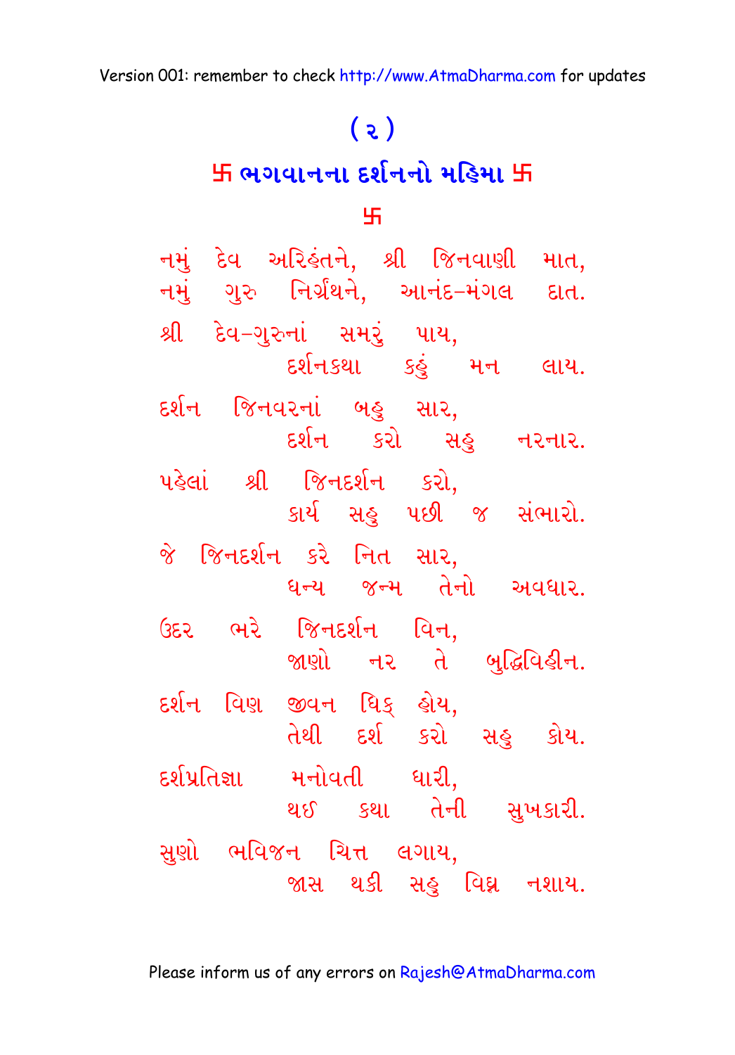( ૨ )

## 卐 ભગવાનના દર્શનનો મહિમા 卐

卐

નમું દેવ અરિહંતને, શ્રી જિનવાણી માત,
નમું ગુરુ નિર્ગ્રંથને, આનંદ-મંગલ દાત.

શ્રી દેવ-ગુરુનાં સમરું પાય,
દર્શનકથા કહું મન લાય.

દર્શન જિનવરનાં બહુ સાર,
દર્શન કરો સહુ નરનાર.

પહેલાં શ્રી જિનદર્શન કરો,
કાર્ય સહુ પછી જ સંભારો.

જે જિનદર્શન કરે નિત સાર,
ધન્ય જન્મ તેનો અવધાર.

ઉદર ભરે જિનદર્શન વિન,
જાણો નર તે બુદ્ધિવિહીન.

દર્શન વિણ જીવન ધિક્ હોય,
તેથી દર્શ કરો સહુ કોય.

દર્શપ્રતિજ્ઞા મનોવતી ધારી,
થઈ કથા તેની સુખકારી.

સુણો ભવિજન ચિત્ત લગાય,
જાસ થકી સહુ વિઘ્ન નશાય.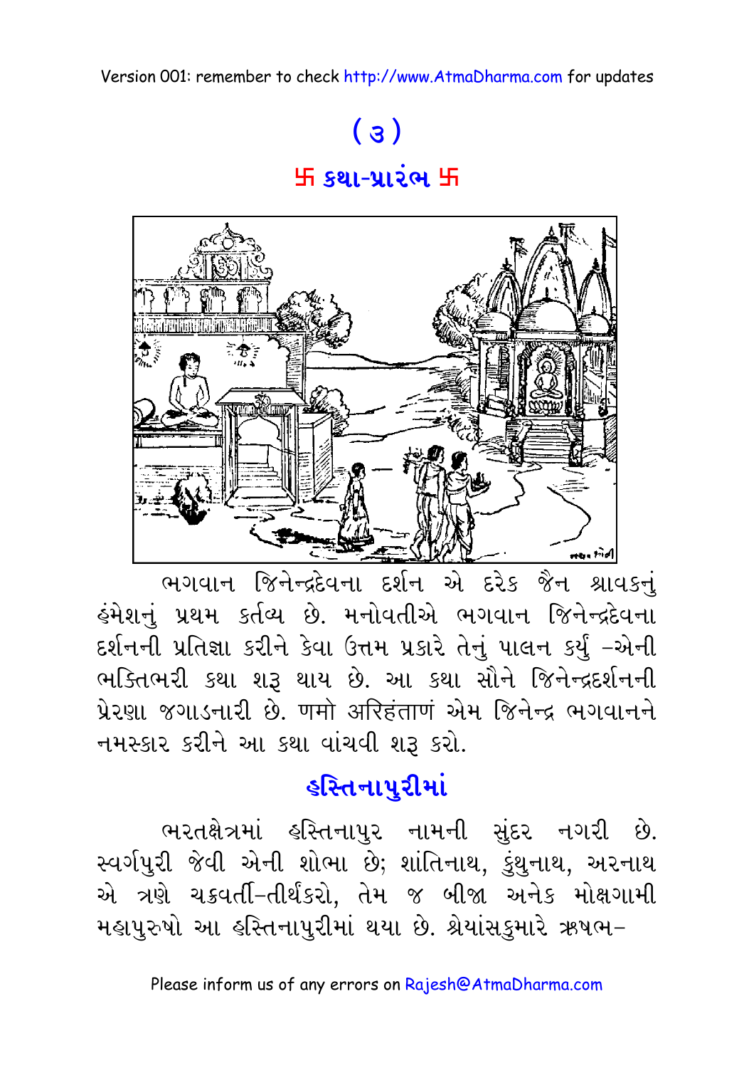# ( ૩ )

## 卐 કથા-પ્રારંભ 卐

ભગવાન જિનેન્દ્રદેવના દર્શન એ દરેક જૈન શ્રાવકનું હંમેશનું પ્રથમ કર્તવ્ય છે. મનોવતીએ ભગવાન જિનેન્દ્રદેવના દર્શનની પ્રતિજ્ઞા કરીને કેવા ઉત્તમ પ્રકારે તેનું પાલન કર્યું –એની ભક્તિભરી કથા શરૂ થાય છે. આ કથા સૌને જિનેન્દ્રદર્શનની પ્રેરણા જગાડનારી છે. णमो अरिहंताणं એમ જિનેન્દ્ર ભગવાનને નમસ્કાર કરીને આ કથા વાંચવી શરૂ કરો.

## હસ્તિનાપુરીમાં

ભરતક્ષેત્રમાં હસ્તિનાપુર નામની સુંદર નગરી છે. સ્વર્ગપુરી જેવી એની શોભા છે; શાંતિનાથ, કુંથુનાથ, અરનાથ એ ત્રણે ચક્રવર્તી–તીર્થંકરો, તેમ જ બીજા અનેક મોક્ષગામી મહાપુરુષો આ હસ્તિનાપુરીમાં થયા છે. શ્રેયાંસકુમારે ઋષભ–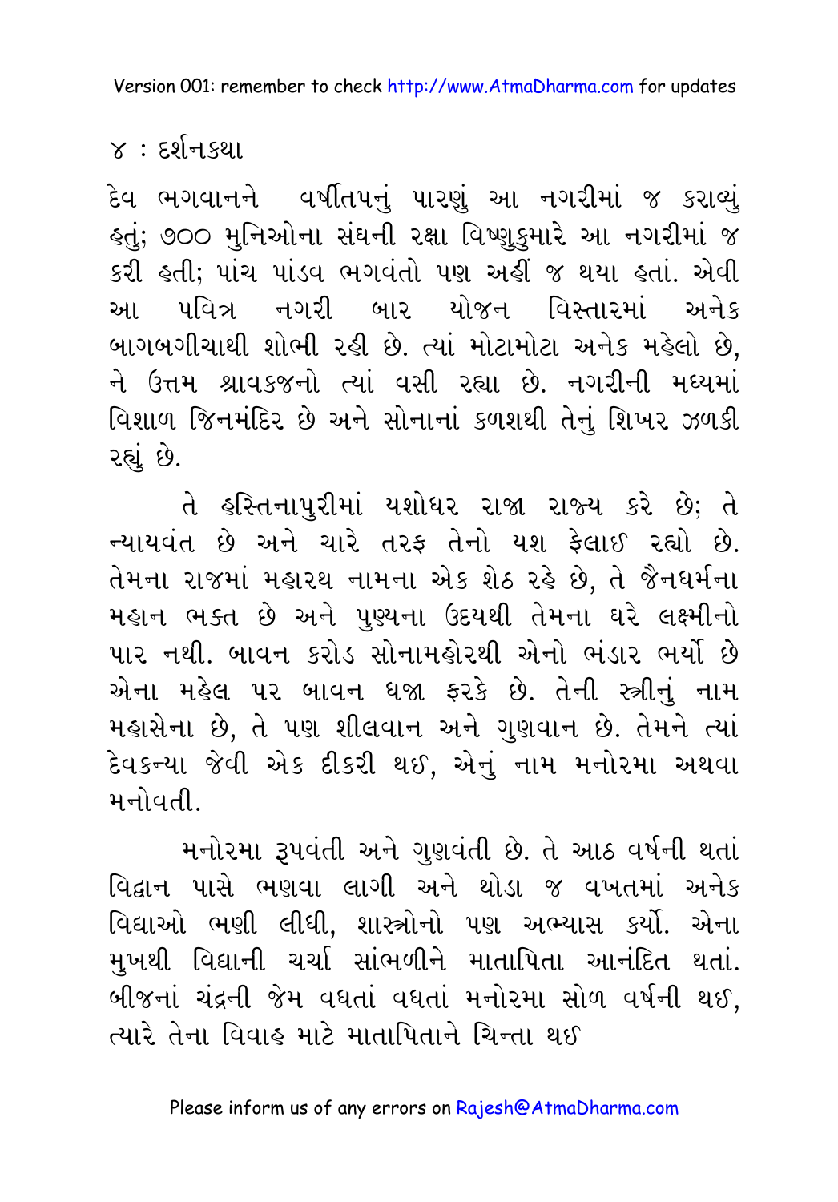દેવ ભગવાનને વર્ષીતપનું પારણું આ નગરીમાં જ કરાવ્યું હતું; ૭૦૦ મુનિઓના સંઘની રક્ષા વિષ્ણુકુમારે આ નગરીમાં જ કરી હતી; પાંચ પાંડવ ભગવંતો પણ અહીં જ થયા હતાં. એવી આ પવિત્ર નગરી બાર યોજન વિસ્તારમાં અનેક બાગબગીચાથી શોભી રહી છે. ત્યાં મોટામોટા અનેક મહેલો છે, ને ઉત્તમ શ્રાવકજનો ત્યાં વસી રહ્યા છે. નગરીની મધ્યમાં વિશાળ જિનમંદિર છે અને સોનાનાં કળશથી તેનું શિખર ઝળકી રહ્યું છે.

તે હસ્તિનાપુરીમાં યશોધર રાજા રાજ્ય કરે છે; તે ન્યાયવંત છે અને ચારે તરફ તેનો યશ ફેલાઈ રહ્યો છે. તેમના રાજમાં મહારથ નામના એક શેઠ રહે છે, તે જૈનધર્મના મહાન ભક્ત છે અને પુણ્યના ઉદયથી તેમના ઘરે લક્ષ્મીનો પાર નથી. બાવન કરોડ સોનામહોરથી એનો ભંડાર ભર્યો છે એના મહેલ પર બાવન ધજા ફરકે છે. તેની સ્ત્રીનું નામ મહાસેના છે, તે પણ શીલવાન અને ગુણવાન છે. તેમને ત્યાં દેવકન્યા જેવી એક દીકરી થઈ, એનું નામ મનોરમા અથવા મનોવતી.

મનોરમા રૂપવંતી અને ગુણવંતી છે. તે આઠ વર્ષની થતાં વિદ્વાન પાસે ભણવા લાગી અને થોડા જ વખતમાં અનેક વિદ્યાઓ ભણી લીધી, શાસ્ત્રોનો પણ અભ્યાસ કર્યો. એના મુખથી વિદ્યાની ચર્ચા સાંભળીને માતાપિતા આનંદિત થતાં. બીજનાં ચંદ્રની જેમ વધતાં વધતાં મનોરમા સોળ વર્ષની થઈ, ત્યારે તેના વિવાહ માટે માતાપિતાને ચિન્તા થઈ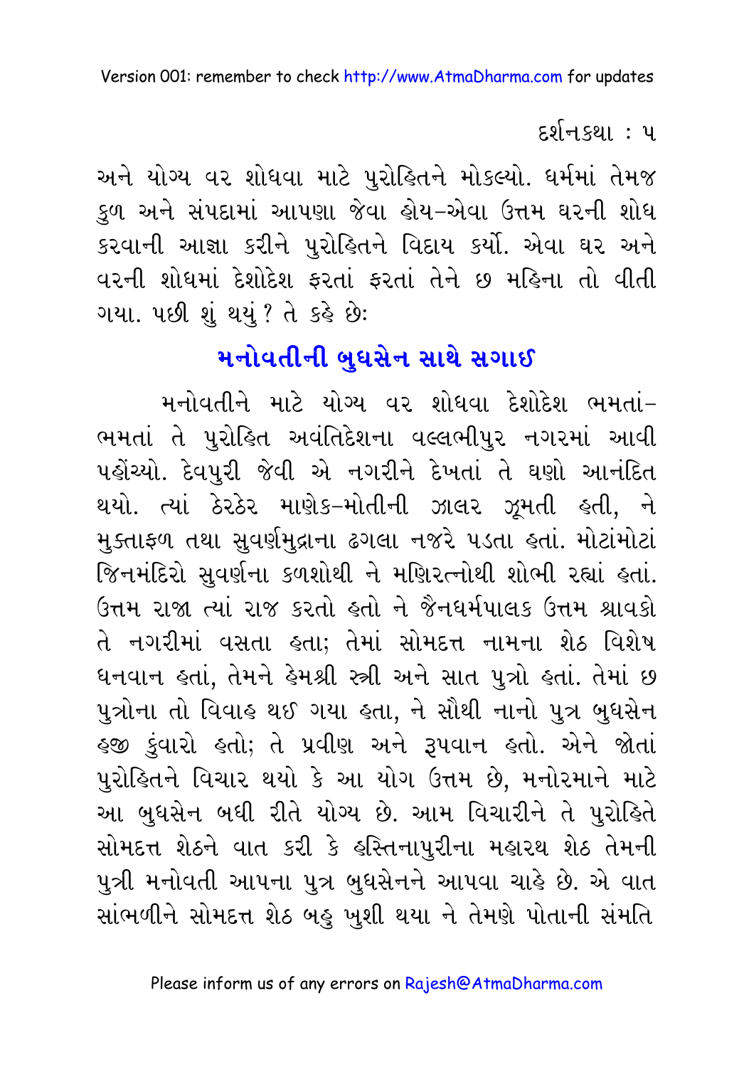અને યોગ્ય વર શોધવા માટે પુરોહિતને મોકલ્યો. ધર્મમાં તેમજ કુળ અને સંપદામાં આપણા જેવા હોય-એવા ઉત્તમ ઘરની શોધ કરવાની આજ્ઞા કરીને પુરોહિતને વિદાય કર્યો. એવા ઘર અને વરની શોધમાં દેશોદેશ ફરતાં ફરતાં તેને છ મહિના તો વીતી ગયા. પછી શું થયું ? તે કહે છે:

## મનોવતીની બુધસેન સાથે સગાઈ

મનોવતીને માટે યોગ્ય વર શોધવા દેશોદેશ ભમતાં-ભમતાં તે પુરોહિત અવંતિદેશના વલ્લભીપુર નગરમાં આવી પહોંચ્યો. દેવપુરી જેવી એ નગરીને દેખતાં તે ઘણો આનંદિત થયો. ત્યાં ઠેરઠેર માણેક-મોતીની ઝાલર ઝૂમતી હતી, ને મુક્તાફળ તથા સુવર્ણમુદ્રાના ઢગલા નજરે પડતા હતાં. મોટાંમોટાં જિનમંદિરો સુવર્ણના કળશોથી ને મણિરત્નોથી શોભી રહ્યાં હતાં. ઉત્તમ રાજા ત્યાં રાજ કરતો હતો ને જૈનધર્મપાલક ઉત્તમ શ્રાવકો તે નગરીમાં વસતા હતા; તેમાં સોમદત્ત નામના શેઠ વિશેષ ધનવાન હતાં, તેમને હેમશ્રી સ્ત્રી અને સાત પુત્રો હતાં. તેમાં છ પુત્રોના તો વિવાહ થઈ ગયા હતા, ને સૌથી નાનો પુત્ર બુધસેન હજી કુંવારો હતો; તે પ્રવીણ અને રૂપવાન હતો. એને જોતાં પુરોહિતને વિચાર થયો કે આ યોગ ઉત્તમ છે, મનોરમાને માટે આ બુધસેન બધી રીતે યોગ્ય છે. આમ વિચારીને તે પુરોહિતે સોમદત્ત શેઠને વાત કરી કે હસ્તિનાપુરીના મહારથ શેઠ તેમની પુત્રી મનોવતી આપના પુત્ર બુધસેનને આપવા ચાહે છે. એ વાત સાંભળીને સોમદત્ત શેઠ બહુ ખુશી થયા ને તેમણે પોતાની સંમતિ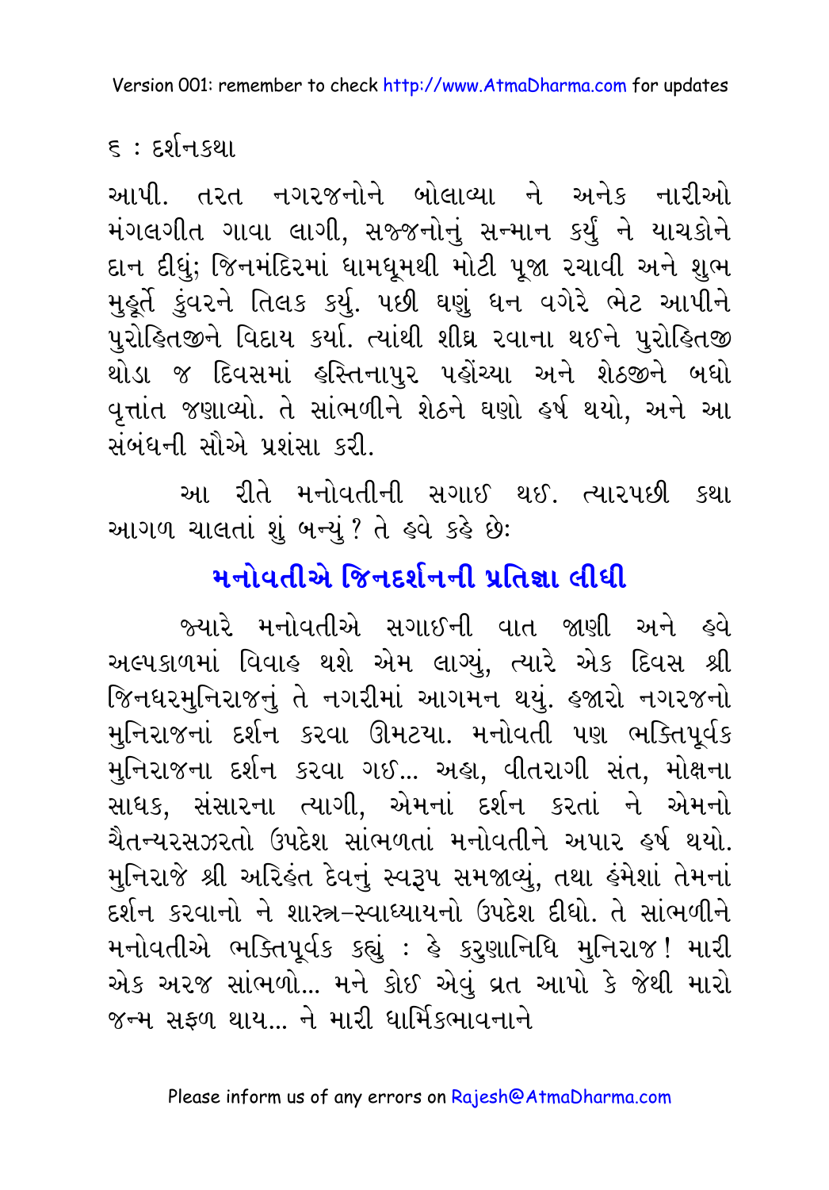આપી. તરત નગરજનોને બોલાવ્યા ને અનેક નારીઓ મંગલગીત ગાવા લાગી, સજ્જનોનું સન્માન કર્યું ને યાચકોને દાન દીધું; જિનમંદિરમાં ધામધૂમથી મોટી પૂજા રચાવી અને શુભ મુહૂર્તે કુંવરને તિલક કર્યું. પછી ઘણું ધન વગેરે ભેટ આપીને પુરોહિતજીને વિદાય કર્યા. ત્યાંથી શીઘ્ર રવાના થઈને પુરોહિતજી થોડા જ દિવસમાં હસ્તિનાપુર પહોંચ્યા અને શેઠજીને બધો વૃત્તાંત જણાવ્યો. તે સાંભળીને શેઠને ઘણો હર્ષ થયો, અને આ સંબંધની સૌએ પ્રશંસા કરી.

આ રીતે મનોવતીની સગાઈ થઈ. ત્યારપછી કથા આગળ ચાલતાં શું બન્યું ? તે હવે કહે છેઃ

## મનોવતીએ જિનદર્શનની પ્રતિજ્ઞા લીધી

જ્યારે મનોવતીએ સગાઈની વાત જાણી અને હવે અલ્પકાળમાં વિવાહ થશે એમ લાગ્યું, ત્યારે એક દિવસ શ્રી જિનધરમુનિરાજનું તે નગરીમાં આગમન થયું. હજારો નગરજનો મુનિરાજનાં દર્શન કરવા ઊમટયા. મનોવતી પણ ભક્તિપૂર્વક મુનિરાજના દર્શન કરવા ગઈ... અહા, વીતરાગી સંત, મોક્ષના સાધક, સંસારના ત્યાગી, એમનાં દર્શન કરતાં ને એમનો ચૈતન્યરસઝરતો ઉપદેશ સાંભળતાં મનોવતીને અપાર હર્ષ થયો. મુનિરાજે શ્રી અરિહંત દેવનું સ્વરૂપ સમજાવ્યું, તથા હંમેશાં તેમનાં દર્શન કરવાનો ને શાસ્ત્ર-સ્વાધ્યાયનો ઉપદેશ દીધો. તે સાંભળીને મનોવતીએ ભક્તિપૂર્વક કહ્યું : હે કરુણાનિધિ મુનિરાજ! મારી એક અરજ સાંભળો... મને કોઈ એવું વ્રત આપો કે જેથી મારો જન્મ સફળ થાય... ને મારી ધાર્મિકભાવનાને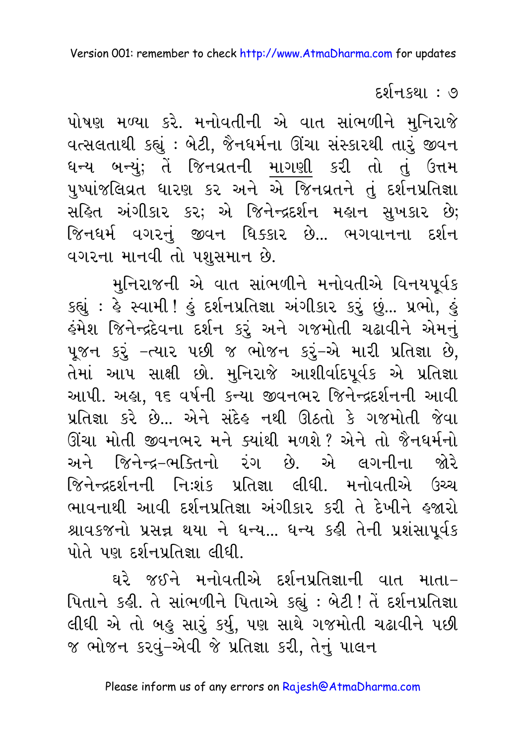પોષણ મળ્યા કરે. મનોવતીની એ વાત સાંભળીને મુનિરાજે વત્સલતાથી કહ્યું : બેટી, જૈનધર્મના ઊંચા સંસ્કારથી તારું જીવન ધન્ય બન્યું; તેં જિનવ્રતની માગણી કરી તો તું ઉત્તમ પુષ્પાંજલિવ્રત ધારણ કર અને એ જિનવ્રતને તું દર્શનપ્રતિજ્ઞા સહિત અંગીકાર કર; એ જિનેન્દ્રદર્શન મહાન સુખકાર છે; જિનધર્મ વગરનું જીવન ધિક્કાર છે... ભગવાનના દર્શન વગરના માનવી તો પશુસમાન છે.

મુનિરાજની એ વાત સાંભળીને મનોવતીએ વિનયપૂર્વક કહ્યું : હે સ્વામી ! હું દર્શનપ્રતિજ્ઞા અંગીકાર કરું છું... પ્રભો, હું હંમેશ જિનેન્દ્રદેવના દર્શન કરું અને ગજમોતી ચઢાવીને એમનું પૂજન કરું –ત્યાર પછી જ ભોજન કરું–એ મારી પ્રતિજ્ઞા છે, તેમાં આપ સાક્ષી છો. મુનિરાજે આશીર્વાદપૂર્વક એ પ્રતિજ્ઞા આપી. અહા, ૧૬ વર્ષની કન્યા જીવનભર જિનેન્દ્રદર્શનની આવી પ્રતિજ્ઞા કરે છે... એને સંદેહ નથી ઊઠતો કે ગજમોતી જેવા ઊંચા મોતી જીવનભર મને ક્યાંથી મળશે ? એને તો જૈનધર્મનો અને જિનેન્દ્ર–ભક્તિનો રંગ છે. એ લગનીના જોરે જિનેન્દ્રદર્શનની નિઃશંક પ્રતિજ્ઞા લીધી. મનોવતીએ ઉચ્ચ ભાવનાથી આવી દર્શનપ્રતિજ્ઞા અંગીકાર કરી તે દેખીને હજારો શ્રાવકજનો પ્રસન્ન થયા ને ધન્ય... ધન્ય કહી તેની પ્રશંસાપૂર્વક પોતે પણ દર્શનપ્રતિજ્ઞા લીધી.

ઘરે જઈને મનોવતીએ દર્શનપ્રતિજ્ઞાની વાત માતા–પિતાને કહી. તે સાંભળીને પિતાએ કહ્યું : બેટી ! તેં દર્શનપ્રતિજ્ઞા લીધી એ તો બહુ સારું કર્યુ, પણ સાથે ગજમોતી ચઢાવીને પછી જ ભોજન કરવું–એવી જે પ્રતિજ્ઞા કરી, તેનું પાલન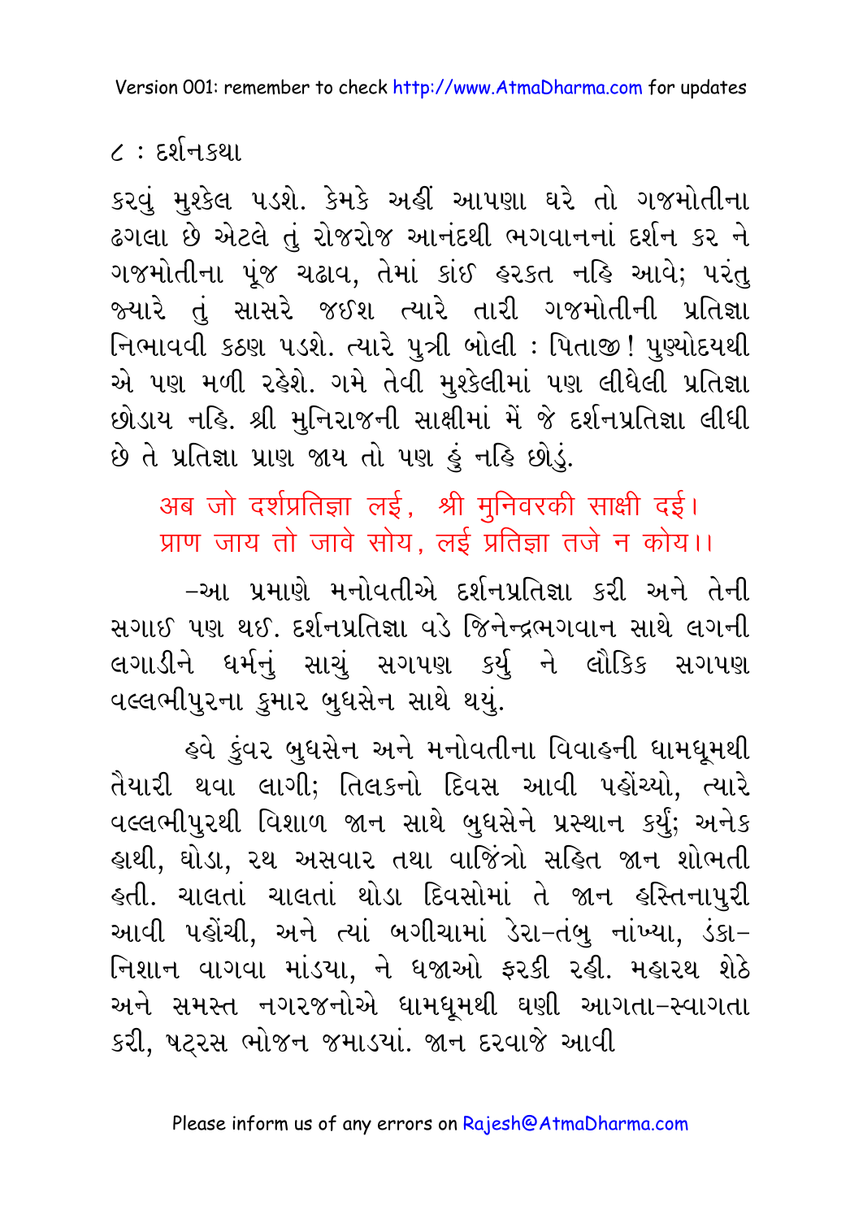કરવું મુશ્કેલ પડશે. કેમકે અહીં આપણા ઘરે તો ગજમોતીના ઢગલા છે એટલે તું રોજરોજ આનંદથી ભગવાનનાં દર્શન કર ને ગજમોતીના પૂંજ ચઢાવ, તેમાં કાંઈ હરકત નહિ આવે; પરંતુ જ્યારે તું સાસરે જઈશ ત્યારે તારી ગજમોતીની પ્રતિજ્ઞા નિભાવવી કઠણ પડશે. ત્યારે પુત્રી બોલી : પિતાજી! પુણ્યોદયથી એ પણ મળી રહેશે. ગમે તેવી મુશ્કેલીમાં પણ લીધેલી પ્રતિજ્ઞા છોડાય નહિ. શ્રી મુનિરાજની સાક્ષીમાં મેં જે દર્શનપ્રતિજ્ઞા લીધી છે તે પ્રતિજ્ઞા પ્રાણ જાય તો પણ હું નહિ છોડું.

अब जो दर्शप्रतिज्ञा लई, श्री मुनिवरकी साक्षी दई।
प्राण जाय तो जावे सोय, लई प्रतिज्ञा तजे न कोय।।

–આ પ્રમાણે મનોવતીએ દર્શનપ્રતિજ્ઞા કરી અને તેની સગાઈ પણ થઈ. દર્શનપ્રતિજ્ઞા વડે જિનેન્દ્રભગવાન સાથે લગની લગાડીને ધર્મનું સાચું સગપણ કર્યું ને લૌકિક સગપણ વલ્લભીપુરના કુમાર બુધસેન સાથે થયું.

હવે કુંવર બુધસેન અને મનોવતીના વિવાહની ધામધૂમથી તૈયારી થવા લાગી; તિલકનો દિવસ આવી પહોંચ્યો, ત્યારે વલ્લભીપુરથી વિશાળ જાન સાથે બુધસેને પ્રસ્થાન કર્યું; અનેક હાથી, ઘોડા, રથ અસવાર તથા વાજિંત્રો સહિત જાન શોભતી હતી. ચાલતાં ચાલતાં થોડા દિવસોમાં તે જાન હસ્તિનાપુરી આવી પહોંચી, અને ત્યાં બગીચામાં ડેરા–તંબુ નાંખ્યા, ડંકા–નિશાન વાગવા માંડયા, ને ધજાઓ ફરકી રહી. મહારથ શેઠે અને સમસ્ત નગરજનોએ ધામધૂમથી ઘણી આગતા–સ્વાગતા કરી, ષટ્રસ ભોજન જમાડયાં. જાન દરવાજે આવી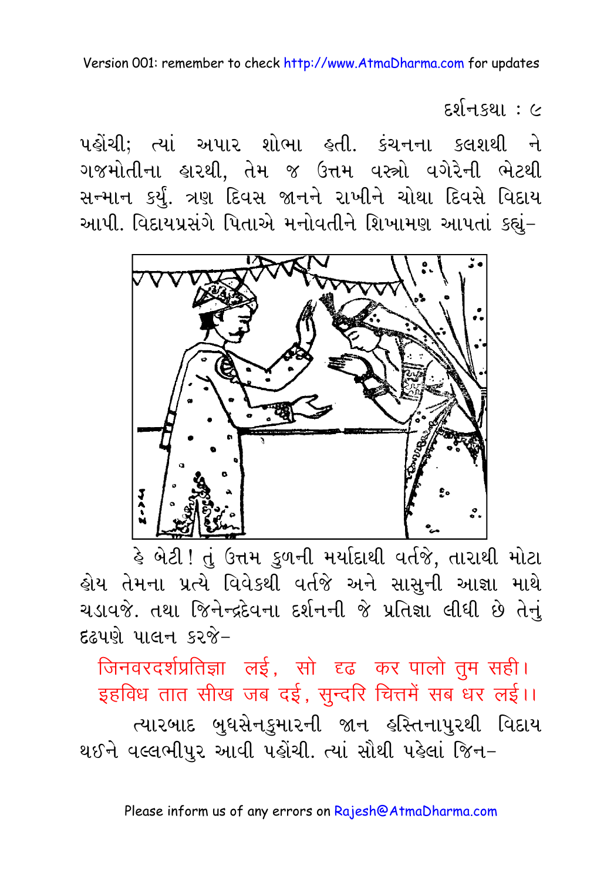પહોંચી; ત્યાં અપાર શોભા હતી. કંચનના કલશથી ને ગજમોતીના હારથી, તેમ જ ઉત્તમ વસ્ત્રો વગેરેની ભેટથી સન્માન કર્યું. ત્રણ દિવસ જાનને રાખીને ચોથા દિવસે વિદાય આપી. વિદાયપ્રસંગે પિતાએ મનોવતીને શિખામણ આપતાં કહ્યું–

હે બેટી! તું ઉત્તમ કુળની મર્યાદાથી વર્તજે, તારાથી મોટા હોય તેમના પ્રત્યે વિવેકથી વર્તજે અને સાસુની આજ્ઞા માથે ચડાવજે. તથા જિનેન્દ્રદેવના દર્શનની જે પ્રતિજ્ઞા લીધી છે તેનું દ્રઢપણે પાલન કરજે–

जिनवरदर्शप्रतिज्ञा लई, सो दृढ कर पालो तुम सही।
इहविध तात सीख जब दई, सुन्दरि चित्तमें सब धर लई।।

ત્યારબાદ બુધસેનકુમારની જાન હસ્તિનાપુરથી વિદાય થઈને વલ્લભીપુર આવી પહોંચી. ત્યાં સૌથી પહેલાં જિન–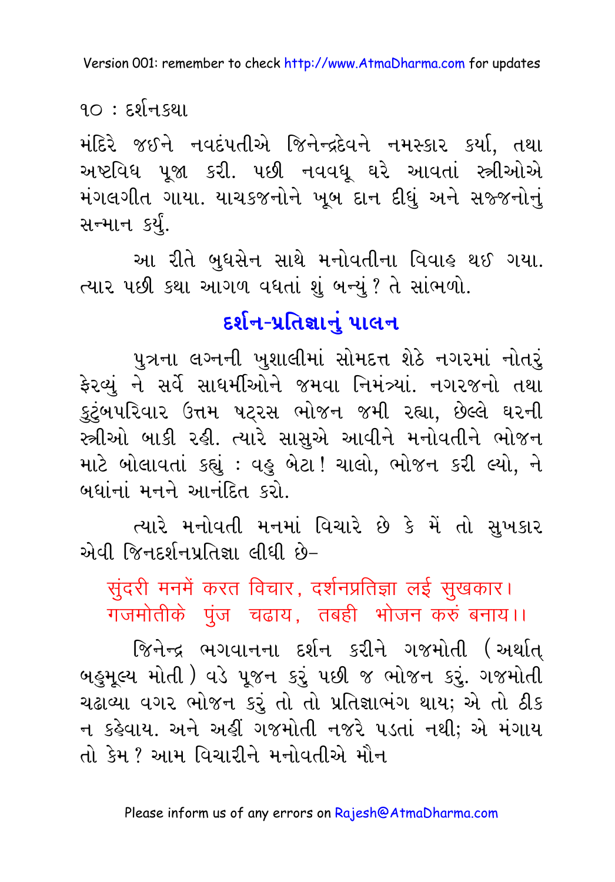મંદિરે જઈને નવદંપતીએ જિનેન્દ્રદેવને નમસ્કાર કર્યા, તથા અષ્ટવિધ પૂજા કરી. પછી નવવધૂ ઘરે આવતાં સ્ત્રીઓએ મંગલગીત ગાયા. યાચકજનોને ખૂબ દાન દીધું અને સજ્જનોનું સન્માન કર્યું.

આ રીતે બુધસેન સાથે મનોવતીના વિવાહ થઈ ગયા. ત્યાર પછી કથા આગળ વધતાં શું બન્યું ? તે સાંભળો.

## દર્શન-પ્રતિજ્ઞાનું પાલન

પુત્રના લગ્નની ખુશાલીમાં સોમદત્ત શેઠે નગરમાં નોતરું ફેરવ્યું ને સર્વે સાધર્મીઓને જમવા નિમંત્ર્યાં. નગરજનો તથા કુટુંબપરિવાર ઉત્તમ ષટ્રસ ભોજન જમી રહ્યા, છેલ્લે ઘરની સ્ત્રીઓ બાકી રહી. ત્યારે સાસુએ આવીને મનોવતીને ભોજન માટે બોલાવતાં કહ્યું : વહુ બેટા! ચાલો, ભોજન કરી લ્યો, ને બધાંનાં મનને આનંદિત કરો.

ત્યારે મનોવતી મનમાં વિચારે છે કે મેં તો સુખકાર એવી જિનદર્શનપ્રતિજ્ઞા લીધી છે–

સુંદરી મનમેં કરત વિચાર, દર્શનપ્રતિજ્ઞા લઈ સુખકાર।
ગજમોતીકે પુંજ ચઢાય, તબહી ભોજન કરું બનાય।।

જિનેન્દ્ર ભગવાનના દર્શન કરીને ગજમોતી (અર્થાત્ બહુમૂલ્ય મોતી) વડે પૂજન કરું પછી જ ભોજન કરું. ગજમોતી ચઢાવ્યા વગર ભોજન કરું તો તો પ્રતિજ્ઞાભંગ થાય; એ તો ઠીક ન કહેવાય. અને અહીં ગજમોતી નજરે પડતાં નથી; એ મંગાય તો કેમ ? આમ વિચારીને મનોવતીએ મૌન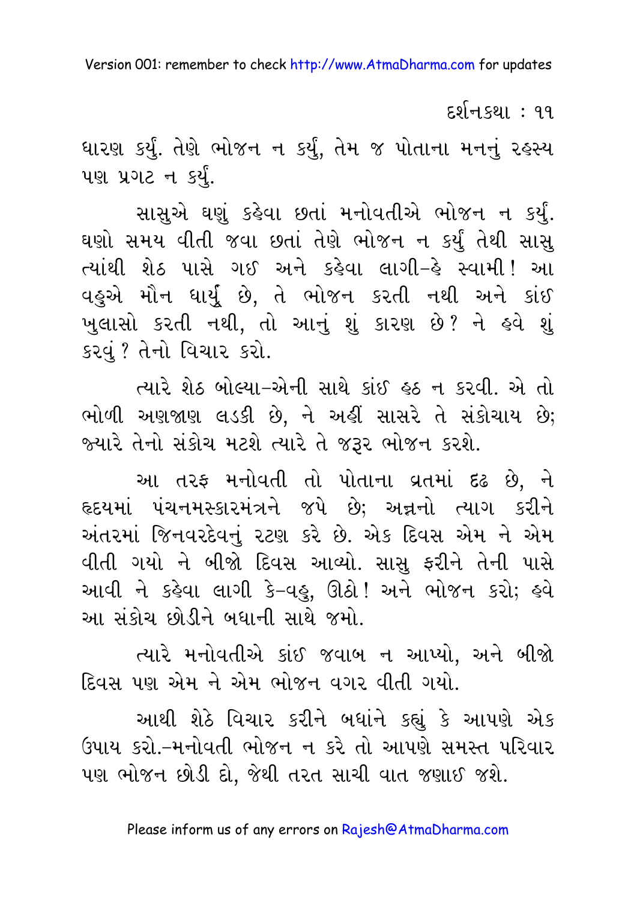ધારણ કર્યું. તેણે ભોજન ન કર્યું, તેમ જ પોતાના મનનું રહસ્ય પણ પ્રગટ ન કર્યું.

સાસુએ ઘણું કહેવા છતાં મનોવતીએ ભોજન ન કર્યું. ઘણો સમય વીતી જવા છતાં તેણે ભોજન ન કર્યું તેથી સાસુ ત્યાંથી શેઠ પાસે ગઈ અને કહેવા લાગી–હે સ્વામી! આ વહુએ મૌન ધાર્યું છે, તે ભોજન કરતી નથી અને કાંઈ ખુલાસો કરતી નથી, તો આનું શું કારણ છે? ને હવે શું કરવું? તેનો વિચાર કરો.

ત્યારે શેઠ બોલ્યા–એની સાથે કાંઈ હઠ ન કરવી. એ તો ભોળી અણજાણ લડકી છે, ને અહીં સાસરે તે સંકોચાય છે; જ્યારે તેનો સંકોચ મટશે ત્યારે તે જરૂર ભોજન કરશે.

આ તરફ મનોવતી તો પોતાના વ્રતમાં દ્રઢ છે, ને હૃદયમાં પંચનમસ્કારમંત્રને જપે છે; અન્નનો ત્યાગ કરીને અંતરમાં જિનવરદેવનું રટણ કરે છે. એક દિવસ એમ ને એમ વીતી ગયો ને બીજો દિવસ આવ્યો. સાસુ ફરીને તેની પાસે આવી ને કહેવા લાગી કે–વહુ, ઊઠો! અને ભોજન કરો; હવે આ સંકોચ છોડીને બધાની સાથે જમો.

ત્યારે મનોવતીએ કાંઈ જવાબ ન આપ્યો, અને બીજો દિવસ પણ એમ ને એમ ભોજન વગર વીતી ગયો.

આથી શેઠે વિચાર કરીને બધાંને કહ્યું કે આપણે એક ઉપાય કરો.–મનોવતી ભોજન ન કરે તો આપણે સમસ્ત પરિવાર પણ ભોજન છોડી દો, જેથી તરત સાચી વાત જણાઈ જશે.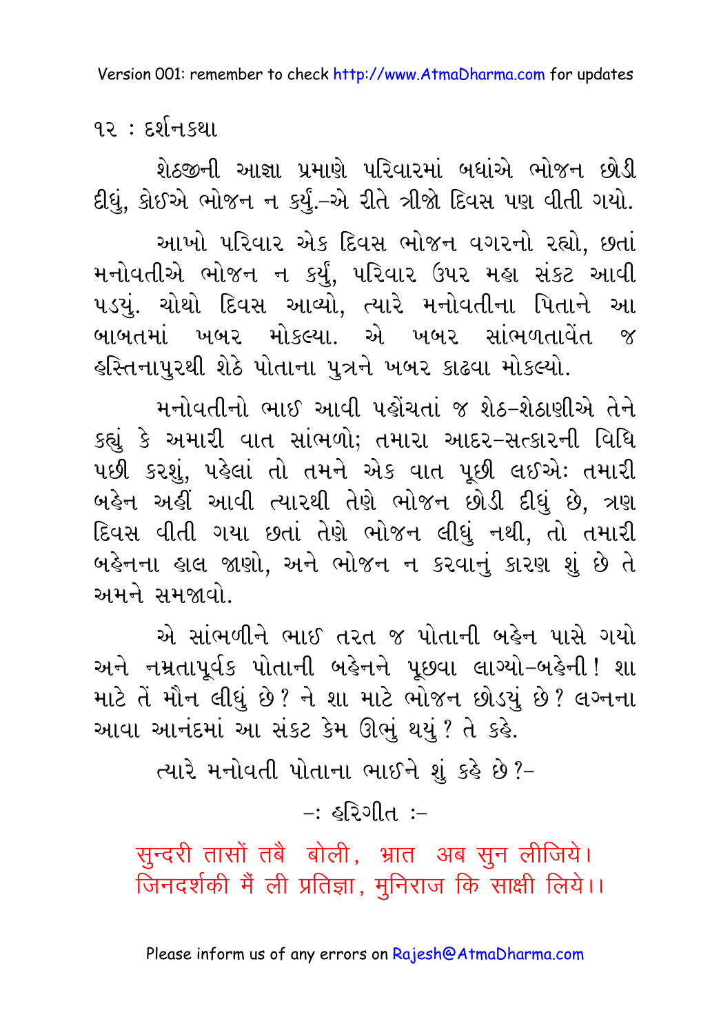શેઠજીની આજ્ઞા પ્રમાણે પરિવારમાં બધાંએ ભોજન છોડી દીધું, કોઈએ ભોજન ન કર્યું.–એ રીતે ત્રીજો દિવસ પણ વીતી ગયો.

આખો પરિવાર એક દિવસ ભોજન વગરનો રહ્યો, છતાં મનોવતીએ ભોજન ન કર્યું, પરિવાર ઉપર મહા સંકટ આવી પડયું. ચોથો દિવસ આવ્યો, ત્યારે મનોવતીના પિતાને આ બાબતમાં ખબર મોકલ્યા. એ ખબર સાંભળતાવેંત જ હસ્તિનાપુરથી શેઠે પોતાના પુત્રને ખબર કાઢવા મોકલ્યો.

મનોવતીનો ભાઈ આવી પહોંચતાં જ શેઠ–શેઠાણીએ તેને કહ્યું કે અમારી વાત સાંભળો; તમારા આદર–સત્કારની વિધિ પછી કરશું, પહેલાં તો તમને એક વાત પૂછી લઈએ: તમારી બહેન અહીં આવી ત્યારથી તેણે ભોજન છોડી દીધું છે, ત્રણ દિવસ વીતી ગયા છતાં તેણે ભોજન લીધું નથી, તો તમારી બહેનના હાલ જાણો, અને ભોજન ન કરવાનું કારણ શું છે તે અમને સમજાવો.

એ સાંભળીને ભાઈ તરત જ પોતાની બહેન પાસે ગયો અને નમ્રતાપૂર્વક પોતાની બહેનને પૂછવા લાગ્યો–બહેની! શા માટે તેં મૌન લીધું છે? ને શા માટે ભોજન છોડયું છે? લગ્નના આવા આનંદમાં આ સંકટ કેમ ઊભું થયું? તે કહે.

ત્યારે મનોવતી પોતાના ભાઈને શું કહે છે?–

–: હરિગીત :–

सुन्दरी तासों तबै बोली, भ्रात अब सुन लीजिये।
जिनदर्शकी मैं ली प्रतिज्ञा, मुनिराज कि साक्षी लिये।।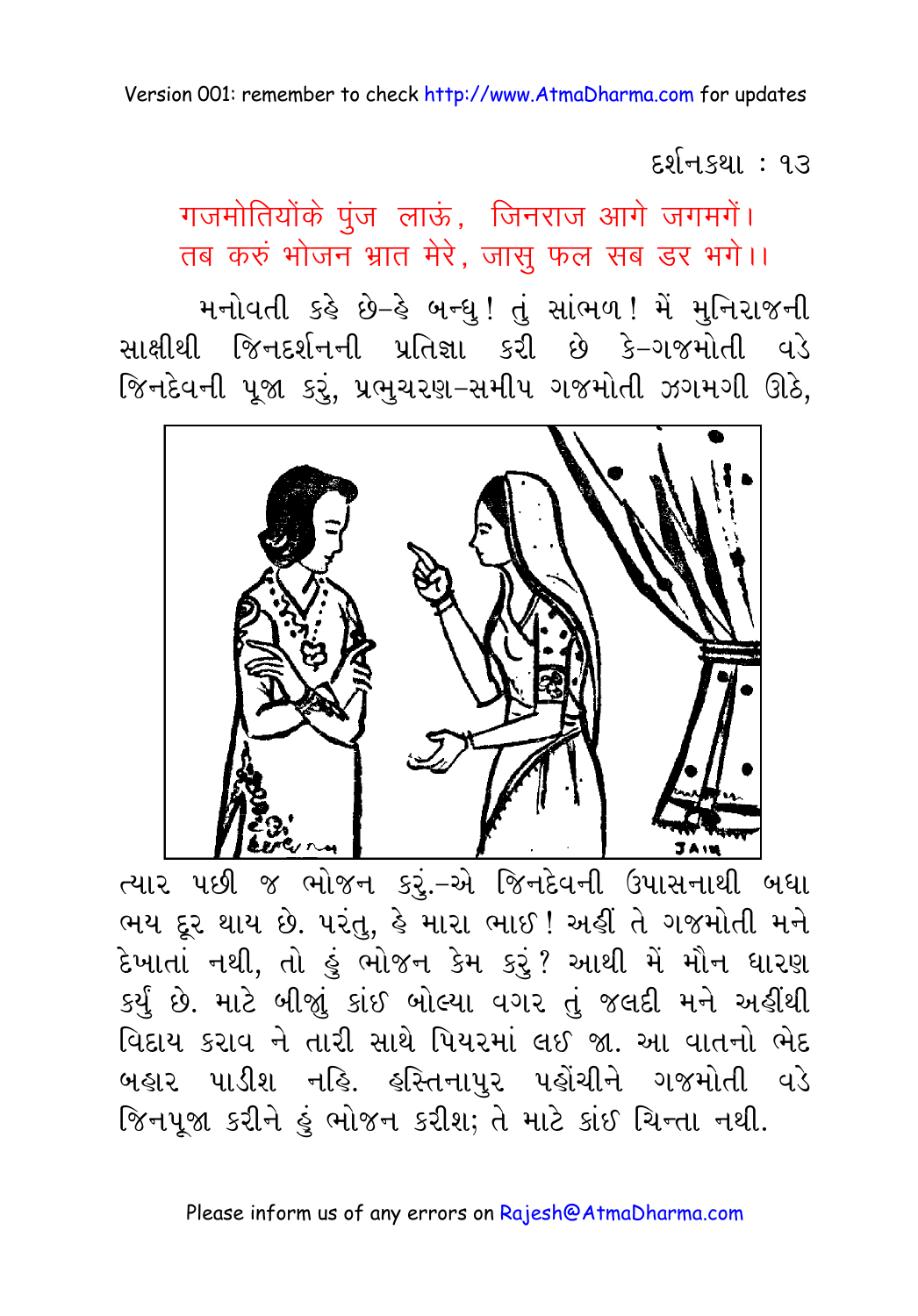દર્શનકથા : ૧૩

गजमोतियोंके पुंज लाऊं, जिनराज आगे जगमगें।
तब करुं भोजन भ्रात मेरे, जासु फल सब डर भगे।।

મનોવતી કહે છે–હે બન્ધુ! તું સાંભળ! મેં મુનિરાજની સાક્ષીથી જિનદર્શનની પ્રતિજ્ઞા કરી છે કે–ગજમોતી વડે જિનદેવની પૂજા કરું, પ્રભુચરણ–સમીપ ગજમોતી ઝગમગી ઊઠે, ત્યાર પછી જ ભોજન કરું.–એ જિનદેવની ઉપાસનાથી બધા ભય દૂર થાય છે. પરંતુ, હે મારા ભાઈ! અહીં તે ગજમોતી મને દેખાતાં નથી, તો હું ભોજન કેમ કરું? આથી મેં મૌન ધારણ કર્યું છે. માટે બીજું કાંઈ બોલ્યા વગર તું જલદી મને અહીંથી વિદાય કરાવ ને તારી સાથે પિયરમાં લઈ જા. આ વાતનો ભેદ બહાર પાડીશ નહિ. હસ્તિનાપુર પહોંચીને ગજમોતી વડે જિનપૂજા કરીને હું ભોજન કરીશ; તે માટે કાંઈ ચિન્તા નથી.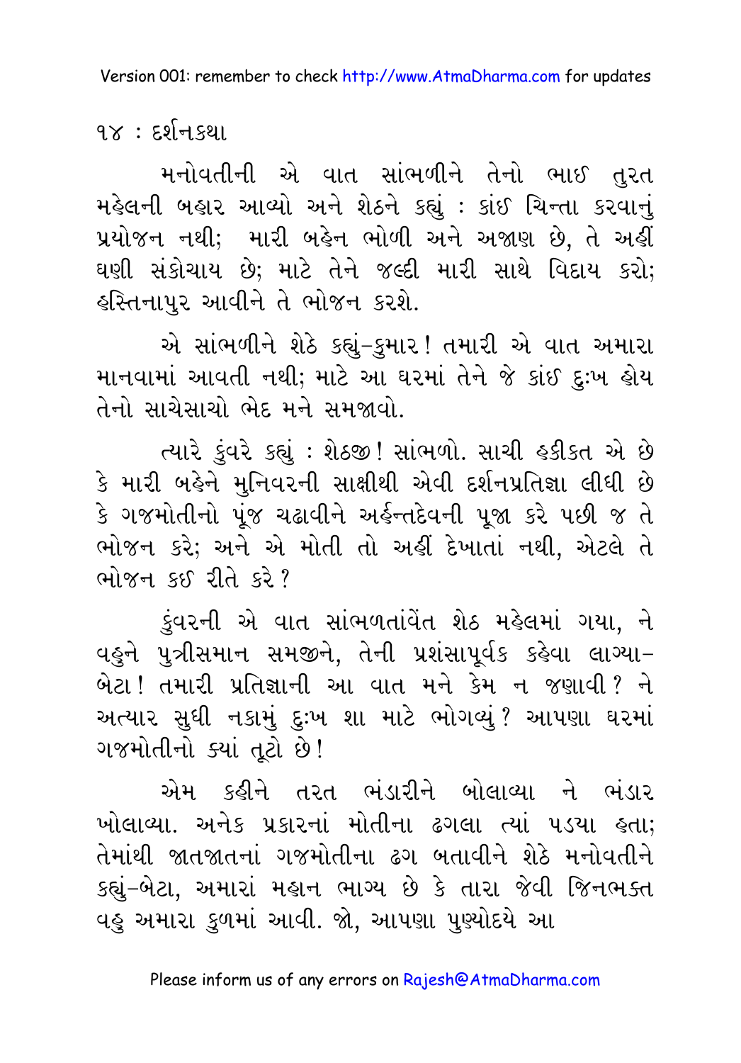મનોવતીની એ વાત સાંભળીને તેનો ભાઈ તુરત મહેલની બહાર આવ્યો અને શેઠને કહ્યું : કાંઈ ચિન્તા કરવાનું પ્રયોજન નથી; મારી બહેન ભોળી અને અજાણ છે, તે અહીં ઘણી સંકોચાય છે; માટે તેને જલ્દી મારી સાથે વિદાય કરો; હસ્તિનાપુર આવીને તે ભોજન કરશે.

એ સાંભળીને શેઠે કહ્યું–કુમાર! તમારી એ વાત અમારા માનવામાં આવતી નથી; માટે આ ઘરમાં તેને જે કાંઈ દુઃખ હોય તેનો સાચેસાચો ભેદ મને સમજાવો.

ત્યારે કુંવરે કહ્યું : શેઠજી! સાંભળો. સાચી હકીકત એ છે કે મારી બહેને મુનિવરની સાક્ષીથી એવી દર્શનપ્રતિજ્ઞા લીધી છે કે ગજમોતીનો પૂંજ ચઢાવીને અર્હન્તદેવની પૂજા કરે પછી જ તે ભોજન કરે; અને એ મોતી તો અહીં દેખાતાં નથી, એટલે તે ભોજન કઈ રીતે કરે?

કુંવરની એ વાત સાંભળતાંવેંત શેઠ મહેલમાં ગયા, ને વહુને પુત્રીસમાન સમજીને, તેની પ્રશંસાપૂર્વક કહેવા લાગ્યા– બેટા! તમારી પ્રતિજ્ઞાની આ વાત મને કેમ ન જણાવી? ને અત્યાર સુધી નકામું દુઃખ શા માટે ભોગવ્યું? આપણા ઘરમાં ગજમોતીનો ક્યાં તૂટો છે!

એમ કહીને તરત ભંડારીને બોલાવ્યા ને ભંડાર ખોલાવ્યા. અનેક પ્રકારનાં મોતીના ઢગલા ત્યાં પડયા હતા; તેમાંથી જાતજાતનાં ગજમોતીના ઢગ બતાવીને શેઠે મનોવતીને કહ્યું–બેટા, અમારાં મહાન ભાગ્ય છે કે તારા જેવી જિનભક્ત વહુ અમારા કુળમાં આવી. જો, આપણા પુણ્યોદયે આ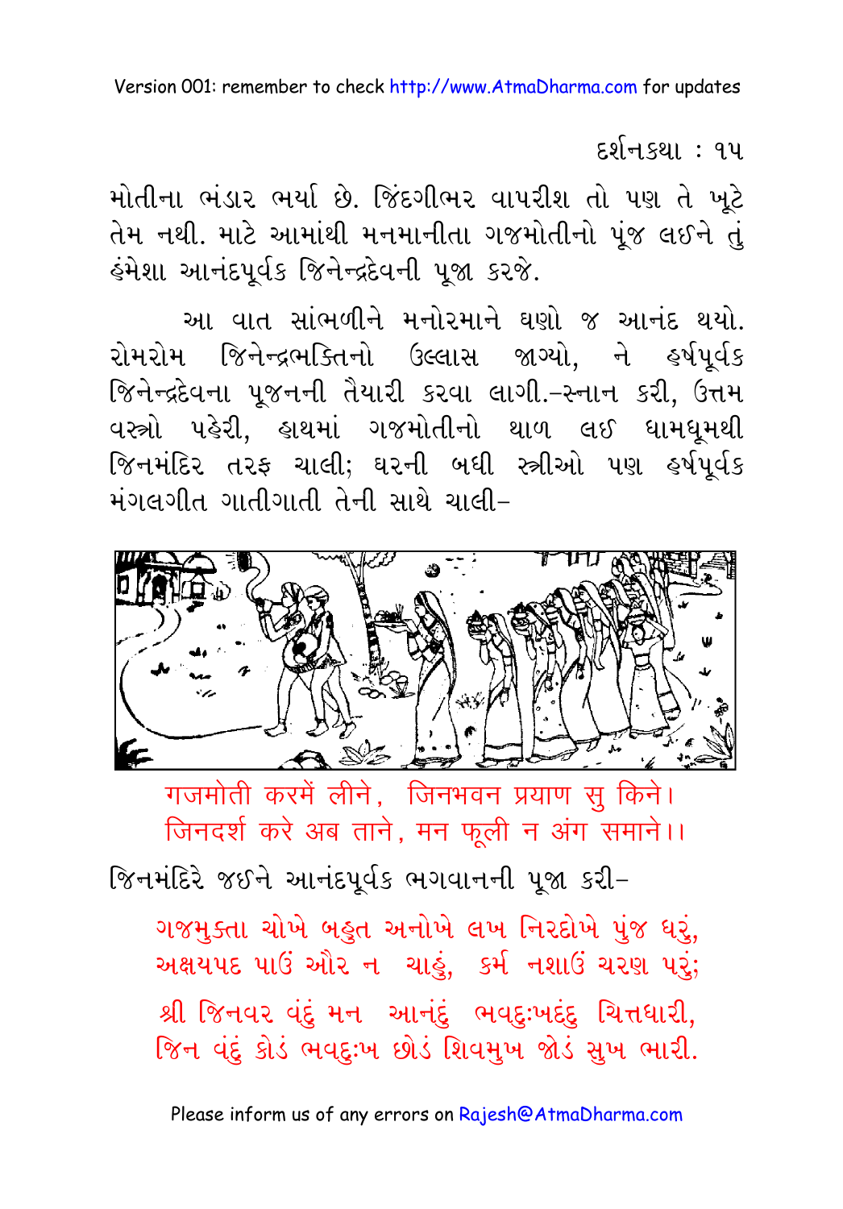મોતીના ભંડાર ભર્યા છે. જિંદગીભર વાપરીશ તો પણ તે ખૂટે તેમ નથી. માટે આમાંથી મનમાનીતા ગજમોતીનો પૂંજ લઈને તું હંમેશા આનંદપૂર્વક જિનેન્દ્રદેવની પૂજા કરજે.

આ વાત સાંભળીને મનોરમાને ઘણો જ આનંદ થયો. રોમરોમ જિનેન્દ્રભક્તિનો ઉલ્લાસ જાગ્યો, ને હર્ષપૂર્વક જિનેન્દ્રદેવના પૂજનની તૈયારી કરવા લાગી.–સ્નાન કરી, ઉત્તમ વસ્ત્રો પહેરી, હાથમાં ગજમોતીનો થાળ લઈ ધામધૂમથી જિનમંદિર તરફ ચાલી; ઘરની બધી સ્ત્રીઓ પણ હર્ષપૂર્વક મંગલગીત ગાતીગાતી તેની સાથે ચાલી–

गजमोती करमें लीने, जिनभवन प्रयाण सु किने।
जिनदर्श करे अब ताने, मन फूली न अंग समाने।।

જિનમંદિરે જઈને આનંદપૂર્વક ભગવાનની પૂજા કરી–

ગજમુક્તા ચોખે બહુત અનોખે લખ નિરદોખે પુંજ ધરું,
અક્ષયપદ પાઉં ઔર ન ચાહું, કર્મ નશાઉં ચરણ પરું;
શ્રી જિનવર વંદું મન આનંદું ભવદુઃખદંદુ ચિત્તધારી,
જિન વંદું કોડ ભવદુઃખ છોડ઼ં શિવમુખ જોડ઼ં સુખ ભારી.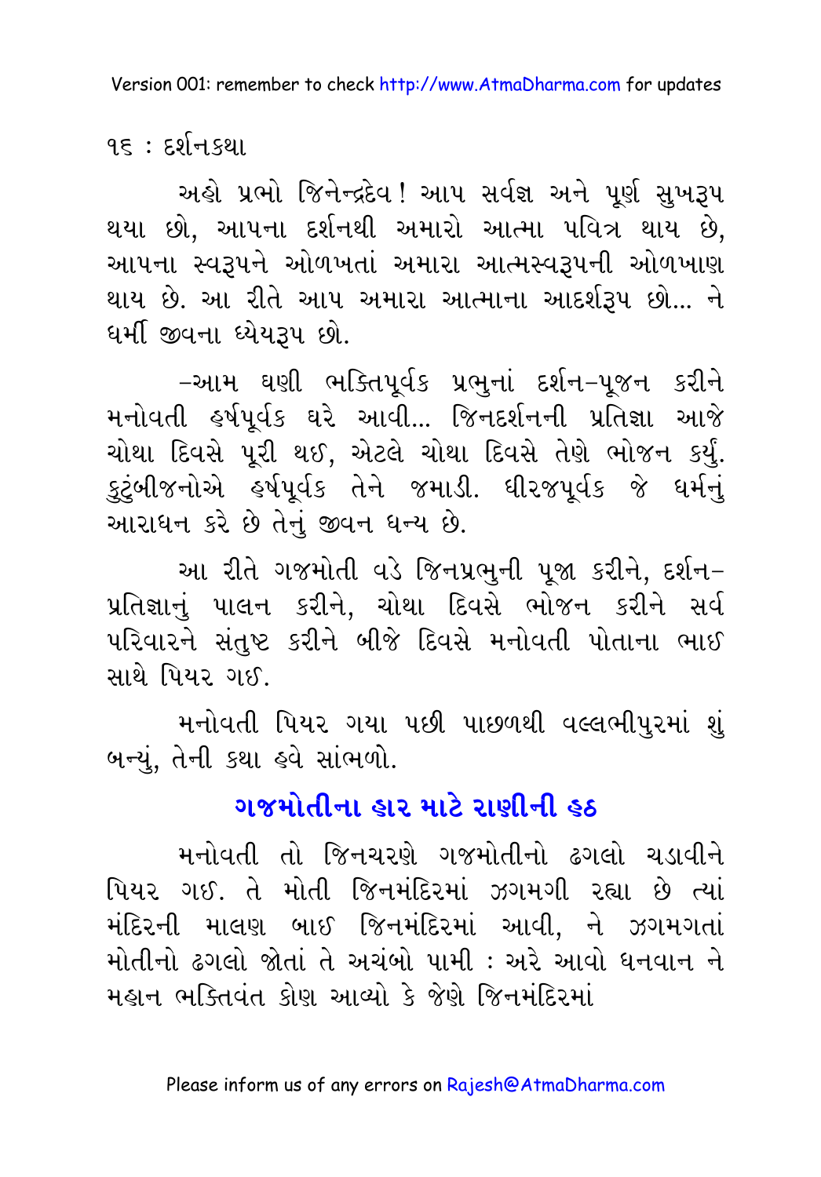અહો પ્રભો જિનેન્દ્રદેવ! આપ સર્વજ્ઞ અને પૂર્ણ સુખરૂપ થયા છો, આપના દર્શનથી અમારો આત્મા પવિત્ર થાય છે, આપના સ્વરૂપને ઓળખતાં અમારા આત્મસ્વરૂપની ઓળખાણ થાય છે. આ રીતે આપ અમારા આત્માના આદર્શરૂપ છો... ને ધર્મી જીવના ધ્યેયરૂપ છો.

–આમ ઘણી ભક્તિપૂર્વક પ્રભુનાં દર્શન–પૂજન કરીને મનોવતી હર્ષપૂર્વક ઘરે આવી... જિનદર્શનની પ્રતિજ્ઞા આજે ચોથા દિવસે પૂરી થઈ, એટલે ચોથા દિવસે તેણે ભોજન કર્યું. કુટુંબીજનોએ હર્ષપૂર્વક તેને જમાડી. ધીરજપૂર્વક જે ધર્મનું આરાધન કરે છે તેનું જીવન ધન્ય છે.

આ રીતે ગજમોતી વડે જિનપ્રભુની પૂજા કરીને, દર્શન–પ્રતિજ્ઞાનું પાલન કરીને, ચોથા દિવસે ભોજન કરીને સર્વ પરિવારને સંતુષ્ટ કરીને બીજે દિવસે મનોવતી પોતાના ભાઈ સાથે પિયર ગઈ.

મનોવતી પિયર ગયા પછી પાછળથી વલ્લભીપુરમાં શું બન્યું, તેની કથા હવે સાંભળો.

## ગજમોતીના હાર માટે રાણીની હઠ

મનોવતી તો જિનચરણે ગજમોતીનો ઢગલો ચડાવીને પિયર ગઈ. તે મોતી જિનમંદિરમાં ઝગમગી રહ્યા છે ત્યાં મંદિરની માલણ બાઈ જિનમંદિરમાં આવી, ને ઝગમગતાં મોતીનો ઢગલો જોતાં તે અચંબો પામી : અરે આવો ધનવાન ને મહાન ભક્તિવંત કોણ આવ્યો કે જેણે જિનમંદિરમાં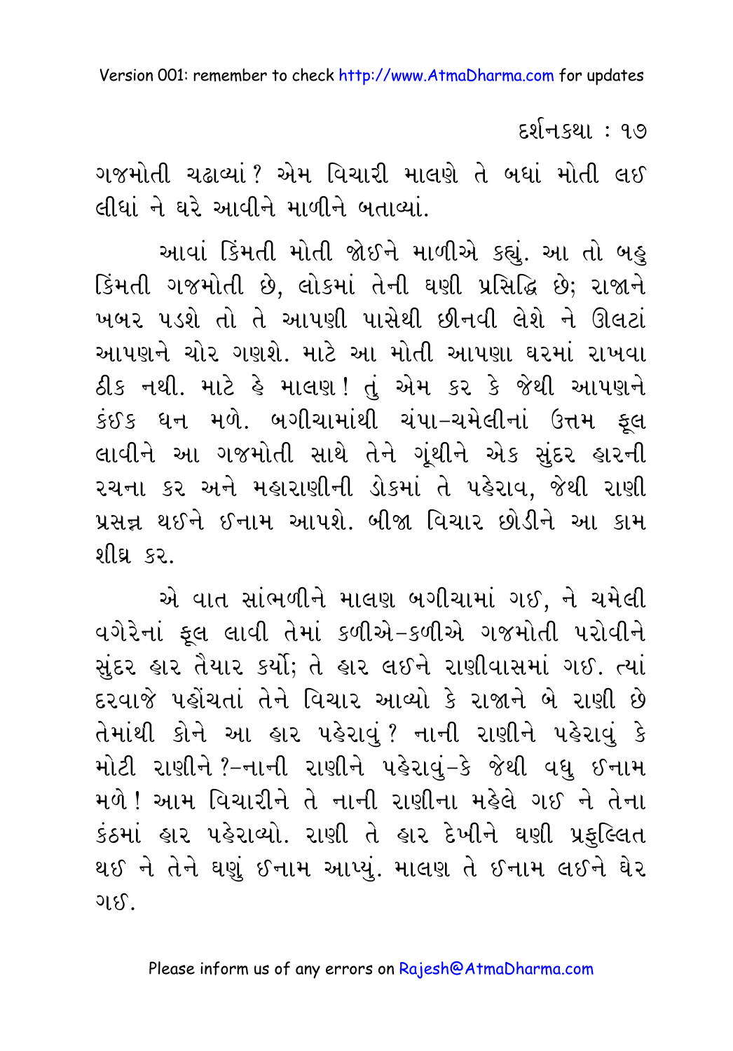ગજમોતી ચઢાવ્યાં? એમ વિચારી માલણે તે બધાં મોતી લઈ લીધાં ને ઘરે આવીને માળીને બતાવ્યાં.

આવાં કિંમતી મોતી જોઈને માળીએ કહ્યું. આ તો બહુ કિંમતી ગજમોતી છે, લોકમાં તેની ઘણી પ્રસિદ્ધિ છે; રાજાને ખબર પડશે તો તે આપણી પાસેથી છીનવી લેશે ને ઊલટાં આપણને ચોર ગણશે. માટે આ મોતી આપણા ઘરમાં રાખવા ઠીક નથી. માટે હે માલણ! તું એમ કર કે જેથી આપણને કંઈક ધન મળે. બગીચામાંથી ચંપા-ચમેલીનાં ઉત્તમ ફૂલ લાવીને આ ગજમોતી સાથે તેને ગૂંથીને એક સુંદર હારની રચના કર અને મહારાણીની ડોકમાં તે પહેરાવ, જેથી રાણી પ્રસન્ન થઈને ઈનામ આપશે. બીજા વિચાર છોડીને આ કામ શીઘ્ર કર.

એ વાત સાંભળીને માલણ બગીચામાં ગઈ, ને ચમેલી વગેરેનાં ફૂલ લાવી તેમાં કળીએ-કળીએ ગજમોતી પરોવીને સુંદર હાર તૈયાર કર્યો; તે હાર લઈને રાણીવાસમાં ગઈ. ત્યાં દરવાજે પહોંચતાં તેને વિચાર આવ્યો કે રાજાને બે રાણી છે તેમાંથી કોને આ હાર પહેરાવું? નાની રાણીને પહેરાવું કે મોટી રાણીને?-નાની રાણીને પહેરાવું-કે જેથી વધુ ઈનામ મળે! આમ વિચારીને તે નાની રાણીના મહેલે ગઈ ને તેના કંઠમાં હાર પહેરાવ્યો. રાણી તે હાર દેખીને ઘણી પ્રફુલ્લિત થઈ ને તેને ઘણું ઈનામ આપ્યું. માલણ તે ઈનામ લઈને ઘેર ગઈ.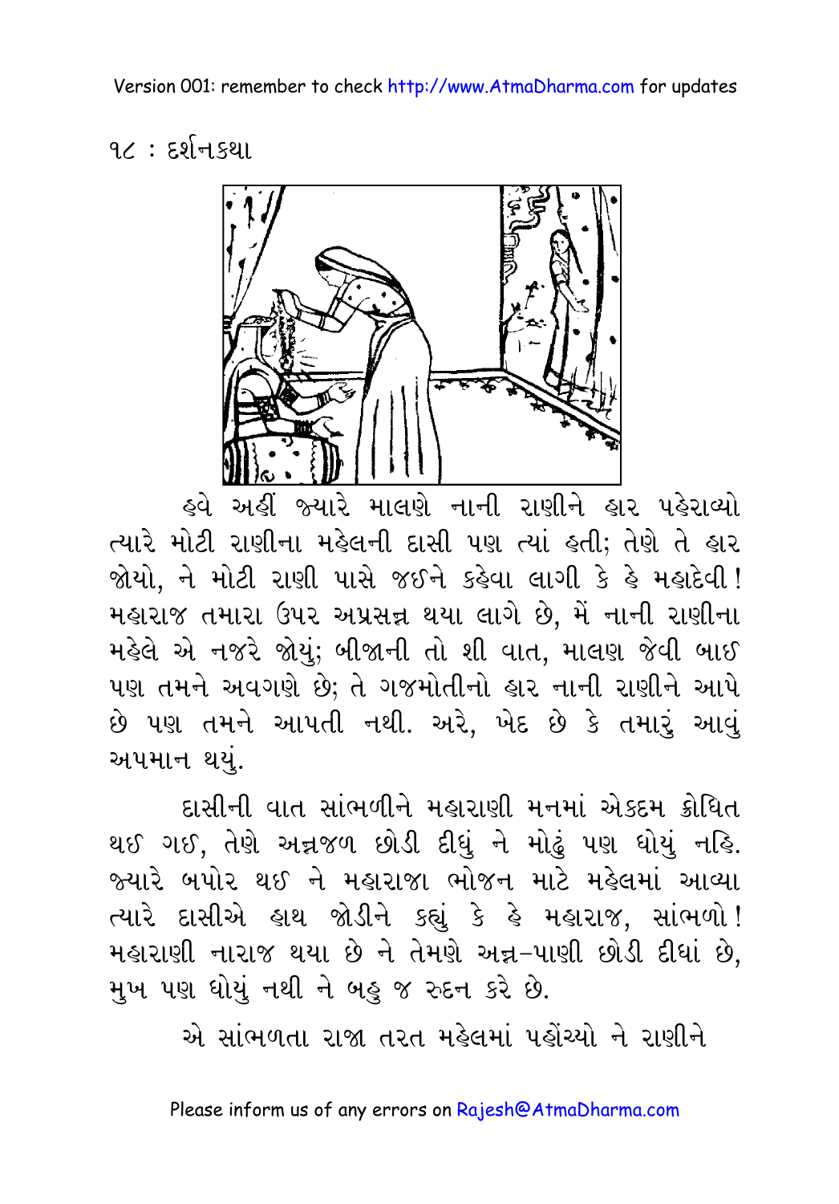હવે અહીં જ્યારે માલણે નાની રાણીને હાર પહેરાવ્યો ત્યારે મોટી રાણીના મહેલની દાસી પણ ત્યાં હતી; તેણે તે હાર જોયો, ને મોટી રાણી પાસે જઈને કહેવા લાગી કે હે મહાદેવી! મહારાજ તમારા ઉપર અપ્રસન્ન થયા લાગે છે, મેં નાની રાણીના મહેલે એ નજરે જોયું; બીજાની તો શી વાત, માલણ જેવી બાઈ પણ તમને અવગણે છે; તે ગજમોતીનો હાર નાની રાણીને આપે છે પણ તમને આપતી નથી. અરે, ખેદ છે કે તમારું આવું અપમાન થયું.

દાસીની વાત સાંભળીને મહારાણી મનમાં એકદમ ક્રોધિત થઈ ગઈ, તેણે અન્નજળ છોડી દીધું ને મોઢું પણ ધોયું નહિ. જ્યારે બપોર થઈ ને મહારાજા ભોજન માટે મહેલમાં આવ્યા ત્યારે દાસીએ હાથ જોડીને કહ્યું કે હે મહારાજ, સાંભળો! મહારાણી નારાજ થયા છે ને તેમણે અન્ન-પાણી છોડી દીધાં છે, મુખ પણ ધોયું નથી ને બહુ જ રુદન કરે છે.

એ સાંભળતા રાજા તરત મહેલમાં પહોંચ્યો ને રાણીને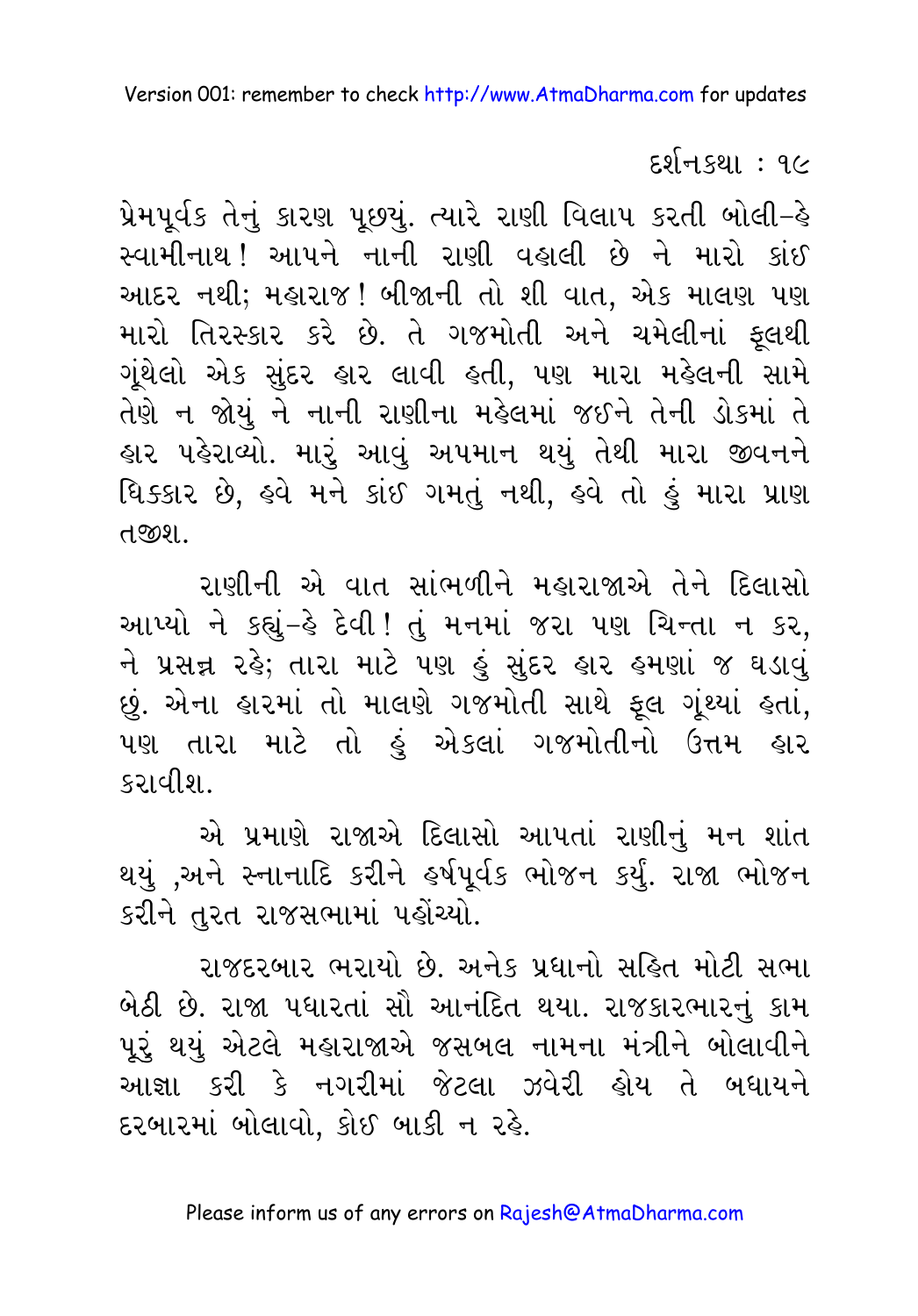પ્રેમપૂર્વક તેનું કારણ પૂછ્યું. ત્યારે રાણી વિલાપ કરતી બોલી–હે સ્વામીનાથ! આપને નાની રાણી વહાલી છે ને મારો કાંઈ આદર નથી; મહારાજ! બીજાની તો શી વાત, એક માલણ પણ મારો તિરસ્કાર કરે છે. તે ગજમોતી અને ચમેલીનાં ફૂલથી ગૂંથેલો એક સુંદર હાર લાવી હતી, પણ મારા મહેલની સામે તેણે ન જોયું ને નાની રાણીના મહેલમાં જઈને તેની ડોકમાં તે હાર પહેરાવ્યો. મારું આવું અપમાન થયું તેથી મારા જીવનને ધિક્કાર છે, હવે મને કાંઈ ગમતું નથી, હવે તો હું મારા પ્રાણ તજીશ.

રાણીની એ વાત સાંભળીને મહારાજાએ તેને દિલાસો આપ્યો ને કહ્યું–હે દેવી! તું મનમાં જરા પણ ચિન્તા ન કર, ને પ્રસન્ન રહે; તારા માટે પણ હું સુંદર હાર હમણાં જ ઘડાવું છું. એના હારમાં તો માલણે ગજમોતી સાથે ફૂલ ગૂંથ્યાં હતાં, પણ તારા માટે તો હું એકલાં ગજમોતીનો ઉત્તમ હાર કરાવીશ.

એ પ્રમાણે રાજાએ દિલાસો આપતાં રાણીનું મન શાંત થયું ,અને સ્નાનાદિ કરીને હર્ષપૂર્વક ભોજન કર્યું. રાજા ભોજન કરીને તુરત રાજસભામાં પહોંચ્યો.

રાજદરબાર ભરાયો છે. અનેક પ્રધાનો સહિત મોટી સભા બેઠી છે. રાજા પધારતાં સૌ આનંદિત થયા. રાજકારભારનું કામ પૂરું થયું એટલે મહારાજાએ જસબલ નામના મંત્રીને બોલાવીને આજ્ઞા કરી કે નગરીમાં જેટલા ઝવેરી હોય તે બધાયને દરબારમાં બોલાવો, કોઈ બાકી ન રહે.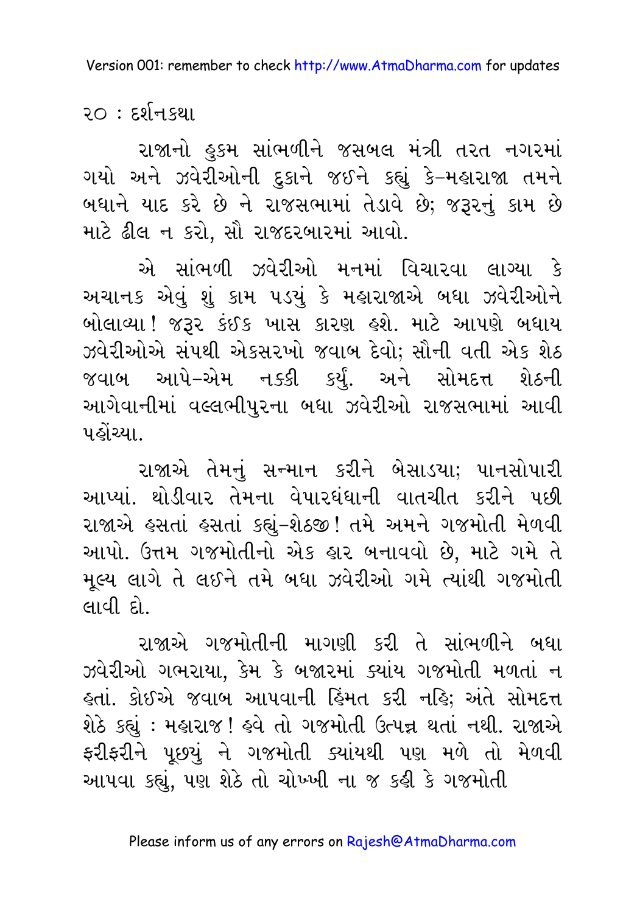રાજાનો હુકમ સાંભળીને જસબલ મંત્રી તરત નગરમાં ગયો અને ઝવેરીઓની દુકાને જઈને કહ્યું કે-મહારાજા તમને બધાને યાદ કરે છે ને રાજસભામાં તેડાવે છે; જરૂરનું કામ છે માટે ઢીલ ન કરો, સૌ રાજદરબારમાં આવો.

એ સાંભળી ઝવેરીઓ મનમાં વિચારવા લાગ્યા કે અચાનક એવું શું કામ પડયું કે મહારાજાએ બધા ઝવેરીઓને બોલાવ્યા! જરૂર કંઈક ખાસ કારણ હશે. માટે આપણે બધાય ઝવેરીઓએ સંપથી એકસરખો જવાબ દેવો; સૌની વતી એક શેઠ જવાબ આપે-એમ નક્કી કર્યું. અને સોમદત્ત શેઠની આગેવાનીમાં વલ્લભીપુરના બધા ઝવેરીઓ રાજસભામાં આવી પહોંચ્યા.

રાજાએ તેમનું સન્માન કરીને બેસાડયા; પાનસોપારી આપ્યાં. થોડીવાર તેમના વેપારધંધાની વાતચીત કરીને પછી રાજાએ હસતાં હસતાં કહ્યું-શેઠજી! તમે અમને ગજમોતી મેળવી આપો. ઉત્તમ ગજમોતીનો એક હાર બનાવવો છે, માટે ગમે તે મૂલ્ય લાગે તે લઈને તમે બધા ઝવેરીઓ ગમે ત્યાંથી ગજમોતી લાવી દો.

રાજાએ ગજમોતીની માગણી કરી તે સાંભળીને બધા ઝવેરીઓ ગભરાયા, કેમ કે બજારમાં ક્યાંય ગજમોતી મળતાં ન હતાં. કોઈએ જવાબ આપવાની હિંમત કરી નહિ; અંતે સોમદત્ત શેઠે કહ્યું : મહારાજ! હવે તો ગજમોતી ઉત્પન્ન થતાં નથી. રાજાએ ફરીફરીને પૂછયું ને ગજમોતી ક્યાંયથી પણ મળે તો મેળવી આપવા કહ્યું, પણ શેઠે તો ચોખ્ખી ના જ કહી કે ગજમોતી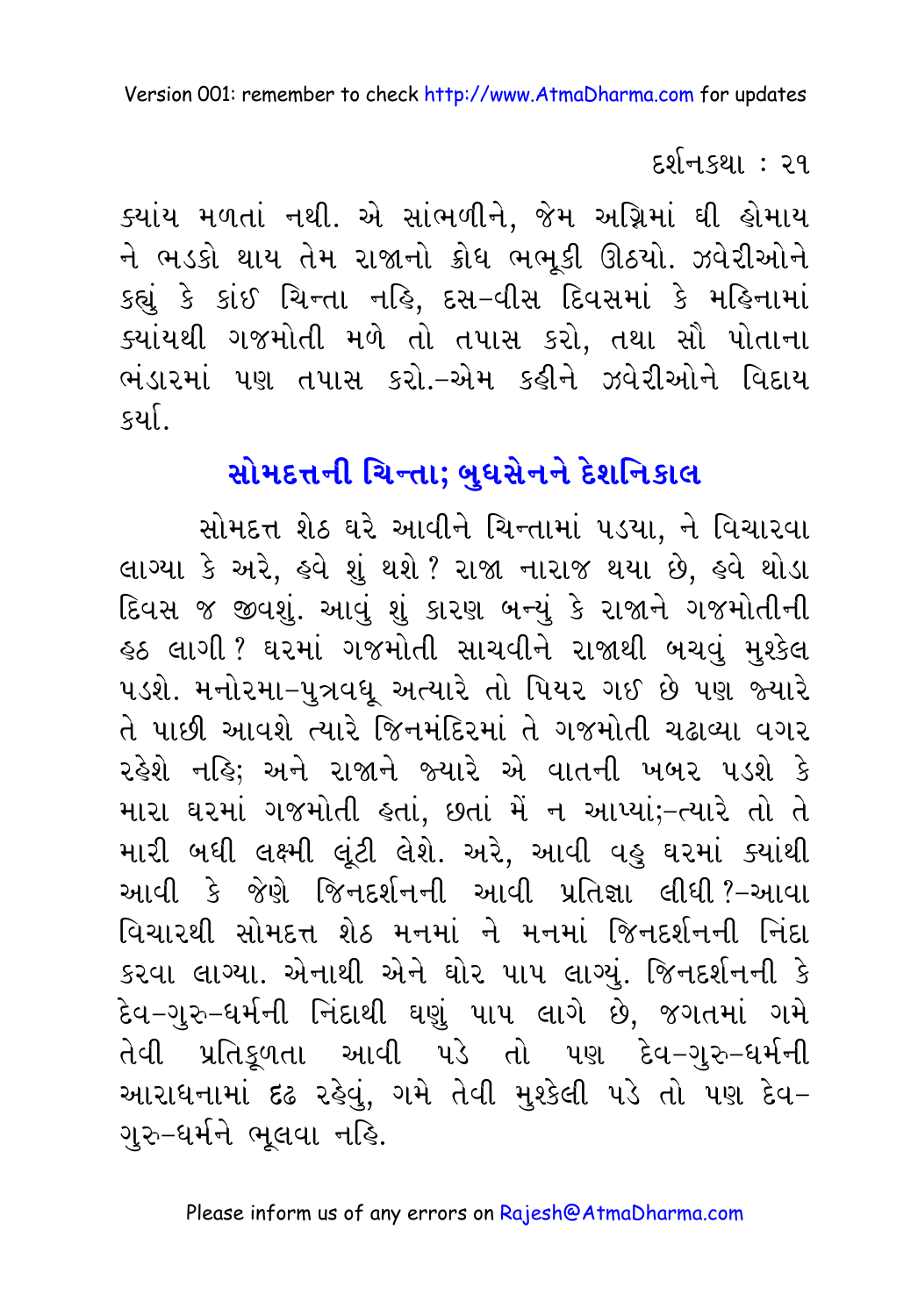ક્યાંય મળતાં નથી. એ સાંભળીને, જેમ અગ્નિમાં ઘી હોમાય ને ભડકો થાય તેમ રાજાનો ક્રોધ ભભૂકી ઊઠયો. ઝવેરીઓને કહ્યું કે કાંઈ ચિન્તા નહિ, દસ-વીસ દિવસમાં કે મહિનામાં ક્યાંયથી ગજમોતી મળે તો તપાસ કરો, તથા સૌ પોતાના ભંડારમાં પણ તપાસ કરો.-એમ કહીને ઝવેરીઓને વિદાય કર્યા.

## સોમદત્તની ચિન્તા; બુધસેનને દેશનિકાલ

સોમદત્ત શેઠ ઘરે આવીને ચિન્તામાં પડયા, ને વિચારવા લાગ્યા કે અરે, હવે શું થશે? રાજા નારાજ થયા છે, હવે થોડા દિવસ જ જીવશું. આવું શું કારણ બન્યું કે રાજાને ગજમોતીની હઠ લાગી? ઘરમાં ગજમોતી સાચવીને રાજાથી બચવું મુશ્કેલ પડશે. મનોરમા-પુત્રવધૂ અત્યારે તો પિયર ગઈ છે પણ જ્યારે તે પાછી આવશે ત્યારે જિનમંદિરમાં તે ગજમોતી ચઢાવ્યા વગર રહેશે નહિ; અને રાજાને જ્યારે એ વાતની ખબર પડશે કે મારા ઘરમાં ગજમોતી હતાં, છતાં મેં ન આપ્યાં;-ત્યારે તો તે મારી બધી લક્ષ્મી લૂંટી લેશે. અરે, આવી વહુ ઘરમાં ક્યાંથી આવી કે જેણે જિનદર્શનની આવી પ્રતિજ્ઞા લીધી?-આવા વિચારથી સોમદત્ત શેઠ મનમાં ને મનમાં જિનદર્શનની નિંદા કરવા લાગ્યા. એનાથી એને ઘોર પાપ લાગ્યું. જિનદર્શનની કે દેવ-ગુરુ-ધર્મની નિંદાથી ઘણું પાપ લાગે છે, જગતમાં ગમે તેવી પ્રતિકૂળતા આવી પડે તો પણ દેવ-ગુરુ-ધર્મની આરાધનામાં દૃઢ રહેવું, ગમે તેવી મુશ્કેલી પડે તો પણ દેવ-ગુરુ-ધર્મને ભૂલવા નહિ.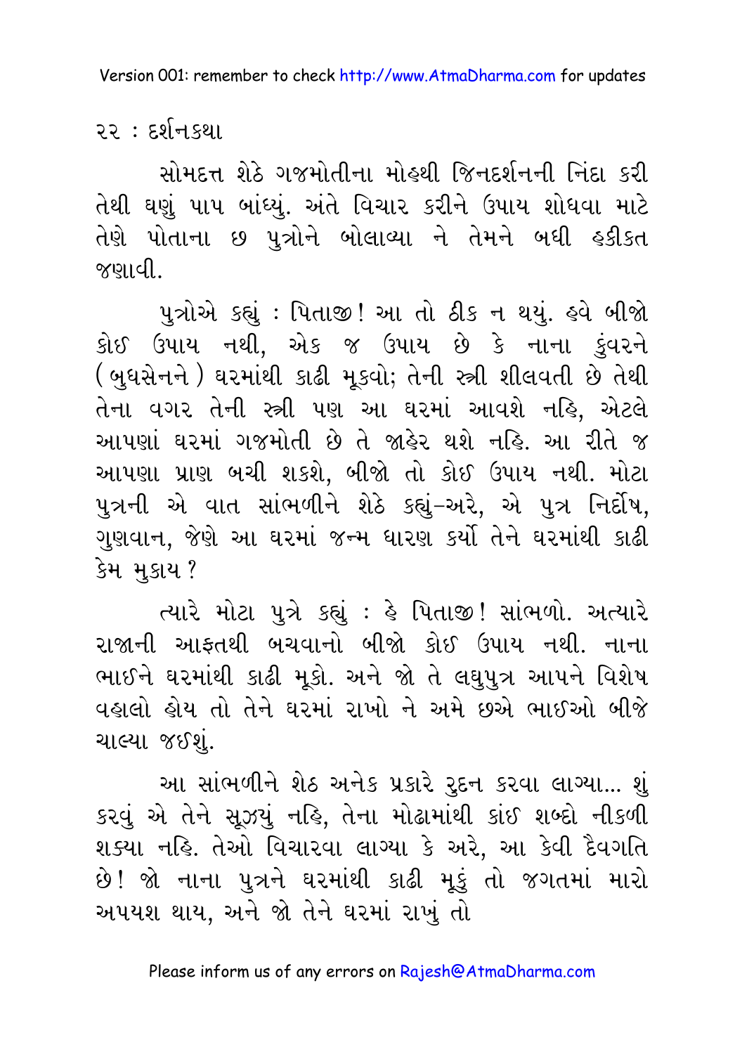સોમદત્ત શેઠે ગજમોતીના મોહથી જિનદર્શનની નિંદા કરી તેથી ઘણું પાપ બાંધ્યું. અંતે વિચાર કરીને ઉપાય શોધવા માટે તેણે પોતાના છ પુત્રોને બોલાવ્યા ને તેમને બધી હકીકત જણાવી.

પુત્રોએ કહ્યું : પિતાજી! આ તો ઠીક ન થયું. હવે બીજો કોઈ ઉપાય નથી, એક જ ઉપાય છે કે નાના કુંવરને (બુધસેનને) ઘરમાંથી કાઢી મૂકવો; તેની સ્ત્રી શીલવતી છે તેથી તેના વગર તેની સ્ત્રી પણ આ ઘરમાં આવશે નહિ, એટલે આપણાં ઘરમાં ગજમોતી છે તે જાહેર થશે નહિ. આ રીતે જ આપણા પ્રાણ બચી શકશે, બીજો તો કોઈ ઉપાય નથી. મોટા પુત્રની એ વાત સાંભળીને શેઠે કહ્યું–અરે, એ પુત્ર નિર્દોષ, ગુણવાન, જેણે આ ઘરમાં જન્મ ધારણ કર્યો તેને ઘરમાંથી કાઢી કેમ મુકાય?

ત્યારે મોટા પુત્રે કહ્યું : હે પિતાજી! સાંભળો. અત્યારે રાજાની આફતથી બચવાનો બીજો કોઈ ઉપાય નથી. નાના ભાઈને ઘરમાંથી કાઢી મૂકો. અને જો તે લઘુપુત્ર આપને વિશેષ વહાલો હોય તો તેને ઘરમાં રાખો ને અમે છએ ભાઈઓ બીજે ચાલ્યા જઈશું.

આ સાંભળીને શેઠ અનેક પ્રકારે રુદન કરવા લાગ્યા... શું કરવું એ તેને સૂઝયું નહિ, તેના મોઢામાંથી કાંઈ શબ્દો નીકળી શક્યા નહિ. તેઓ વિચારવા લાગ્યા કે અરે, આ કેવી દૈવગતિ છે! જો નાના પુત્રને ઘરમાંથી કાઢી મૂકું તો જગતમાં મારો અપયશ થાય, અને જો તેને ઘરમાં રાખું તો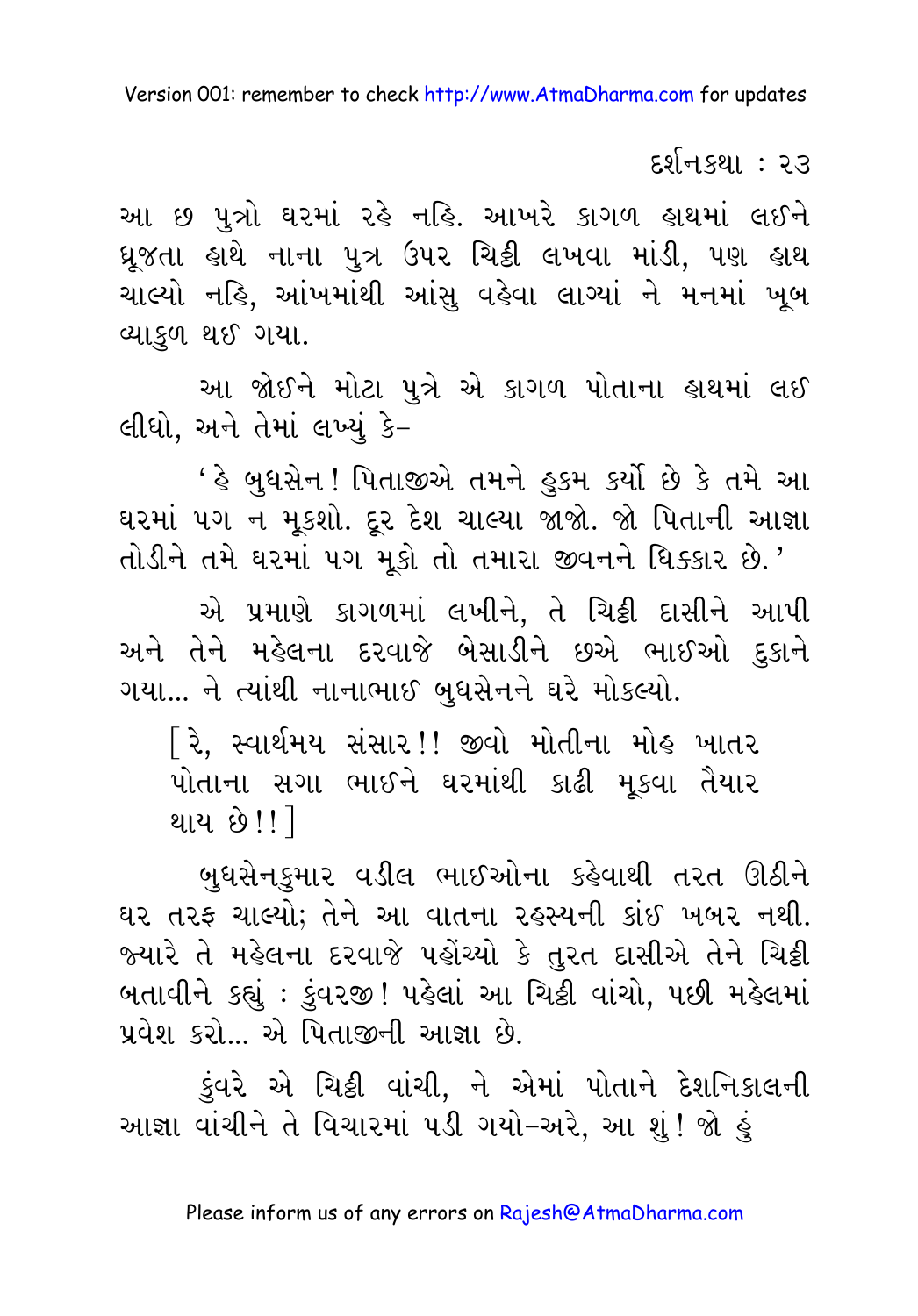આ છ પુત્રો ઘરમાં રહે નહિ. આખરે કાગળ હાથમાં લઈને ધ્રૂજતા હાથે નાના પુત્ર ઉપર ચિઠ્ઠી લખવા માંડી, પણ હાથ ચાલ્યો નહિ, આંખમાંથી આંસુ વહેવા લાગ્યાં ને મનમાં ખૂબ વ્યાકુળ થઈ ગયા.

આ જોઈને મોટા પુત્રે એ કાગળ પોતાના હાથમાં લઈ લીધો, અને તેમાં લખ્યું કે–

'હે બુધસેન! પિતાજીએ તમને હુકમ કર્યો છે કે તમે આ ઘરમાં પગ ન મૂકશો. દૂર દેશ ચાલ્યા જાજો. જો પિતાની આજ્ઞા તોડીને તમે ઘરમાં પગ મૂકો તો તમારા જીવનને ધિક્કાર છે.'

એ પ્રમાણે કાગળમાં લખીને, તે ચિઠ્ઠી દાસીને આપી અને તેને મહેલના દરવાજે બેસાડીને છએ ભાઈઓ દુકાને ગયા... ને ત્યાંથી નાનાભાઈ બુધસેનને ઘરે મોકલ્યો.

[રે, સ્વાર્થમય સંસાર!! જીવો મોતીના મોહ ખાતર પોતાના સગા ભાઈને ઘરમાંથી કાઢી મૂકવા તૈયાર થાય છે!!]

બુધસેનકુમાર વડીલ ભાઈઓના કહેવાથી તરત ઊઠીને ઘર તરફ ચાલ્યો; તેને આ વાતના રહસ્યની કાંઈ ખબર નથી. જ્યારે તે મહેલના દરવાજે પહોંચ્યો કે તુરત દાસીએ તેને ચિઠ્ઠી બતાવીને કહ્યું : કુંવરજી! પહેલાં આ ચિઠ્ઠી વાંચો, પછી મહેલમાં પ્રવેશ કરો... એ પિતાજીની આજ્ઞા છે.

કુંવરે એ ચિઠ્ઠી વાંચી, ને એમાં પોતાને દેશનિકાલની આજ્ઞા વાંચીને તે વિચારમાં પડી ગયો–અરે, આ શું! જો હું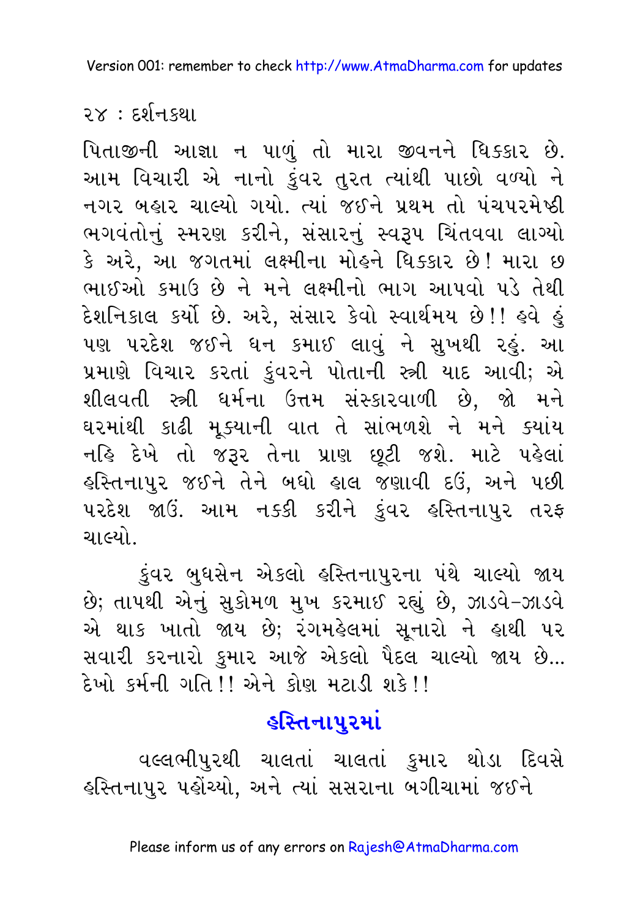પિતાજીની આજ્ઞા ન પાળું તો મારા જીવનને ધિક્કાર છે. આમ વિચારી એ નાનો કુંવર તુરત ત્યાંથી પાછો વળ્યો ને નગર બહાર ચાલ્યો ગયો. ત્યાં જઈને પ્રથમ તો પંચપરમેષ્ઠી ભગવંતોનું સ્મરણ કરીને, સંસારનું સ્વરૂપ ચિંતવવા લાગ્યો કે અરે, આ જગતમાં લક્ષ્મીના મોહને ધિક્કાર છે! મારા છ ભાઈઓ કમાઉ છે ને મને લક્ષ્મીનો ભાગ આપવો પડે તેથી દેશનિકાલ કર્યો છે. અરે, સંસાર કેવો સ્વાર્થમય છે!! હવે હું પણ પરદેશ જઈને ધન કમાઈ લાવું ને સુખથી રહું. આ પ્રમાણે વિચાર કરતાં કુંવરને પોતાની સ્ત્રી યાદ આવી; એ શીલવતી સ્ત્રી ધર્મના ઉત્તમ સંસ્કારવાળી છે, જો મને ઘરમાંથી કાઢી મૂક્યાની વાત તે સાંભળશે ને મને ક્યાંય નહિ દેખે તો જરૂર તેના પ્રાણ છૂટી જશે. માટે પહેલાં હસ્તિનાપુર જઈને તેને બધો હાલ જણાવી દઉં, અને પછી પરદેશ જાઉં. આમ નક્કી કરીને કુંવર હસ્તિનાપુર તરફ ચાલ્યો.

કુંવર બુધસેન એકલો હસ્તિનાપુરના પંથે ચાલ્યો જાય છે; તાપથી એનું સુકોમળ મુખ કરમાઈ રહ્યું છે, ઝાડવે-ઝાડવે એ થાક ખાતો જાય છે; રંગમહેલમાં સૂનારો ને હાથી પર સવારી કરનારો કુમાર આજે એકલો પૈદલ ચાલ્યો જાય છે... દેખો કર્મની ગતિ!! એને કોણ મટાડી શકે!!

## હસ્તિનાપુરમાં

વલ્લભીપુરથી ચાલતાં ચાલતાં કુમાર થોડા દિવસે હસ્તિનાપુર પહોંચ્યો, અને ત્યાં સસરાના બગીચામાં જઈને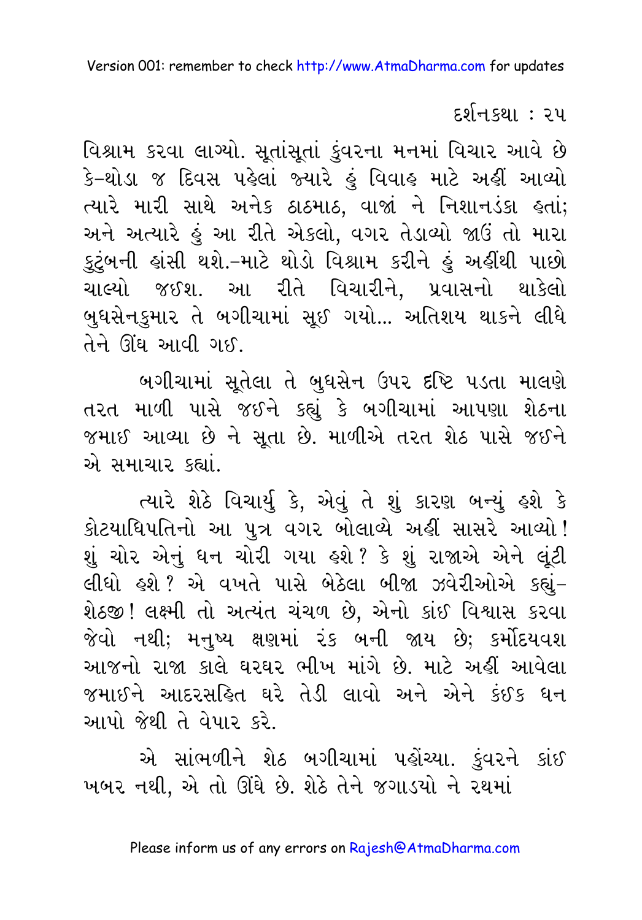વિશ્રામ કરવા લાગ્યો. સૂતાંસૂતાં કુંવરના મનમાં વિચાર આવે છે કે-થોડા જ દિવસ પહેલાં જ્યારે હું વિવાહ માટે અહીં આવ્યો ત્યારે મારી સાથે અનેક ઠાઠમાઠ, વાજાં ને નિશાનડંકા હતાં; અને અત્યારે હું આ રીતે એકલો, વગર તેડાવ્યો જાઉં તો મારા કુટુંબની હાંસી થશે.-માટે થોડો વિશ્રામ કરીને હું અહીંથી પાછો ચાલ્યો જઈશ. આ રીતે વિચારીને, પ્રવાસનો થાકેલો બુધસેનકુમાર તે બગીચામાં સૂઈ ગયો... અતિશય થાકને લીધે તેને ઊંઘ આવી ગઈ.

બગીચામાં સૂતેલા તે બુધસેન ઉપર દૃષ્ટિ પડતા માલણે તરત માળી પાસે જઈને કહ્યું કે બગીચામાં આપણા શેઠના જમાઈ આવ્યા છે ને સૂતા છે. માળીએ તરત શેઠ પાસે જઈને એ સમાચાર કહ્યાં.

ત્યારે શેઠે વિચાર્યું કે, એવું તે શું કારણ બન્યું હશે કે કોટયાધિપતિનો આ પુત્ર વગર બોલાવ્યે અહીં સાસરે આવ્યો! શું ચોર એનું ધન ચોરી ગયા હશે? કે શું રાજાએ એને લૂંટી લીધો હશે? એ વખતે પાસે બેઠેલા બીજા ઝવેરીઓએ કહ્યું– શેઠજી! લક્ષ્મી તો અત્યંત ચંચળ છે, એનો કાંઈ વિશ્વાસ કરવા જેવો નથી; મનુષ્ય ક્ષણમાં રંક બની જાય છે; કર્મોદયવશ આજનો રાજા કાલે ઘરઘર ભીખ માંગે છે. માટે અહીં આવેલા જમાઈને આદરસહિત ઘરે તેડી લાવો અને એને કંઈક ધન આપો જેથી તે વેપાર કરે.

એ સાંભળીને શેઠ બગીચામાં પહોંચ્યા. કુંવરને કાંઈ ખબર નથી, એ તો ઊંઘે છે. શેઠે તેને જગાડયો ને રથમાં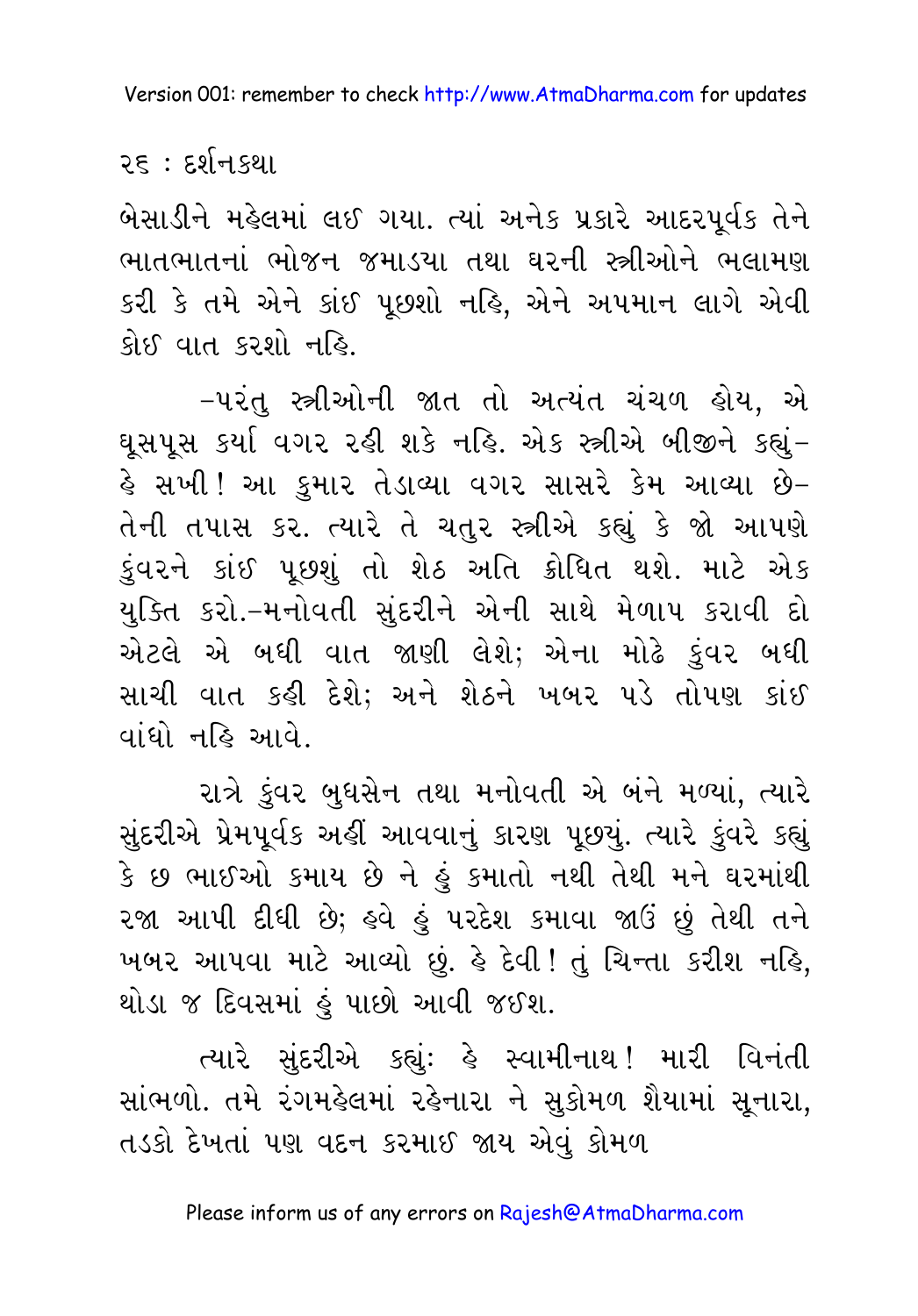બેસાડીને મહેલમાં લઈ ગયા. ત્યાં અનેક પ્રકારે આદરપૂર્વક તેને ભાતભાતનાં ભોજન જમાડયા તથા ઘરની સ્ત્રીઓને ભલામણ કરી કે તમે એને કાંઈ પૂછશો નહિ, એને અપમાન લાગે એવી કોઈ વાત કરશો નહિ.

–પરંતુ સ્ત્રીઓની જાત તો અત્યંત ચંચળ હોય, એ ઘૂસપૂસ કર્યા વગર રહી શકે નહિ. એક સ્ત્રીએ બીજીને કહ્યું– હે સખી! આ કુમાર તેડાવ્યા વગર સાસરે કેમ આવ્યા છે– તેની તપાસ કર. ત્યારે તે ચતુર સ્ત્રીએ કહ્યું કે જો આપણે કુંવરને કાંઈ પૂછશું તો શેઠ અતિ ક્રોધિત થશે. માટે એક યુક્તિ કરો.–મનોવતી સુંદરીને એની સાથે મેળાપ કરાવી દો એટલે એ બધી વાત જાણી લેશે; એના મોઢે કુંવર બધી સાચી વાત કહી દેશે; અને શેઠને ખબર પડે તોપણ કાંઈ વાંધો નહિ આવે.

રાત્રે કુંવર બુધસેન તથા મનોવતી એ બંને મળ્યાં, ત્યારે સુંદરીએ પ્રેમપૂર્વક અહીં આવવાનું કારણ પૂછયું. ત્યારે કુંવરે કહ્યું કે છ ભાઈઓ કમાય છે ને હું કમાતો નથી તેથી મને ઘરમાંથી રજા આપી દીધી છે; હવે હું પરદેશ કમાવા જાઉં છું તેથી તને ખબર આપવા માટે આવ્યો છું. હે દેવી! તું ચિન્તા કરીશ નહિ, થોડા જ દિવસમાં હું પાછો આવી જઈશ.

ત્યારે સુંદરીએ કહ્યું: હે સ્વામીનાથ! મારી વિનંતી સાંભળો. તમે રંગમહેલમાં રહેનારા ને સુકોમળ શૈયામાં સૂનારા, તડકો દેખતાં પણ વદન કરમાઈ જાય એવું કોમળ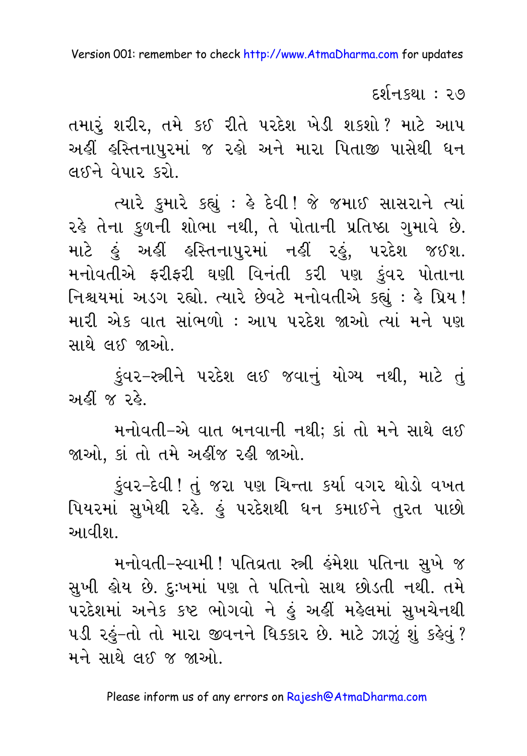તમારું શરીર, તમે કઈ રીતે પરદેશ ખેડી શકશો ? માટે આપ અહીં હસ્તિનાપુરમાં જ રહો અને મારા પિતાજી પાસેથી ધન લઈને વેપાર કરો.

ત્યારે કુમારે કહ્યું : હે દેવી ! જે જમાઈ સાસરાને ત્યાં રહે તેના કુળની શોભા નથી, તે પોતાની પ્રતિષ્ઠા ગુમાવે છે. માટે હું અહીં હસ્તિનાપુરમાં નહીં રહું, પરદેશ જઈશ. મનોવતીએ ફરીફરી ઘણી વિનંતી કરી પણ કુંવર પોતાના નિશ્ચયમાં અડગ રહ્યો. ત્યારે છેવટે મનોવતીએ કહ્યું : હે પ્રિય ! મારી એક વાત સાંભળો : આપ પરદેશ જાઓ ત્યાં મને પણ સાથે લઈ જાઓ.

કુંવર–સ્ત્રીને પરદેશ લઈ જવાનું યોગ્ય નથી, માટે તું અહીં જ રહે.

મનોવતી–એ વાત બનવાની નથી; કાં તો મને સાથે લઈ જાઓ, કાં તો તમે અહીંજ રહી જાઓ.

કુંવર–દેવી ! તું જરા પણ ચિન્તા કર્યા વગર થોડો વખત પિયરમાં સુખેથી રહે. હું પરદેશથી ધન કમાઈને તુરત પાછો આવીશ.

મનોવતી–સ્વામી ! પતિવ્રતા સ્ત્રી હંમેશા પતિના સુખે જ સુખી હોય છે. દુ:ખમાં પણ તે પતિનો સાથ છોડતી નથી. તમે પરદેશમાં અનેક કષ્ટ ભોગવો ને હું અહીં મહેલમાં સુખચેનથી પડી રહું–તો તો મારા જીવનને ધિક્કાર છે. માટે ઝાઝું શું કહેવું ? મને સાથે લઈ જ જાઓ.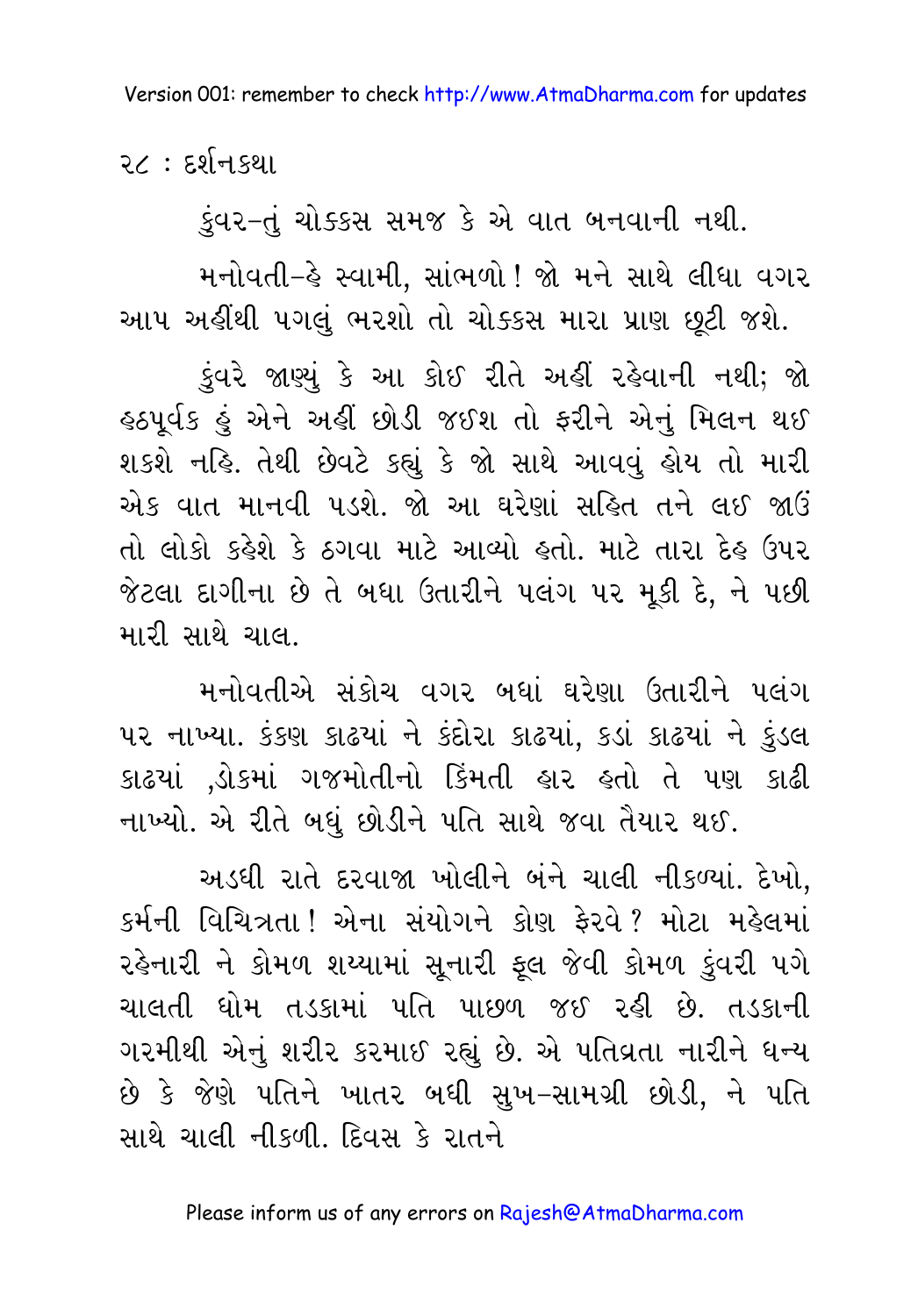કુંવર–તું ચોક્કસ સમજ કે એ વાત બનવાની નથી.

મનોવતી–હે સ્વામી, સાંભળો! જો મને સાથે લીધા વગર આપ અહીંથી પગલું ભરશો તો ચોક્કસ મારા પ્રાણ છૂટી જશે.

કુંવરે જાણ્યું કે આ કોઈ રીતે અહીં રહેવાની નથી; જો હઠપૂર્વક હું એને અહીં છોડી જઈશ તો ફરીને એનું મિલન થઈ શકશે નહિ. તેથી છેવટે કહ્યું કે જો સાથે આવવું હોય તો મારી એક વાત માનવી પડશે. જો આ ઘરેણાં સહિત તને લઈ જાઉં તો લોકો કહેશે કે ઠગવા માટે આવ્યો હતો. માટે તારા દેહ ઉપર જેટલા દાગીના છે તે બધા ઉતારીને પલંગ પર મૂકી દે, ને પછી મારી સાથે ચાલ.

મનોવતીએ સંકોચ વગર બધાં ઘરેણા ઉતારીને પલંગ પર નાખ્યા. કંકણ કાઢયાં ને કંદોરા કાઢયાં, કડાં કાઢયાં ને કુંડલ કાઢયાં ,ડોકમાં ગજમોતીનો કિંમતી હાર હતો તે પણ કાઢી નાખ્યો. એ રીતે બધું છોડીને પતિ સાથે જવા તૈયાર થઈ.

અડધી રાતે દરવાજા ખોલીને બંને ચાલી નીકળ્યાં. દેખો, કર્મની વિચિત્રતા! એના સંયોગને કોણ ફેરવે? મોટા મહેલમાં રહેનારી ને કોમળ શય્યામાં સૂનારી ફૂલ જેવી કોમળ કુંવરી પગે ચાલતી ધોમ તડકામાં પતિ પાછળ જઈ રહી છે. તડકાની ગરમીથી એનું શરીર કરમાઈ રહ્યું છે. એ પતિવ્રતા નારીને ધન્ય છે કે જેણે પતિને ખાતર બધી સુખ-સામગ્રી છોડી, ને પતિ સાથે ચાલી નીકળી. દિવસ કે રાતને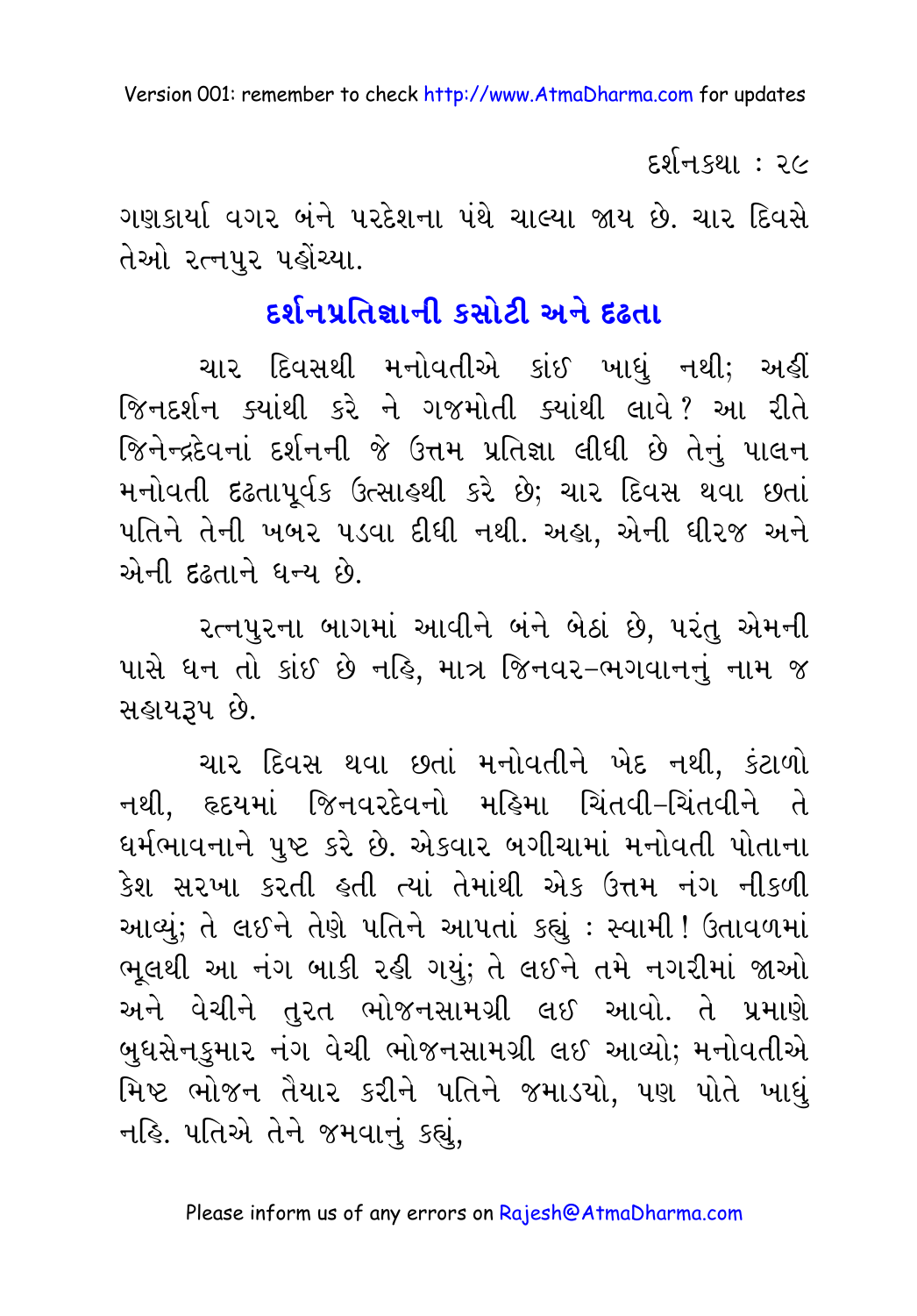ગણકાર્યા વગર બંને પરદેશના પંથે ચાલ્યા જાય છે. ચાર દિવસે તેઓ રત્નપુર પહોંચ્યા.

## દર્શનપ્રતિજ્ઞાની કસોટી અને દૃઢતા

ચાર દિવસથી મનોવતીએ કાંઈ ખાધું નથી; અહીં જિનદર્શન ક્યાંથી કરે ને ગજમોતી ક્યાંથી લાવે? આ રીતે જિનેન્દ્રદેવનાં દર્શનની જે ઉત્તમ પ્રતિજ્ઞા લીધી છે તેનું પાલન મનોવતી દૃઢતાપૂર્વક ઉત્સાહથી કરે છે; ચાર દિવસ થવા છતાં પતિને તેની ખબર પડવા દીધી નથી. અહા, એની ધીરજ અને એની દૃઢતાને ધન્ય છે.

રત્નપુરના બાગમાં આવીને બંને બેઠાં છે, પરંતુ એમની પાસે ધન તો કાંઈ છે નહિ, માત્ર જિનવર-ભગવાનનું નામ જ સહાયરૂપ છે.

ચાર દિવસ થવા છતાં મનોવતીને ખેદ નથી, કંટાળો નથી, હૃદયમાં જિનવરદેવનો મહિમા ચિંતવી-ચિંતવીને તે ધર્મભાવનાને પુષ્ટ કરે છે. એકવાર બગીચામાં મનોવતી પોતાના કેશ સરખા કરતી હતી ત્યાં તેમાંથી એક ઉત્તમ નંગ નીકળી આવ્યું; તે લઈને તેણે પતિને આપતાં કહ્યું : સ્વામી! ઉતાવળમાં ભૂલથી આ નંગ બાકી રહી ગયું; તે લઈને તમે નગરીમાં જાઓ અને વેચીને તુરત ભોજનસામગ્રી લઈ આવો. તે પ્રમાણે બુધસેનકુમાર નંગ વેચી ભોજનસામગ્રી લઈ આવ્યો; મનોવતીએ મિષ્ટ ભોજન તૈયાર કરીને પતિને જમાડયો, પણ પોતે ખાધું નહિ. પતિએ તેને જમવાનું કહ્યું,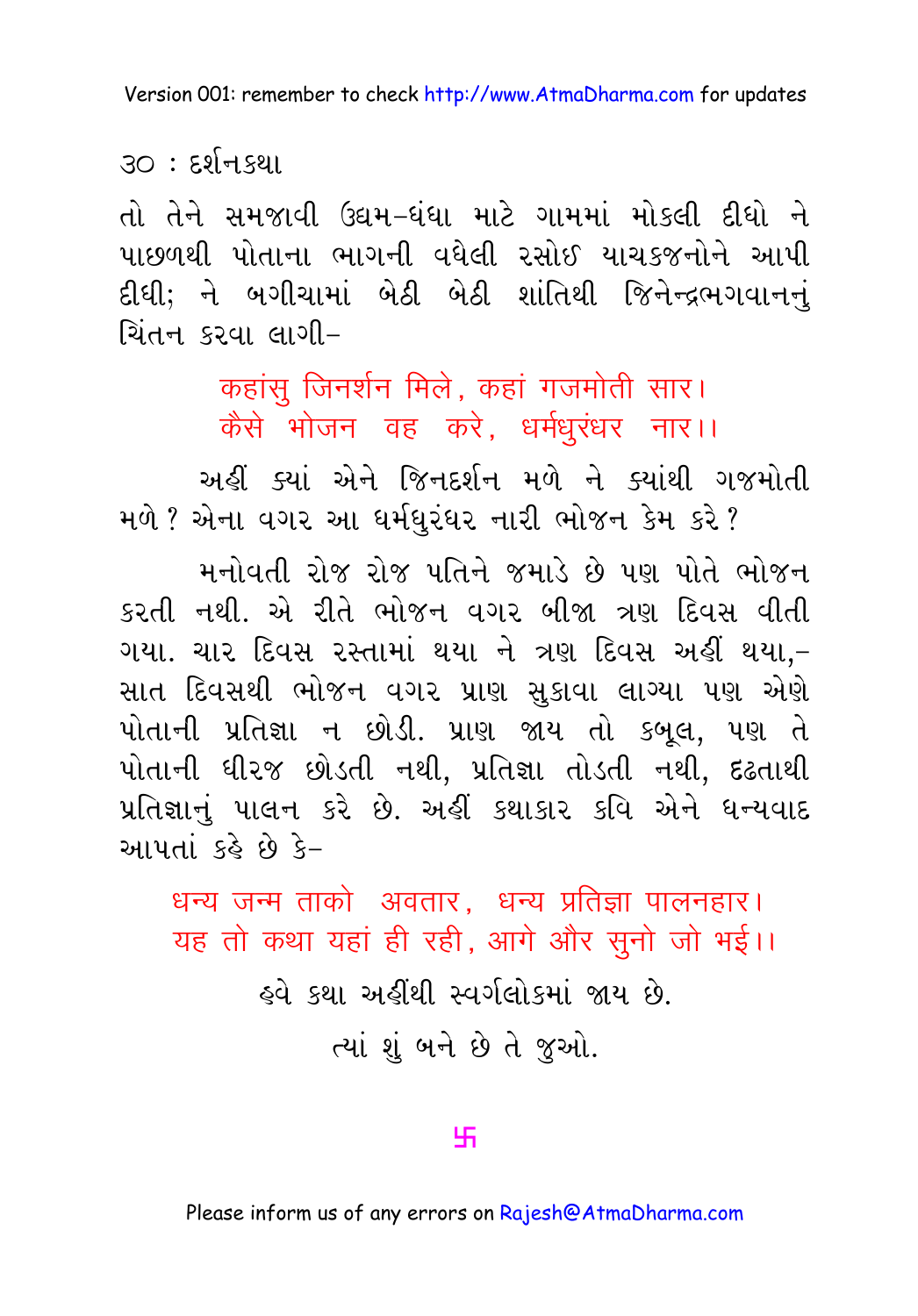તો તેને સમજાવી ઉદ્યમ-ધંધા માટે ગામમાં મોકલી દીધો ને પાછળથી પોતાના ભાગની વધેલી રસોઈ યાચકજનોને આપી દીધી; ને બગીચામાં બેઠી બેઠી શાંતિથી જિનેન્દ્રભગવાનનું ચિંતન કરવા લાગી–

> कहांसु जिनर्शन मिले, कहां गजमोती सार।
> कैसे भोजन वह करे, धर्मधुरंधर नार।।

અહીં ક્યાં એને જિનદર્શન મળે ને ક્યાંથી ગજમોતી મળે? એના વગર આ ધર્મધુરંધર નારી ભોજન કેમ કરે?

મનોવતી રોજ રોજ પતિને જમાડે છે પણ પોતે ભોજન કરતી નથી. એ રીતે ભોજન વગર બીજા ત્રણ દિવસ વીતી ગયા. ચાર દિવસ રસ્તામાં થયા ને ત્રણ દિવસ અહીં થયા,– સાત દિવસથી ભોજન વગર પ્રાણ સુકાવા લાગ્યા પણ એણે પોતાની પ્રતિજ્ઞા ન છોડી. પ્રાણ જાય તો કબૂલ, પણ તે પોતાની ધીરજ છોડતી નથી, પ્રતિજ્ઞા તોડતી નથી, દ્રઢતાથી પ્રતિજ્ઞાનું પાલન કરે છે. અહીં કથાકાર કવિ એને ધન્યવાદ આપતાં કહે છે કે–

> धन्य जन्म ताको अवतार, धन्य प्रतिज्ञा पालनहार।
> यह तो कथा यहां ही रही, आगे और सुनो जो भई।।

હવે કથા અહીંથી સ્વર્ગલોકમાં જાય છે.

ત્યાં શું બને છે તે જુઓ.

卐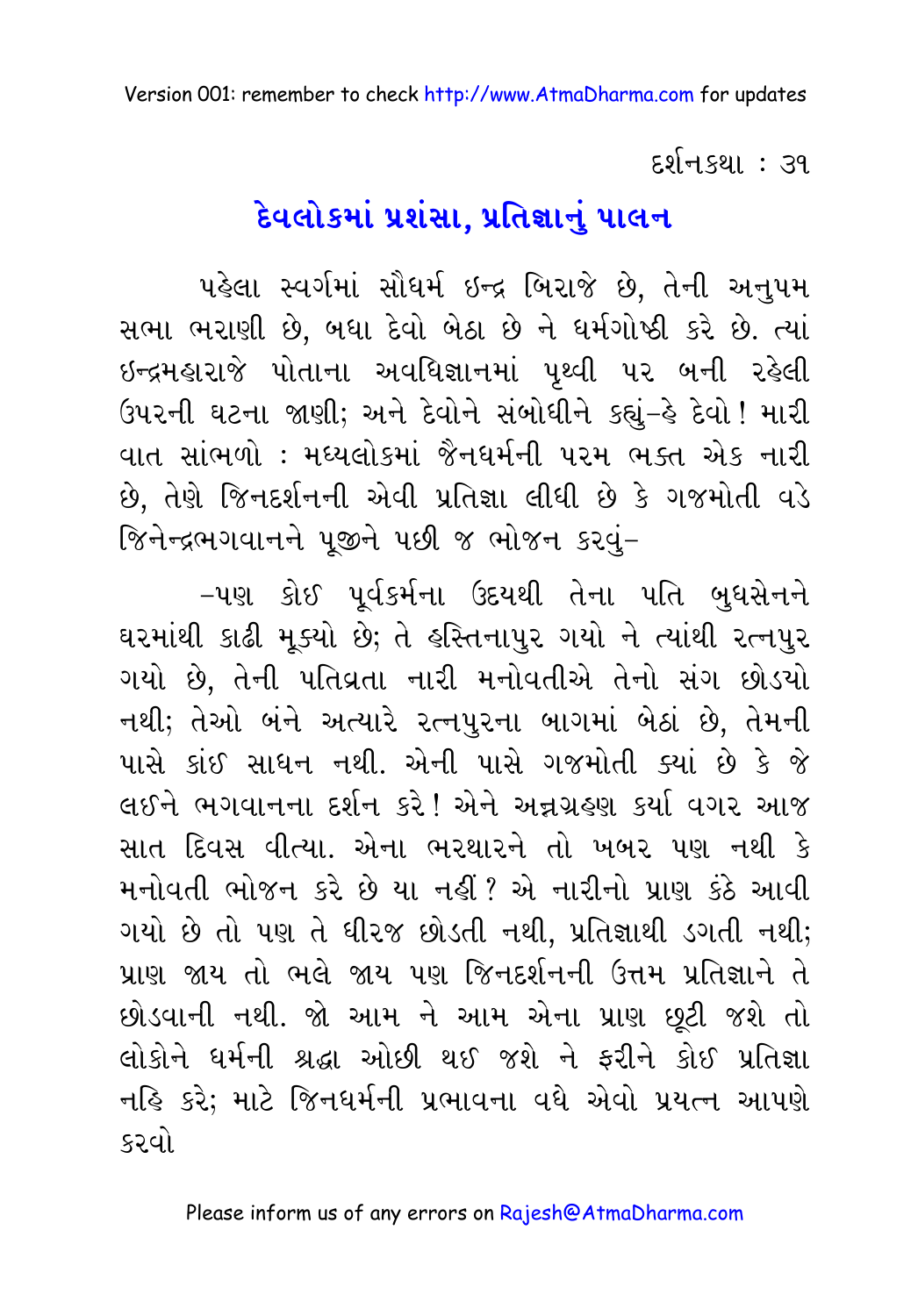## દેવલોકમાં પ્રશંસા, પ્રતિજ્ઞાનું પાલન

પહેલા સ્વર્ગમાં સૌધર્મ ઇન્દ્ર બિરાજે છે, તેની અનુપમ સભા ભરાણી છે, બધા દેવો બેઠા છે ને ધર્મગોષ્ઠી કરે છે. ત્યાં ઇન્દ્રમહારાજે પોતાના અવધિજ્ઞાનમાં પૃથ્વી પર બની રહેલી ઉપરની ઘટના જાણી; અને દેવોને સંબોધીને કહ્યું–હે દેવો ! મારી વાત સાંભળો : મધ્યલોકમાં જૈનધર્મની પરમ ભક્ત એક નારી છે, તેણે જિનદર્શનની એવી પ્રતિજ્ઞા લીધી છે કે ગજમોતી વડે જિનેન્દ્રભગવાનને પૂજીને પછી જ ભોજન કરવું–

–પણ કોઈ પૂર્વકર્મના ઉદયથી તેના પતિ બુધસેનને ઘરમાંથી કાઢી મૂક્યો છે; તે હસ્તિનાપુર ગયો ને ત્યાંથી રત્નપુર ગયો છે, તેની પતિવ્રતા નારી મનોવતીએ તેનો સંગ છોડયો નથી; તેઓ બંને અત્યારે રત્નપુરના બાગમાં બેઠાં છે, તેમની પાસે કાંઈ સાધન નથી. એની પાસે ગજમોતી ક્યાં છે કે જે લઈને ભગવાનના દર્શન કરે ! એને અન્નગ્રહણ કર્યા વગર આજ સાત દિવસ વીત્યા. એના ભરથારને તો ખબર પણ નથી કે મનોવતી ભોજન કરે છે યા નહીં ? એ નારીનો પ્રાણ કંઠે આવી ગયો છે તો પણ તે ધીરજ છોડતી નથી, પ્રતિજ્ઞાથી ડગતી નથી; પ્રાણ જાય તો ભલે જાય પણ જિનદર્શનની ઉત્તમ પ્રતિજ્ઞાને તે છોડવાની નથી. જો આમ ને આમ એના પ્રાણ છૂટી જશે તો લોકોને ધર્મની શ્રદ્ધા ઓછી થઈ જશે ને ફરીને કોઈ પ્રતિજ્ઞા નહિ કરે; માટે જિનધર્મની પ્રભાવના વધે એવો પ્રયત્ન આપણે કરવો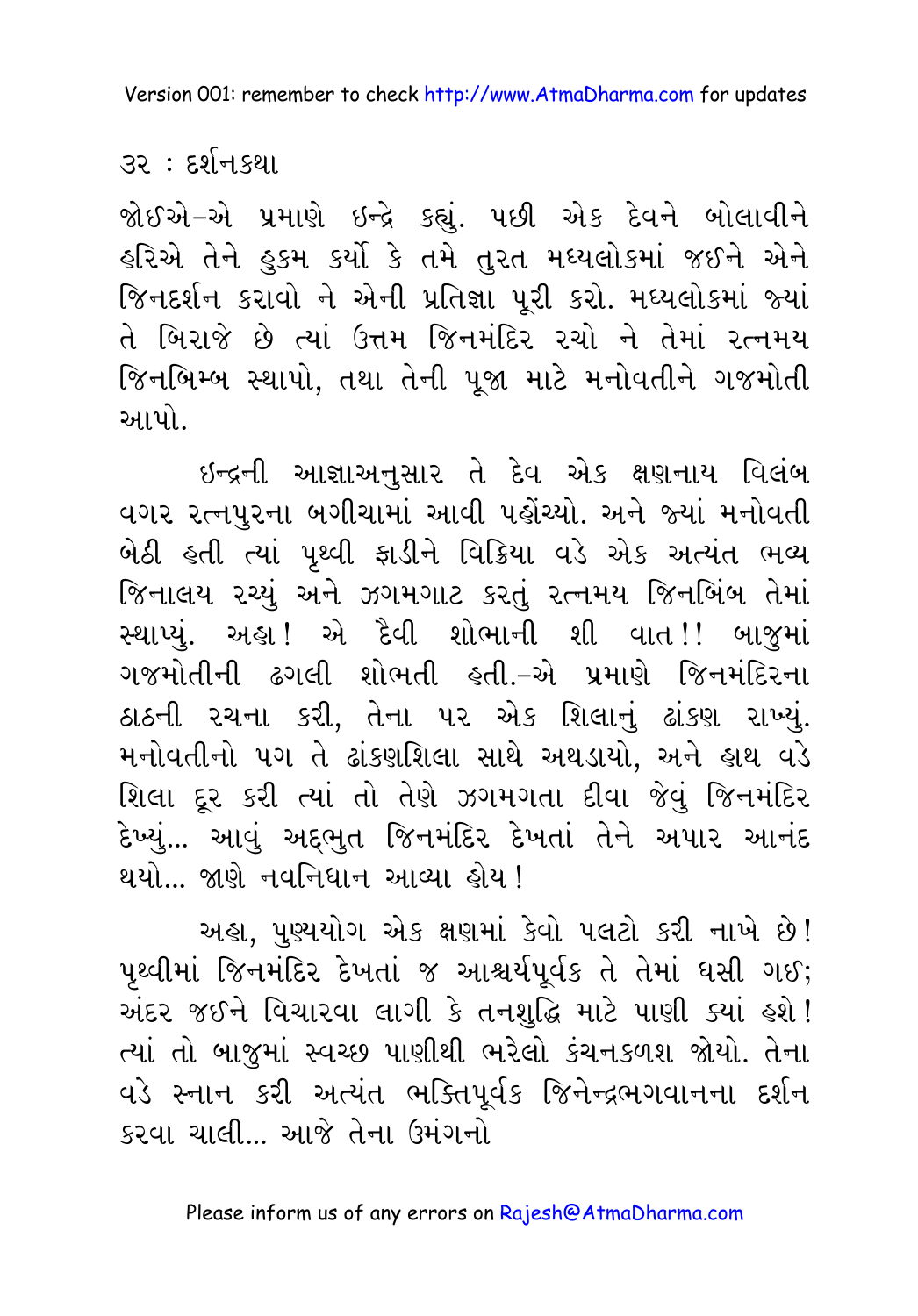જોઈએ–એ પ્રમાણે ઇન્દ્રે કહ્યું. પછી એક દેવને બોલાવીને હરિએ તેને હુકમ કર્યો કે તમે તુરત મધ્યલોકમાં જઈને એને જિનદર્શન કરાવો ને એની પ્રતિજ્ઞા પૂરી કરો. મધ્યલોકમાં જ્યાં તે બિરાજે છે ત્યાં ઉત્તમ જિનમંદિર રચો ને તેમાં રત્નમય જિનબિમ્બ સ્થાપો, તથા તેની પૂજા માટે મનોવતીને ગજમોતી આપો.

ઇન્દ્રની આજ્ઞાઅનુસાર તે દેવ એક ક્ષણનાય વિલંબ વગર રત્નપુરના બગીચામાં આવી પહોંચ્યો. અને જ્યાં મનોવતી બેઠી હતી ત્યાં પૃથ્વી ફાડીને વિક્રિયા વડે એક અત્યંત ભવ્ય જિનાલય રચ્યું અને ઝગમગાટ કરતું રત્નમય જિનબિંબ તેમાં સ્થાપ્યું. અહા! એ દૈવી શોભાની શી વાત!! બાજુમાં ગજમોતીની ઢગલી શોભતી હતી.–એ પ્રમાણે જિનમંદિરના ઠાઠની રચના કરી, તેના પર એક શિલાનું ઢાંકણ રાખ્યું. મનોવતીનો પગ તે ઢાંકણશિલા સાથે અથડાયો, અને હાથ વડે શિલા દૂર કરી ત્યાં તો તેણે ઝગમગતા દીવા જેવું જિનમંદિર દેખ્યું... આવું અદ્‌ભુત જિનમંદિર દેખતાં તેને અપાર આનંદ થયો... જાણે નવનિધાન આવ્યા હોય!

અહા, પુણ્યયોગ એક ક્ષણમાં કેવો પલટો કરી નાખે છે! પૃથ્વીમાં જિનમંદિર દેખતાં જ આશ્ચર્યપૂર્વક તે તેમાં ઘસી ગઈ; અંદર જઈને વિચારવા લાગી કે તનશુદ્ધિ માટે પાણી ક્યાં હશે! ત્યાં તો બાજુમાં સ્વચ્છ પાણીથી ભરેલો કંચનકળશ જોયો. તેના વડે સ્નાન કરી અત્યંત ભક્તિપૂર્વક જિનેન્દ્રભગવાનના દર્શન કરવા ચાલી... આજે તેના ઉમંગનો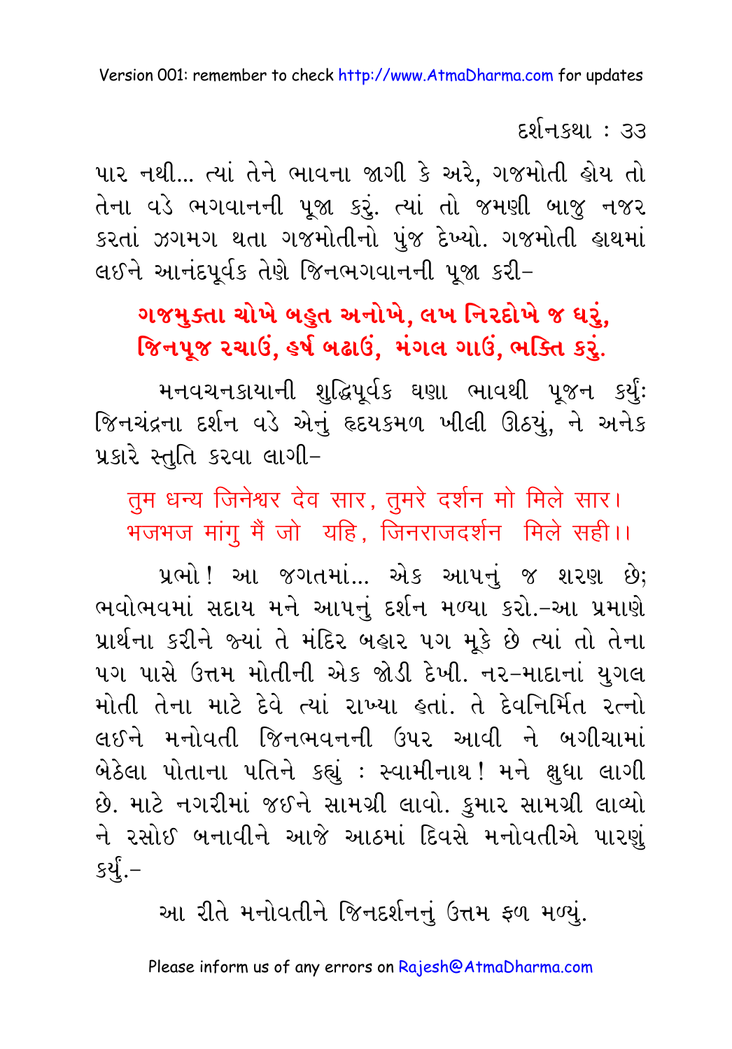પાર નથી... ત્યાં તેને ભાવના જાગી કે અરે, ગજમોતી હોય તો તેના વડે ભગવાનની પૂજા કરું. ત્યાં તો જમણી બાજુ નજર કરતાં ઝગમગ થતા ગજમોતીનો પુંજ દેખ્યો. ગજમોતી હાથમાં લઈને આનંદપૂર્વક તેણે જિનભગવાનની પૂજા કરી–

**ગજમુક્તા ચોખે બહુત અનોખે, લખ નિરદોખે જ ધરું,**
**જિનપૂજ રચાઉં, હર્ષ બઢાઉં, મંગલ ગાઉં, ભક્તિ કરું.**

મનવચનકાયાની શુદ્ધિપૂર્વક ઘણા ભાવથી પૂજન કર્યું: જિનચંદ્રના દર્શન વડે એનું હૃદયકમળ ખીલી ઊઠ્યું, ને અનેક પ્રકારે સ્તુતિ કરવા લાગી–

तुम धन्य जिनेश्वर देव सार, तुमरे दर्शन मो मिले सार।
भजभज मांगु मैं जो यहि, जिनराजदर्शन मिले सही।।

પ્રભો! આ જગતમાં... એક આપનું જ શરણ છે; ભવોભવમાં સદાય મને આપનું દર્શન મળ્યા કરો.–આ પ્રમાણે પ્રાર્થના કરીને જ્યાં તે મંદિર બહાર પગ મૂકે છે ત્યાં તો તેના પગ પાસે ઉત્તમ મોતીની એક જોડી દેખી. નર–માદાનાં યુગલ મોતી તેના માટે દેવે ત્યાં રાખ્યા હતાં. તે દેવનિર્મિત રત્નો લઈને મનોવતી જિનભવનની ઉપર આવી ને બગીચામાં બેઠેલા પોતાના પતિને કહ્યું : સ્વામીનાથ! મને ક્ષુધા લાગી છે. માટે નગરીમાં જઈને સામગ્રી લાવો. કુમાર સામગ્રી લાવ્યો ને રસોઈ બનાવીને આજે આઠમાં દિવસે મનોવતીએ પારણું કર્યું.–

આ રીતે મનોવતીને જિનદર્શનનું ઉત્તમ ફળ મળ્યું.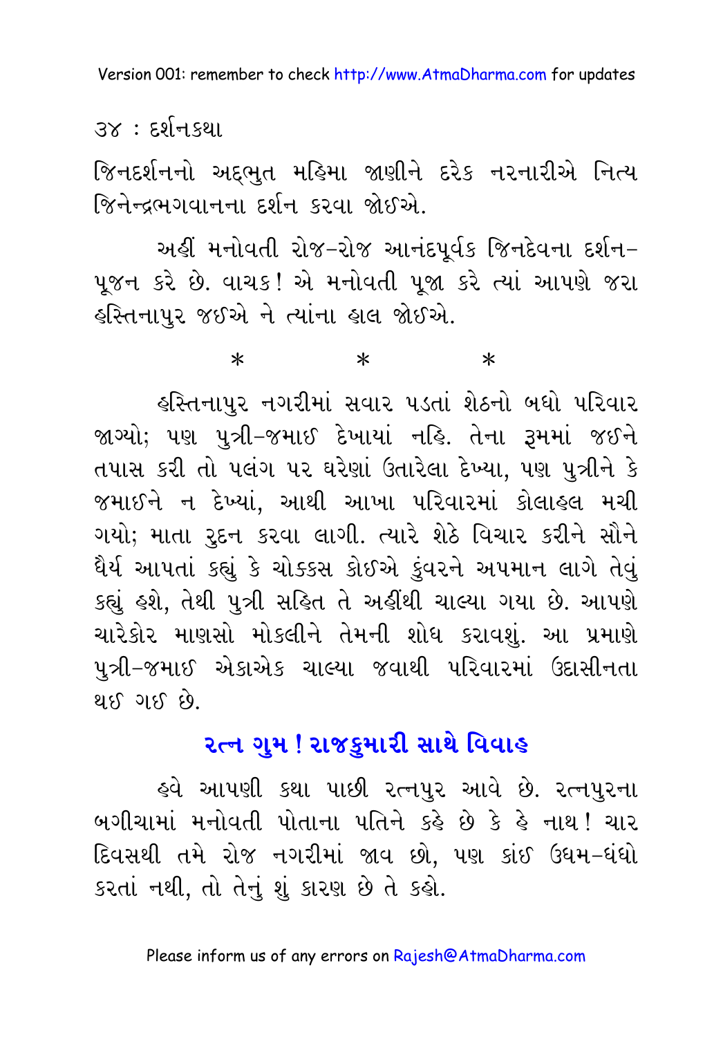જિનદર્શનનો અદ્‌ભુત મહિમા જાણીને દરેક નરનારીએ નિત્ય જિનેન્દ્રભગવાનના દર્શન કરવા જોઈએ.

અહીં મનોવતી રોજ-રોજ આનંદપૂર્વક જિનદેવના દર્શન-પૂજન કરે છે. વાચક! એ મનોવતી પૂજા કરે ત્યાં આપણે જરા હસ્તિનાપુર જઈએ ને ત્યાંના હાલ જોઈએ.

\* \* \*

હસ્તિનાપુર નગરીમાં સવાર પડતાં શેઠનો બધો પરિવાર જાગ્યો; પણ પુત્રી-જમાઈ દેખાયાં નહિ. તેના રૂમમાં જઈને તપાસ કરી તો પલંગ પર ઘરેણાં ઉતારેલા દેખ્યા, પણ પુત્રીને કે જમાઈને ન દેખ્યાં, આથી આખા પરિવારમાં કોલાહલ મચી ગયો; માતા રુદન કરવા લાગી. ત્યારે શેઠે વિચાર કરીને સૌને ધૈર્ય આપતાં કહ્યું કે ચોક્કસ કોઈએ કુંવરને અપમાન લાગે તેવું કહ્યું હશે, તેથી પુત્રી સહિત તે અહીંથી ચાલ્યા ગયા છે. આપણે ચારેકોર માણસો મોકલીને તેમની શોધ કરાવશું. આ પ્રમાણે પુત્રી-જમાઈ એકાએક ચાલ્યા જવાથી પરિવારમાં ઉદાસીનતા થઈ ગઈ છે.

## રત્ન ગુમ ! રાજકુમારી સાથે વિવાહ

હવે આપણી કથા પાછી રત્નપુર આવે છે. રત્નપુરના બગીચામાં મનોવતી પોતાના પતિને કહે છે કે હે નાથ! ચાર દિવસથી તમે રોજ નગરીમાં જાવ છો, પણ કાંઈ ઉદ્યમ-ધંધો કરતાં નથી, તો તેનું શું કારણ છે તે કહો.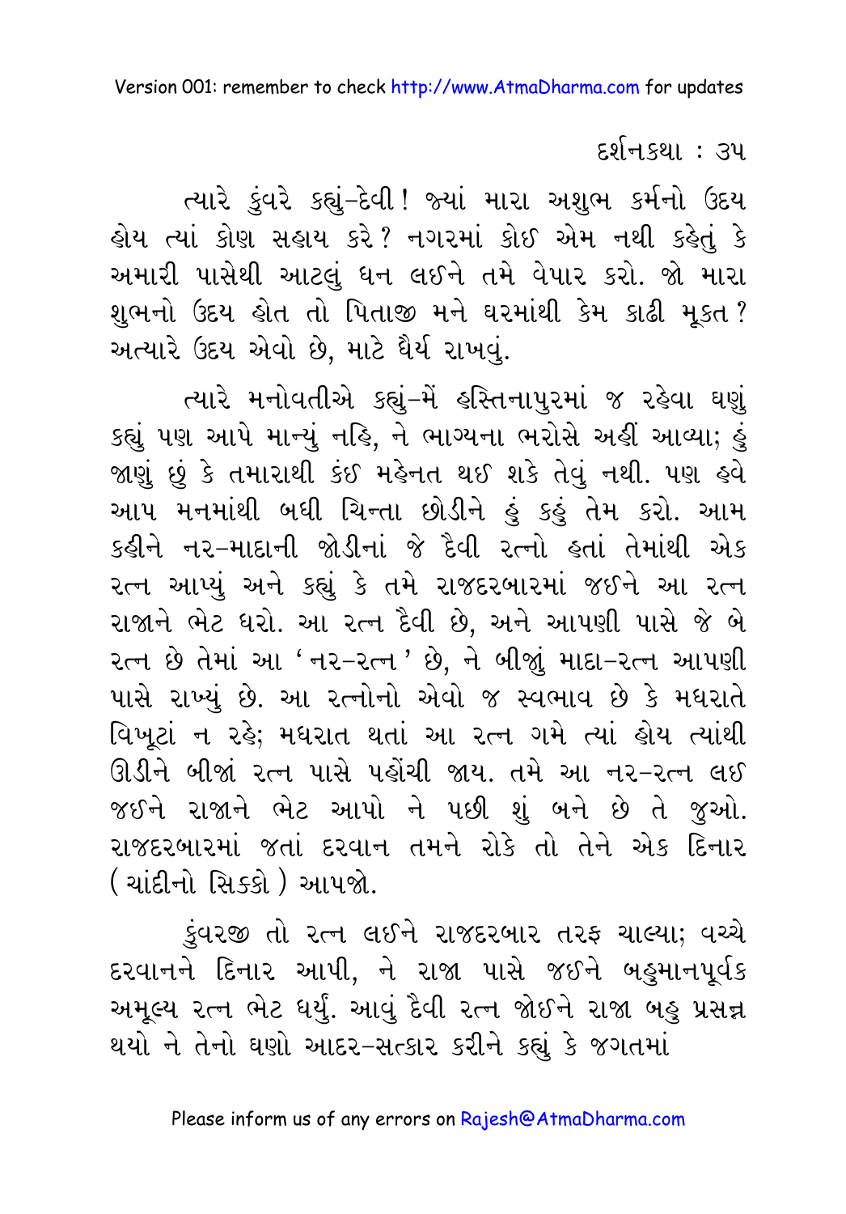ત્યારે કુંવરે કહ્યું-દેવી! જ્યાં મારા અશુભ કર્મનો ઉદય હોય ત્યાં કોણ સહાય કરે? નગરમાં કોઈ એમ નથી કહેતું કે અમારી પાસેથી આટલું ધન લઈને તમે વેપાર કરો. જો મારા શુભનો ઉદય હોત તો પિતાજી મને ઘરમાંથી કેમ કાઢી મૂકત? અત્યારે ઉદય એવો છે, માટે ધૈર્ય રાખવું.

ત્યારે મનોવતીએ કહ્યું-મેં હસ્તિનાપુરમાં જ રહેવા ઘણું કહ્યું પણ આપે માન્યું નહિ, ને ભાગ્યના ભરોસે અહીં આવ્યા; હું જાણું છું કે તમારાથી કંઈ મહેનત થઈ શકે તેવું નથી. પણ હવે આપ મનમાંથી બધી ચિન્તા છોડીને હું કહું તેમ કરો. આમ કહીને નર-માદાની જોડીનાં જે દૈવી રત્નો હતાં તેમાંથી એક રત્ન આપ્યું અને કહ્યું કે તમે રાજદરબારમાં જઈને આ રત્ન રાજાને ભેટ ધરો. આ રત્ન દૈવી છે, અને આપણી પાસે જે બે રત્ન છે તેમાં આ 'નર-રત્ન' છે, ને બીજું માદા-રત્ન આપણી પાસે રાખ્યું છે. આ રત્નોનો એવો જ સ્વભાવ છે કે મધરાતે વિખૂટાં ન રહે; મધરાત થતાં આ રત્ન ગમે ત્યાં હોય ત્યાંથી ઊડીને બીજાં રત્ન પાસે પહોંચી જાય. તમે આ નર-રત્ન લઈ જઈને રાજાને ભેટ આપો ને પછી શું બને છે તે જુઓ. રાજદરબારમાં જતાં દરવાન તમને રોકે તો તેને એક દિનાર (ચાંદીનો સિક્કો) આપજો.

કુંવરજી તો રત્ન લઈને રાજદરબાર તરફ ચાલ્યા; વચ્ચે દરવાનને દિનાર આપી, ને રાજા પાસે જઈને બહુમાનપૂર્વક અમૂલ્ય રત્ન ભેટ ધર્યું. આવું દૈવી રત્ન જોઈને રાજા બહુ પ્રસન્ન થયો ને તેનો ઘણો આદર-સત્કાર કરીને કહ્યું કે જગતમાં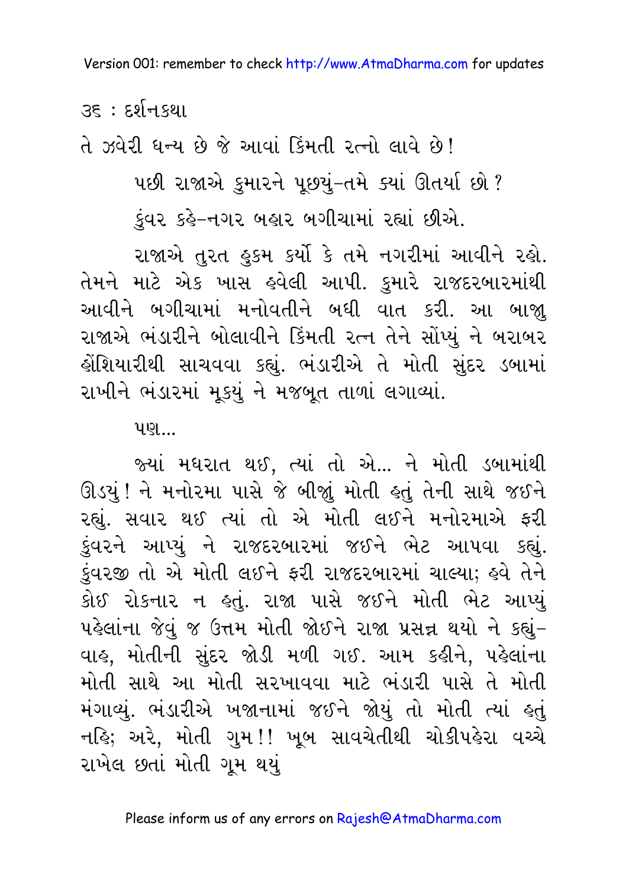તે ઝવેરી ધન્ય છે જે આવાં કિંમતી રત્નો લાવે છે!

પછી રાજાએ કુમારને પૂછ્યું-તમે ક્યાં ઊતર્યા છો?

કુંવર કહે-નગર બહાર બગીચામાં રહ્યાં છીએ.

રાજાએ તુરત હુકમ કર્યો કે તમે નગરીમાં આવીને રહો. તેમને માટે એક ખાસ હવેલી આપી. કુમારે રાજદરબારમાંથી આવીને બગીચામાં મનોવતીને બધી વાત કરી. આ બાજુ રાજાએ ભંડારીને બોલાવીને કિંમતી રત્ન તેને સોંપ્યું ને બરાબર હોંશિયારીથી સાચવવા કહ્યું. ભંડારીએ તે મોતી સુંદર ડબામાં રાખીને ભંડારમાં મૂક્યું ને મજબૂત તાળાં લગાવ્યાં.

પણ...

જ્યાં મધરાત થઈ, ત્યાં તો એ... ને મોતી ડબામાંથી ઊડ્યું! ને મનોરમા પાસે જે બીજું મોતી હતું તેની સાથે જઈને રહ્યું. સવાર થઈ ત્યાં તો એ મોતી લઈને મનોરમાએ ફરી કુંવરને આપ્યું ને રાજદરબારમાં જઈને ભેટ આપવા કહ્યું. કુંવરજી તો એ મોતી લઈને ફરી રાજદરબારમાં ચાલ્યા; હવે તેને કોઈ રોકનાર ન હતું. રાજા પાસે જઈને મોતી ભેટ આપ્યું પહેલાંના જેવું જ ઉત્તમ મોતી જોઈને રાજા પ્રસન્ન થયો ને કહ્યું– વાહ, મોતીની સુંદર જોડી મળી ગઈ. આમ કહીને, પહેલાંના મોતી સાથે આ મોતી સરખાવવા માટે ભંડારી પાસે તે મોતી મંગાવ્યું. ભંડારીએ ખજાનામાં જઈને જોયું તો મોતી ત્યાં હતું નહિ; અરે, મોતી ગુમ!! ખૂબ સાવચેતીથી ચોકીપહેરા વચ્ચે રાખેલ છતાં મોતી ગૂમ થયું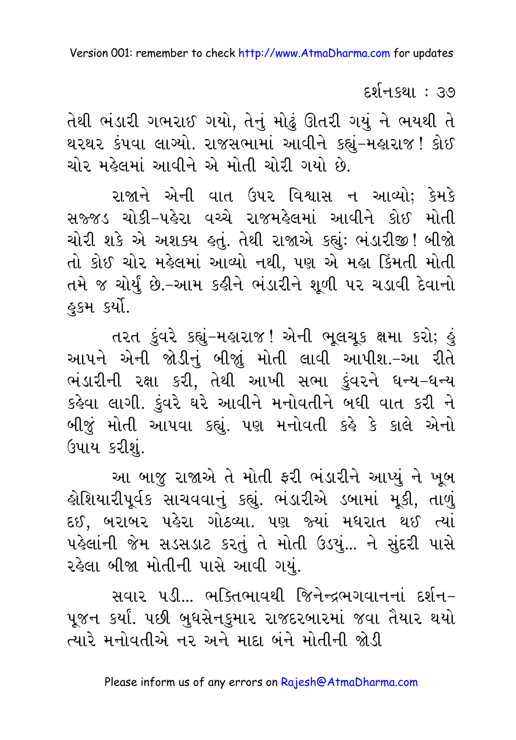તેથી ભંડારી ગભરાઈ ગયો, તેનું મોઢું ઊતરી ગયું ને ભયથી તે થરથર કંપવા લાગ્યો. રાજસભામાં આવીને કહ્યું–મહારાજ! કોઈ ચોર મહેલમાં આવીને એ મોતી ચોરી ગયો છે.

રાજાને એની વાત ઉપર વિશ્વાસ ન આવ્યો; કેમકે સજ્જડ ચોકી–પહેરા વચ્ચે રાજમહેલમાં આવીને કોઈ મોતી ચોરી શકે એ અશક્ય હતું. તેથી રાજાએ કહ્યું: ભંડારીજી! બીજો તો કોઈ ચોર મહેલમાં આવ્યો નથી, પણ એ મહા કિંમતી મોતી તમે જ ચોર્યું છે.–આમ કહીને ભંડારીને શૂળી પર ચડાવી દેવાનો હુકમ કર્યો.

તરત કુંવરે કહ્યું–મહારાજ! એની ભૂલચૂક ક્ષમા કરો; હું આપને એની જોડીનું બીજું મોતી લાવી આપીશ.–આ રીતે ભંડારીની રક્ષા કરી, તેથી આખી સભા કુંવરને ધન્ય–ધન્ય કહેવા લાગી. કુંવરે ઘરે આવીને મનોવતીને બધી વાત કરી ને બીજું મોતી આપવા કહ્યું. પણ મનોવતી કહે કે કાલે એનો ઉપાય કરીશું.

આ બાજુ રાજાએ તે મોતી ફરી ભંડારીને આપ્યું ને ખૂબ હોશિયારીપૂર્વક સાચવવાનું કહ્યું. ભંડારીએ ડબામાં મૂકી, તાળું દઈ, બરાબર પહેરા ગોઠવ્યા. પણ જ્યાં મધરાત થઈ ત્યાં પહેલાંની જેમ સડસડાટ કરતું તે મોતી ઉડ્યું... ને સુંદરી પાસે રહેલા બીજા મોતીની પાસે આવી ગયું.

સવાર પડી... ભક્તિભાવથી જિનેન્દ્રભગવાનનાં દર્શન–પૂજન કર્યાં. પછી બુધસેનકુમાર રાજદરબારમાં જવા તૈયાર થયો ત્યારે મનોવતીએ નર અને માદા બંને મોતીની જોડી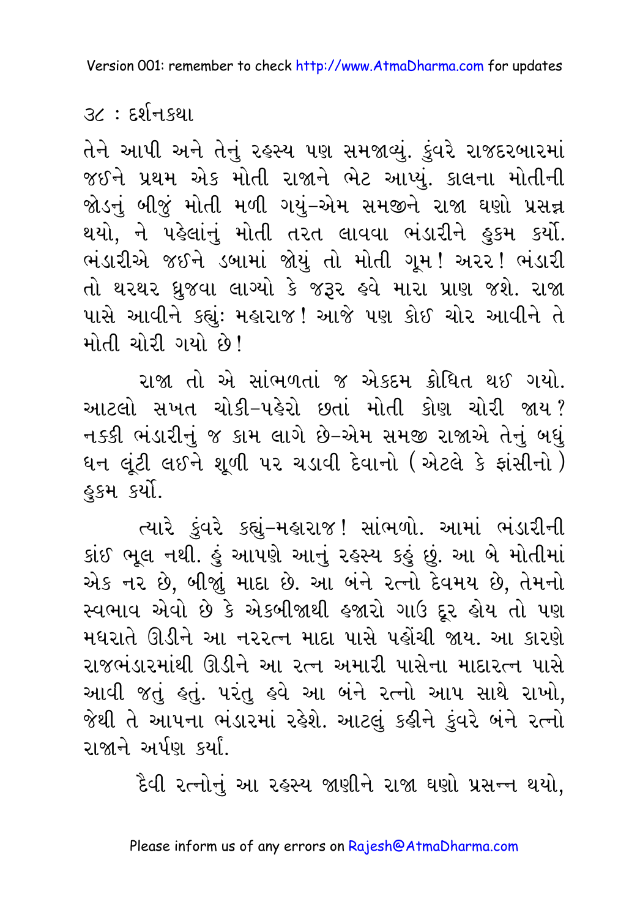તેને આપી અને તેનું રહસ્ય પણ સમજાવ્યું. કુંવરે રાજદરબારમાં જઈને પ્રથમ એક મોતી રાજાને ભેટ આપ્યું. કાલના મોતીની જોડનું બીજું મોતી મળી ગયું-એમ સમજીને રાજા ઘણો પ્રસન્ન થયો, ને પહેલાંનું મોતી તરત લાવવા ભંડારીને હુકમ કર્યો. ભંડારીએ જઈને ડબામાં જોયું તો મોતી ગૂમ! અરર! ભંડારી તો થરથર ધ્રુજવા લાગ્યો કે જરૂર હવે મારા પ્રાણ જશે. રાજા પાસે આવીને કહ્યું: મહારાજ! આજે પણ કોઈ ચોર આવીને તે મોતી ચોરી ગયો છે!

રાજા તો એ સાંભળતાં જ એકદમ ક્રોધિત થઈ ગયો. આટલો સખત ચોકી-પહેરો છતાં મોતી કોણ ચોરી જાય? નક્કી ભંડારીનું જ કામ લાગે છે-એમ સમજી રાજાએ તેનું બધું ધન લૂંટી લઈને શૂળી પર ચડાવી દેવાનો (એટલે કે ફાંસીનો) હુકમ કર્યો.

ત્યારે કુંવરે કહ્યું-મહારાજ! સાંભળો. આમાં ભંડારીની કાંઈ ભૂલ નથી. હું આપણે આનું રહસ્ય કહું છું. આ બે મોતીમાં એક નર છે, બીજાું માદા છે. આ બંને રત્નો દેવમય છે, તેમનો સ્વભાવ એવો છે કે એકબીજાથી હજારો ગાઉ દૂર હોય તો પણ મધરાતે ઊડીને આ નરરત્ન માદા પાસે પહોંચી જાય. આ કારણે રાજભંડારમાંથી ઊડીને આ રત્ન અમારી પાસેના માદારત્ન પાસે આવી જતું હતું. પરંતુ હવે આ બંને રત્નો આપ સાથે રાખો, જેથી તે આપના ભંડારમાં રહેશે. આટલું કહીને કુંવરે બંને રત્નો રાજાને અર્પણ કર્યાં.

દૈવી રત્નોનું આ રહસ્ય જાણીને રાજા ઘણો પ્રસન્ન થયો,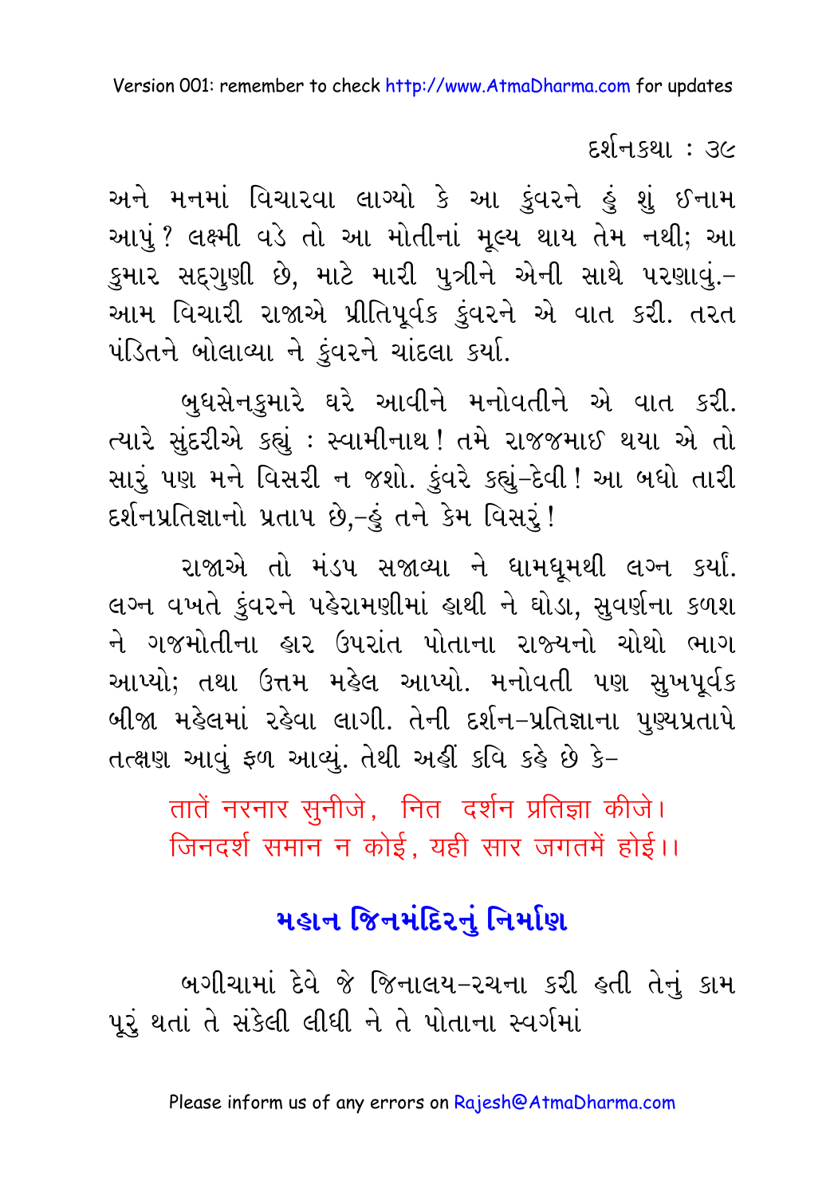અને મનમાં વિચારવા લાગ્યો કે આ કુંવરને હું શું ઈનામ આપું? લક્ષ્મી વડે તો આ મોતીનાં મૂલ્ય થાય તેમ નથી; આ કુમાર સદ્‌ગુણી છે, માટે મારી પુત્રીને એની સાથે પરણાવું.– આમ વિચારી રાજાએ પ્રીતિપૂર્વક કુંવરને એ વાત કરી. તરત પંડિતને બોલાવ્યા ને કુંવરને ચાંદલા કર્યા.

બુધસેનકુમારે ઘરે આવીને મનોવતીને એ વાત કરી. ત્યારે સુંદરીએ કહ્યું : સ્વામીનાથ! તમે રાજજમાઈ થયા એ તો સારું પણ મને વિસરી ન જશો. કુંવરે કહ્યું–દેવી! આ બધો તારી દર્શનપ્રતિજ્ઞાનો પ્રતાપ છે,–હું તને કેમ વિસરું!

રાજાએ તો મંડપ સજાવ્યા ને ધામધૂમથી લગ્ન કર્યાં. લગ્ન વખતે કુંવરને પહેરામણીમાં હાથી ને ઘોડા, સુવર્ણના કળશ ને ગજમોતીના હાર ઉપરાંત પોતાના રાજ્યનો ચોથો ભાગ આપ્યો; તથા ઉત્તમ મહેલ આપ્યો. મનોવતી પણ સુખપૂર્વક બીજા મહેલમાં રહેવા લાગી. તેની દર્શન–પ્રતિજ્ઞાના પુણ્યપ્રતાપે તત્ક્ષણ આવું ફળ આવ્યું. તેથી અહીં કવિ કહે છે કે–

> तातें नरनार सुनीजे, नित दर्शन प्रतिज्ञा कीजे।
> जिनदर्श समान न कोई, यही सार जगतमें होई।।

## મહાન જિનમંદિરનું નિર્માણ

બગીચામાં દેવે જે જિનાલય–રચના કરી હતી તેનું કામ પૂરું થતાં તે સંકેલી લીધી ને તે પોતાના સ્વર્ગમાં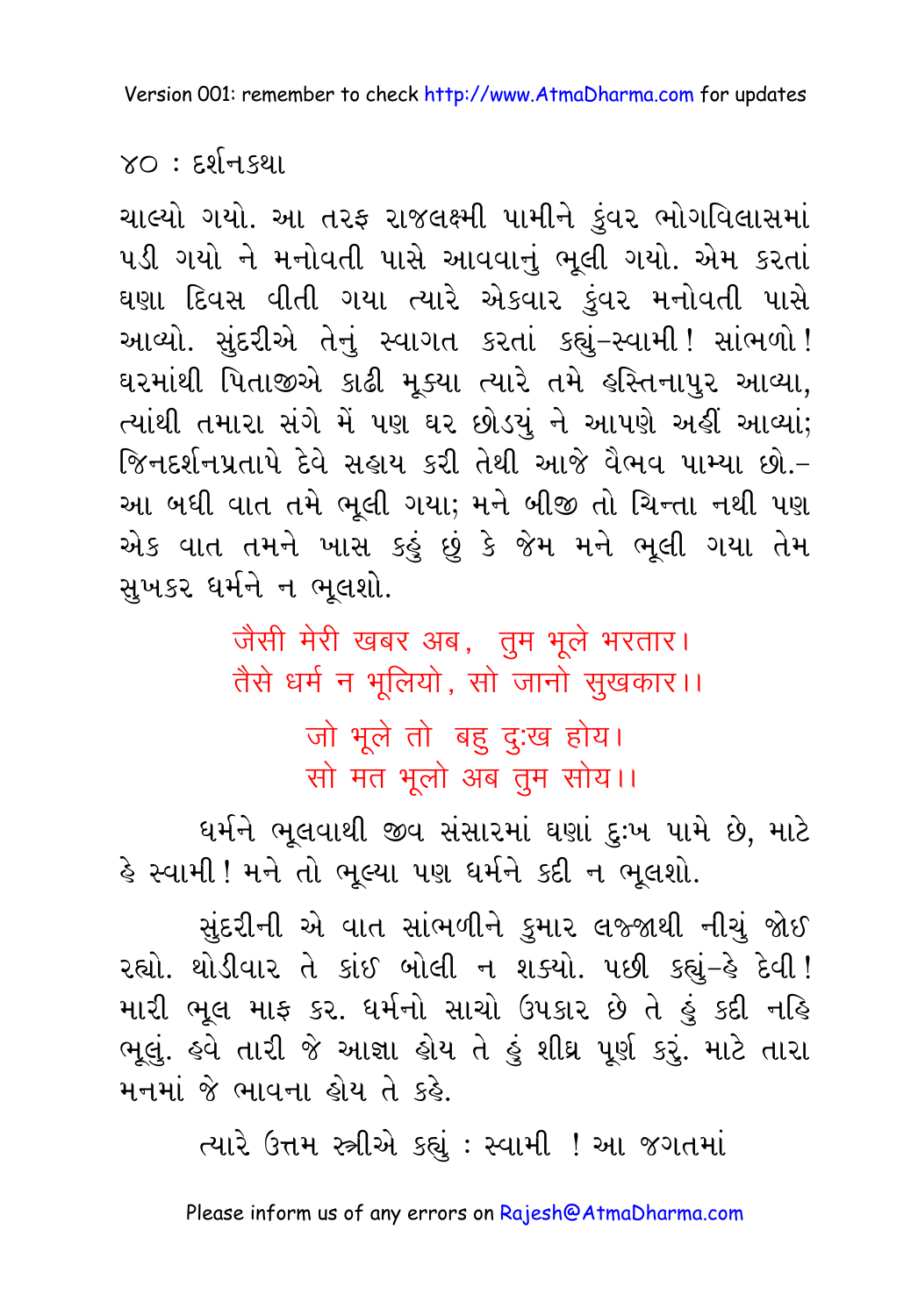ચાલ્યો ગયો. આ તરફ રાજલક્ષ્મી પામીને કુંવર ભોગવિલાસમાં પડી ગયો ને મનોવતી પાસે આવવાનું ભૂલી ગયો. એમ કરતાં ઘણા દિવસ વીતી ગયા ત્યારે એકવાર કુંવર મનોવતી પાસે આવ્યો. સુંદરીએ તેનું સ્વાગત કરતાં કહ્યું–સ્વામી! સાંભળો! ઘરમાંથી પિતાજીએ કાઢી મૂક્યા ત્યારે તમે હસ્તિનાપુર આવ્યા, ત્યાંથી તમારા સંગે મેં પણ ઘર છોડયું ને આપણે અહીં આવ્યાં; જિનદર્શનપ્રતાપે દેવે સહાય કરી તેથી આજે વૈભવ પામ્યા છો.– આ બધી વાત તમે ભૂલી ગયા; મને બીજી તો ચિન્તા નથી પણ એક વાત તમને ખાસ કહું છું કે જેમ મને ભૂલી ગયા તેમ સુખકર ધર્મને ન ભૂલશો.

> जैसी मेरी खबर अब, तुम भूले भरतार।
> तैसे धर्म न भूलियो, सो जानो सुखकार।।
>
> जो भूले तो बहु दुःख होय।
> सो मत भूलो अब तुम सोय।।

ધર્મને ભૂલવાથી જીવ સંસારમાં ઘણાં દુઃખ પામે છે, માટે હે સ્વામી! મને તો ભૂલ્યા પણ ધર્મને કદી ન ભૂલશો.

સુંદરીની એ વાત સાંભળીને કુમાર લજ્જાથી નીચું જોઈ રહ્યો. થોડીવાર તે કાંઈ બોલી ન શક્યો. પછી કહ્યું–હે દેવી! મારી ભૂલ માફ કર. ધર્મનો સાચો ઉપકાર છે તે હું કદી નહિ ભૂલું. હવે તારી જે આજ્ઞા હોય તે હું શીઘ્ર પૂર્ણ કરું. માટે તારા મનમાં જે ભાવના હોય તે કહે.

ત્યારે ઉત્તમ સ્ત્રીએ કહ્યું : સ્વામી ! આ જગતમાં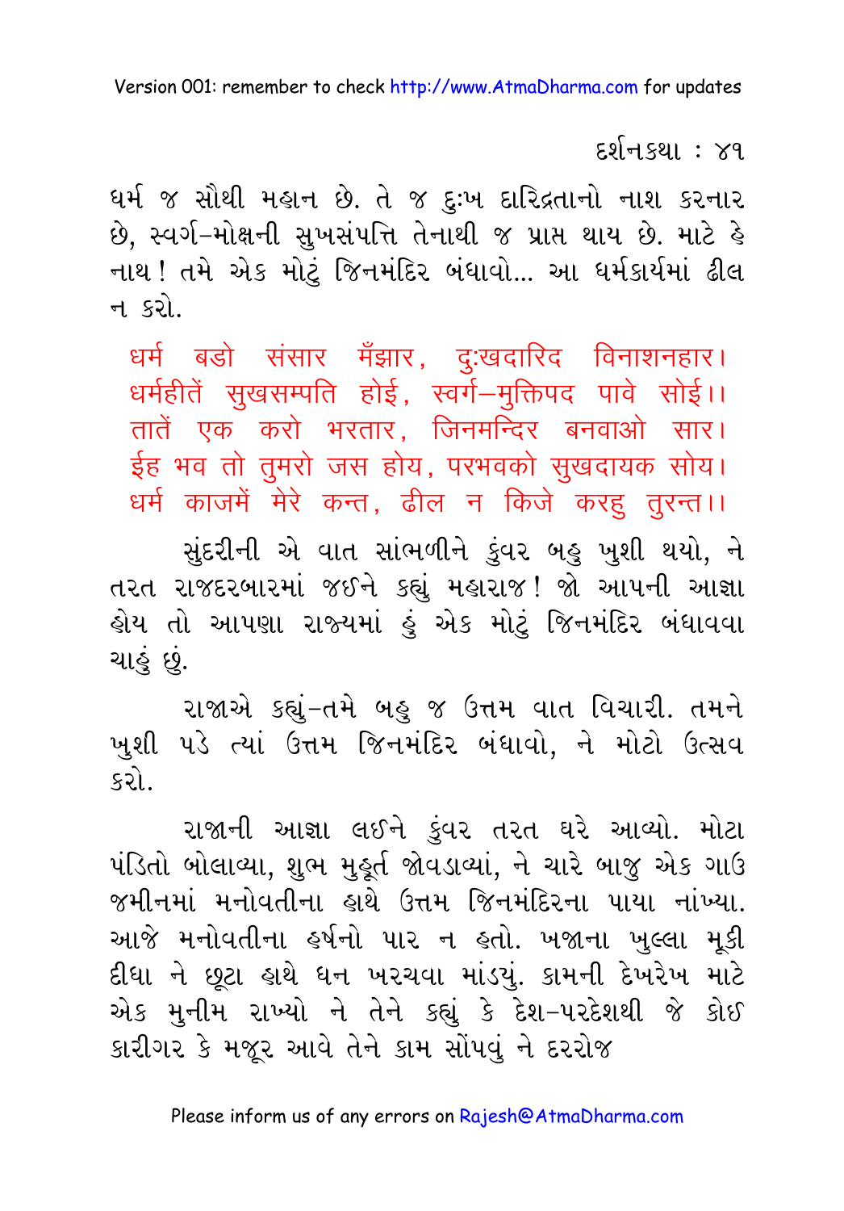ધર્મ જ સૌથી મહાન છે. તે જ દુઃખ દારિદ્રતાનો નાશ કરનાર છે, સ્વર્ગ-મોક્ષની સુખસંપત્તિ તેનાથી જ પ્રાપ્ત થાય છે. માટે હે નાથ! તમે એક મોટું જિનમંદિર બંધાવો... આ ધર્મકાર્યમાં ઢીલ ન કરો.

धर्म बडो संसार मँझार, दुःखदारिद विनाशनहार।
धर्महीतें सुखसम्पति होई, स्वर्ग-मुक्तिपद पावे सोई।।
तातें एक करो भरतार, जिनमन्दिर बनवाओ सार।
ईह भव तो तुमरो जस होय, परभवको सुखदायक सोय।
धर्म काजमें मेरे कन्त, ढील न किजे करहु तुरन्त।।

સુંદરીની એ વાત સાંભળીને કુંવર બહુ ખુશી થયો, ને તરત રાજદરબારમાં જઈને કહ્યું મહારાજ! જો આપની આજ્ઞા હોય તો આપણા રાજ્યમાં હું એક મોટું જિનમંદિર બંધાવવા ચાહું છું.

રાજાએ કહ્યું-તમે બહુ જ ઉત્તમ વાત વિચારી. તમને ખુશી પડે ત્યાં ઉત્તમ જિનમંદિર બંધાવો, ને મોટો ઉત્સવ કરો.

રાજાની આજ્ઞા લઈને કુંવર તરત ઘરે આવ્યો. મોટા પંડિતો બોલાવ્યા, શુભ મુહૂર્ત જોવડાવ્યાં, ને ચારે બાજુ એક ગાઉ જમીનમાં મનોવતીના હાથે ઉત્તમ જિનમંદિરના પાયા નાંખ્યા. આજે મનોવતીના હર્ષનો પાર ન હતો. ખજાના ખુલ્લા મૂકી દીધા ને છૂટા હાથે ધન ખરચવા માંડ્યું. કામની દેખરેખ માટે એક મુનીમ રાખ્યો ને તેને કહ્યું કે દેશ-પરદેશથી જે કોઈ કારીગર કે મજૂર આવે તેને કામ સોંપવું ને દરરોજ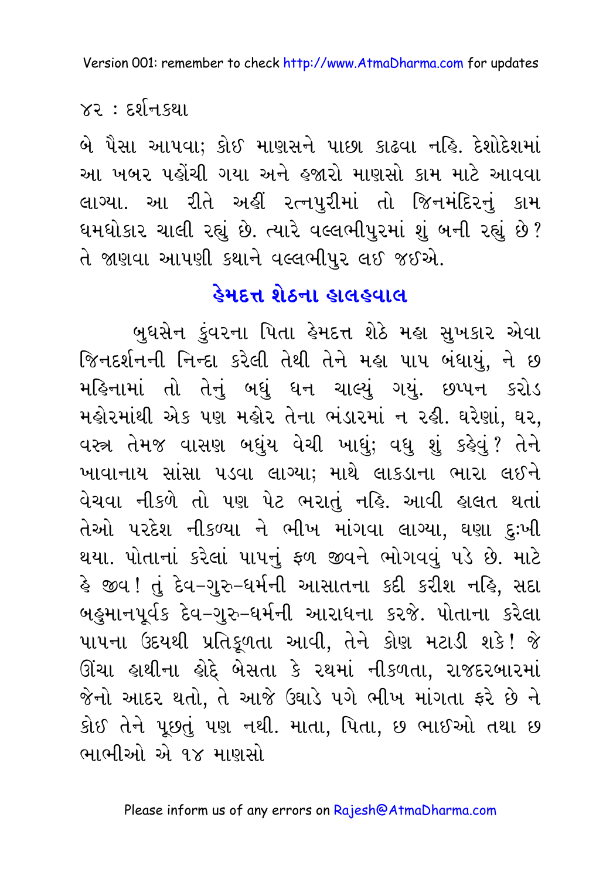બે પૈસા આપવા; કોઈ માણસને પાછા કાઢવા નહિ. દેશોદેશમાં આ ખબર પહોંચી ગયા અને હજારો માણસો કામ માટે આવવા લાગ્યા. આ રીતે અહીં રત્નપુરીમાં તો જિનમંદિરનું કામ ધમધોકાર ચાલી રહ્યું છે. ત્યારે વલ્લભીપુરમાં શું બની રહ્યું છે? તે જાણવા આપણી કથાને વલ્લભીપુર લઈ જઈએ.

## હેમદત્ત શેઠના હાલહવાલ

બુધસેન કુંવરના પિતા હેમદત્ત શેઠે મહા સુખકાર એવા જિનદર્શનની નિન્દા કરેલી તેથી તેને મહા પાપ બંધાયું, ને છ મહિનામાં તો તેનું બધું ધન ચાલ્યું ગયું. છપ્પન કરોડ મહોરમાંથી એક પણ મહોર તેના ભંડારમાં ન રહી. ઘરેણાં, ઘર, વસ્ત્ર તેમજ વાસણ બધુંય વેચી ખાધું; વધુ શું કહેવું? તેને ખાવાનાય સાંસા પડવા લાગ્યા; માથે લાકડાના ભારા લઈને વેચવા નીકળે તો પણ પેટ ભરાતું નહિ. આવી હાલત થતાં તેઓ પરદેશ નીકળ્યા ને ભીખ માંગવા લાગ્યા, ઘણા દુઃખી થયા. પોતાનાં કરેલાં પાપનું ફળ જીવને ભોગવવું પડે છે. માટે હે જીવ! તું દેવ-ગુરુ-ધર્મની આસાતના કદી કરીશ નહિ, સદા બહુમાનપૂર્વક દેવ-ગુરુ-ધર્મની આરાધના કરજે. પોતાના કરેલા પાપના ઉદયથી પ્રતિકૂળતા આવી, તેને કોણ મટાડી શકે! જે ઊંચા હાથીના હોદ્દે બેસતા કે રથમાં નીકળતા, રાજદરબારમાં જેનો આદર થતો, તે આજે ઉઘાડે પગે ભીખ માંગતા ફરે છે ને કોઈ તેને પૂછતું પણ નથી. માતા, પિતા, છ ભાઈઓ તથા છ ભાભીઓ એ ૧૪ માણસો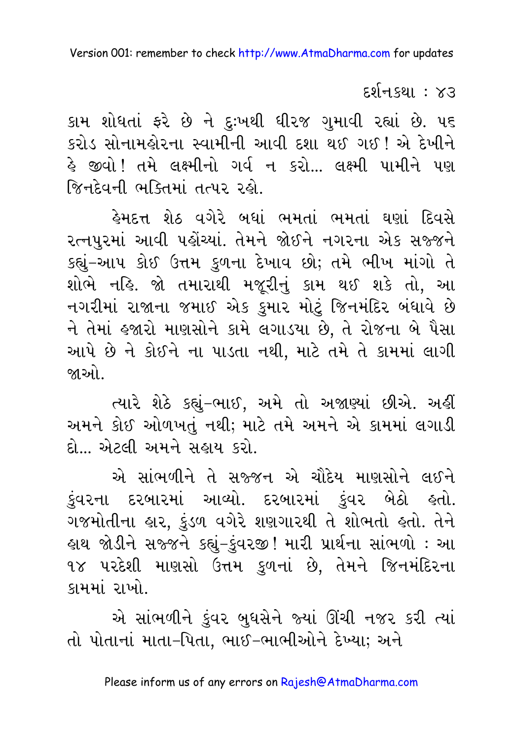કામ શોધતાં ફરે છે ને દુઃખથી ધીરજ ગુમાવી રહ્યાં છે. ૫૬ કરોડ સોનામહોરના સ્વામીની આવી દશા થઈ ગઈ! એ દેખીને હે જીવો! તમે લક્ષ્મીનો ગર્વ ન કરો... લક્ષ્મી પામીને પણ જિનદેવની ભક્તિમાં તત્પર રહો.

હેમદત્ત શેઠ વગેરે બધાં ભમતાં ભમતાં ઘણાં દિવસે રત્નપુરમાં આવી પહોંચ્યાં. તેમને જોઈને નગરના એક સજ્જને કહ્યું–આપ કોઈ ઉત્તમ કુળના દેખાવ છો; તમે ભીખ માંગો તે શોભે નહિ. જો તમારાથી મજૂરીનું કામ થઈ શકે તો, આ નગરીમાં રાજાના જમાઈ એક કુમાર મોટું જિનમંદિર બંધાવે છે ને તેમાં હજારો માણસોને કામે લગાડયા છે, તે રોજના બે પૈસા આપે છે ને કોઈને ના પાડતા નથી, માટે તમે તે કામમાં લાગી જાઓ.

ત્યારે શેઠે કહ્યું–ભાઈ, અમે તો અજાણ્યાં છીએ. અહીં અમને કોઈ ઓળખતું નથી; માટે તમે અમને એ કામમાં લગાડી દો... એટલી અમને સહાય કરો.

એ સાંભળીને તે સજ્જન એ ચૌદેય માણસોને લઈને કુંવરના દરબારમાં આવ્યો. દરબારમાં કુંવર બેઠો હતો. ગજમોતીના હાર, કુંડળ વગેરે શણગારથી તે શોભતો હતો. તેને હાથ જોડીને સજ્જને કહ્યું–કુંવરજી! મારી પ્રાર્થના સાંભળો : આ ૧૪ પરદેશી માણસો ઉત્તમ કુળનાં છે, તેમને જિનમંદિરના કામમાં રાખો.

એ સાંભળીને કુંવર બુધસેને જ્યાં ઊંચી નજર કરી ત્યાં તો પોતાનાં માતા–પિતા, ભાઈ–ભાભીઓને દેખ્યા; અને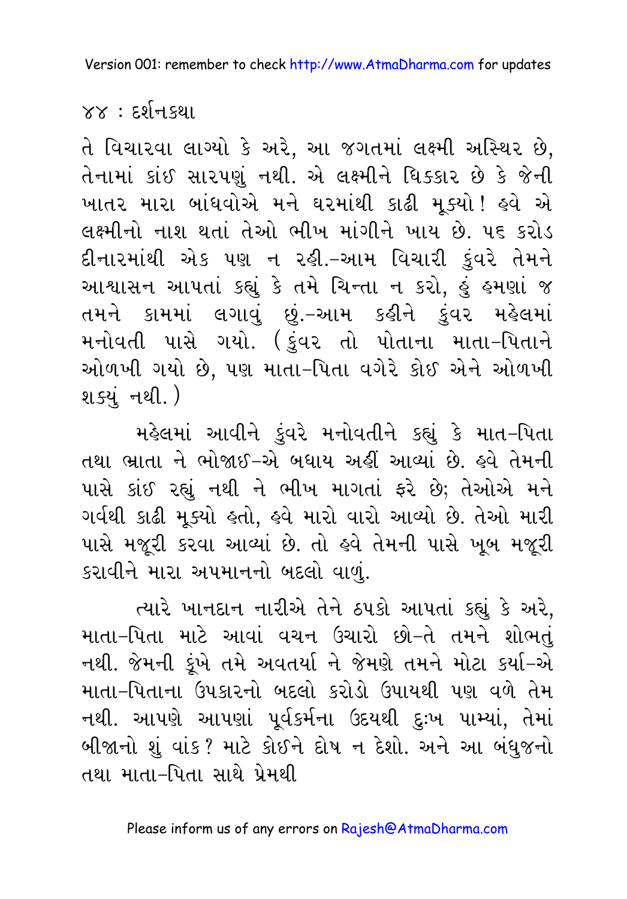તે વિચારવા લાગ્યો કે અરે, આ જગતમાં લક્ષ્મી અસ્થિર છે, તેનામાં કાંઈ સારપણું નથી. એ લક્ષ્મીને ધિક્કાર છે કે જેની ખાતર મારા બાંધવોએ મને ઘરમાંથી કાઢી મૂક્યો! હવે એ લક્ષ્મીનો નાશ થતાં તેઓ ભીખ માંગીને ખાય છે. ૫૬ કરોડ દીનારમાંથી એક પણ ન રહી.–આમ વિચારી કુંવરે તેમને આશ્વાસન આપતાં કહ્યું કે તમે ચિન્તા ન કરો, હું હમણાં જ તમને કામમાં લગાવું છું.–આમ કહીને કુંવર મહેલમાં મનોવતી પાસે ગયો. (કુંવર તો પોતાના માતા–પિતાને ઓળખી ગયો છે, પણ માતા–પિતા વગેરે કોઈ એને ઓળખી શક્યું નથી.)

મહેલમાં આવીને કુંવરે મનોવતીને કહ્યું કે માત–પિતા તથા ભ્રાતા ને ભોજાઈ–એ બધાય અહીં આવ્યાં છે. હવે તેમની પાસે કાંઈ રહ્યું નથી ને ભીખ માગતાં ફરે છે; તેઓએ મને ગર્વથી કાઢી મૂક્યો હતો, હવે મારો વારો આવ્યો છે. તેઓ મારી પાસે મજૂરી કરવા આવ્યાં છે. તો હવે તેમની પાસે ખૂબ મજૂરી કરાવીને મારા અપમાનનો બદલો વાળું.

ત્યારે ખાનદાન નારીએ તેને ઠપકો આપતાં કહ્યું કે અરે, માતા–પિતા માટે આવાં વચન ઉચ્ચારો છો–તે તમને શોભતું નથી. જેમની કૂંખે તમે અવતર્યા ને જેમણે તમને મોટા કર્યા–એ માતા–પિતાના ઉપકારનો બદલો કરોડો ઉપાયથી પણ વળે તેમ નથી. આપણે આપણાં પૂર્વકર્મના ઉદયથી દુઃખ પામ્યાં, તેમાં બીજાનો શું વાંક? માટે કોઈને દોષ ન દેશો. અને આ બંધુજનો તથા માતા–પિતા સાથે પ્રેમથી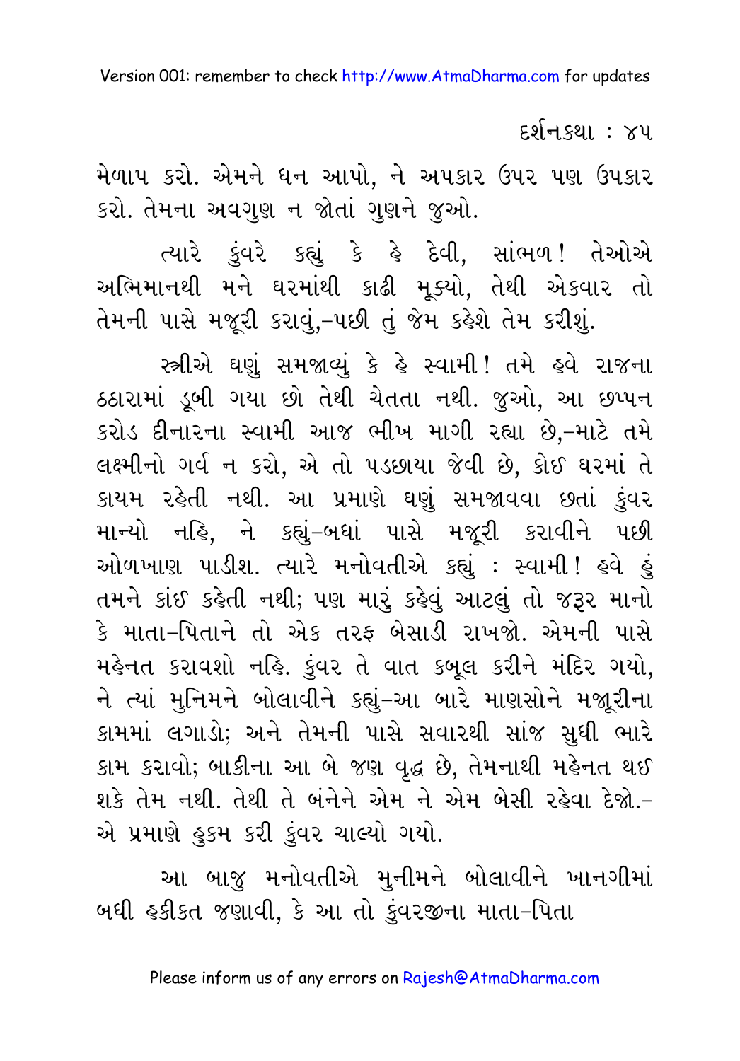મેળાપ કરો. એમને ધન આપો, ને અપકાર ઉપર પણ ઉપકાર કરો. તેમના અવગુણ ન જોતાં ગુણને જુઓ.

ત્યારે કુંવરે કહ્યું કે હે દેવી, સાંભળ! તેઓએ અભિમાનથી મને ઘરમાંથી કાઢી મૂક્યો, તેથી એકવાર તો તેમની પાસે મજૂરી કરાવું,–પછી તું જેમ કહેશે તેમ કરીશું.

સ્ત્રીએ ઘણું સમજાવ્યું કે હે સ્વામી! તમે હવે રાજના ઠઠારામાં ડૂબી ગયા છો તેથી ચેતતા નથી. જુઓ, આ છપ્પન કરોડ દીનારના સ્વામી આજ ભીખ માગી રહ્યા છે,–માટે તમે લક્ષ્મીનો ગર્વ ન કરો, એ તો પડછાયા જેવી છે, કોઈ ઘરમાં તે કાયમ રહેતી નથી. આ પ્રમાણે ઘણું સમજાવવા છતાં કુંવર માન્યો નહિ, ને કહ્યું–બધાં પાસે મજૂરી કરાવીને પછી ઓળખાણ પાડીશ. ત્યારે મનોવતીએ કહ્યું : સ્વામી! હવે હું તમને કાંઈ કહેતી નથી; પણ મારું કહેવું આટલું તો જરૂર માનો કે માતા–પિતાને તો એક તરફ બેસાડી રાખજો. એમની પાસે મહેનત કરાવશો નહિ. કુંવર તે વાત કબૂલ કરીને મંદિર ગયો, ને ત્યાં મુનિમને બોલાવીને કહ્યું–આ બારે માણસોને મજૂરીના કામમાં લગાડો; અને તેમની પાસે સવારથી સાંજ સુધી ભારે કામ કરાવો; બાકીના આ બે જણ વૃદ્ધ છે, તેમનાથી મહેનત થઈ શકે તેમ નથી. તેથી તે બંનેને એમ ને એમ બેસી રહેવા દેજો.– એ પ્રમાણે હુકમ કરી કુંવર ચાલ્યો ગયો.

આ બાજુ મનોવતીએ મુનીમને બોલાવીને ખાનગીમાં બધી હકીકત જણાવી, કે આ તો કુંવરજીના માતા–પિતા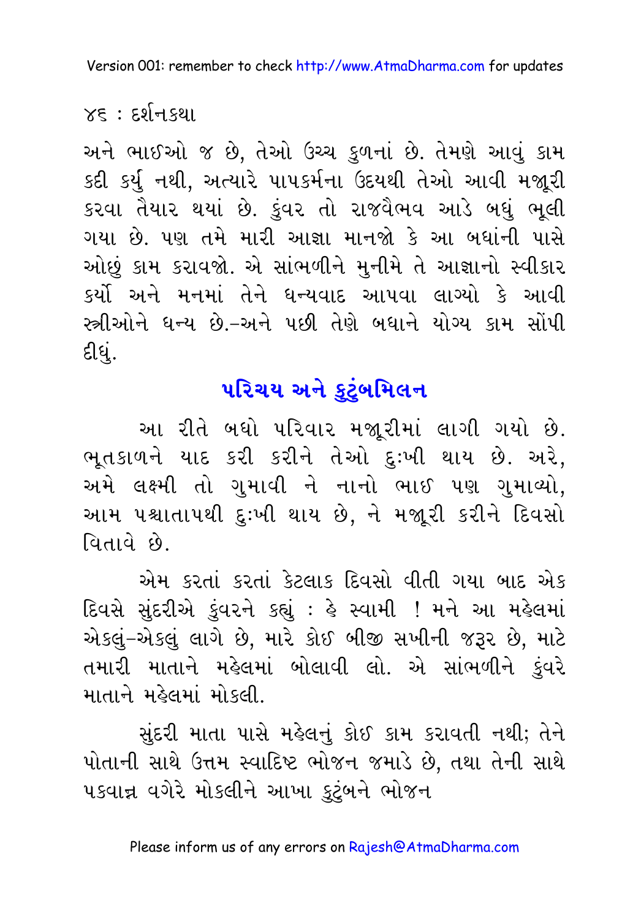અને ભાઈઓ જ છે, તેઓ ઉચ્ચ કુળનાં છે. તેમણે આવું કામ કદી કર્યું નથી, અત્યારે પાપકર્મના ઉદયથી તેઓ આવી મજૂરી કરવા તૈયાર થયાં છે. કુંવર તો રાજવૈભવ આડે બધું ભૂલી ગયા છે. પણ તમે મારી આજ્ઞા માનજો કે આ બધાંની પાસે ઓછું કામ કરાવજો. એ સાંભળીને મુનીમે તે આજ્ઞાનો સ્વીકાર કર્યો અને મનમાં તેને ધન્યવાદ આપવા લાગ્યો કે આવી સ્ત્રીઓને ધન્ય છે.–અને પછી તેણે બધાને યોગ્ય કામ સોંપી દીધું.

## પરિચય અને કુટુંબમિલન

આ રીતે બધો પરિવાર મજૂરીમાં લાગી ગયો છે. ભૂતકાળને યાદ કરી કરીને તેઓ દુઃખી થાય છે. અરે, અમે લક્ષ્મી તો ગુમાવી ને નાનો ભાઈ પણ ગુમાવ્યો, આમ પશ્ચાતાપથી દુઃખી થાય છે, ને મજૂરી કરીને દિવસો વિતાવે છે.

એમ કરતાં કરતાં કેટલાક દિવસો વીતી ગયા બાદ એક દિવસે સુંદરીએ કુંવરને કહ્યું : હે સ્વામી ! મને આ મહેલમાં એકલું–એકલું લાગે છે, મારે કોઈ બીજી સખીની જરૂર છે, માટે તમારી માતાને મહેલમાં બોલાવી લો. એ સાંભળીને કુંવરે માતાને મહેલમાં મોકલી.

સુંદરી માતા પાસે મહેલનું કોઈ કામ કરાવતી નથી; તેને પોતાની સાથે ઉત્તમ સ્વાદિષ્ટ ભોજન જમાડે છે, તથા તેની સાથે પકવાન્ન વગેરે મોકલીને આખા કુટુંબને ભોજન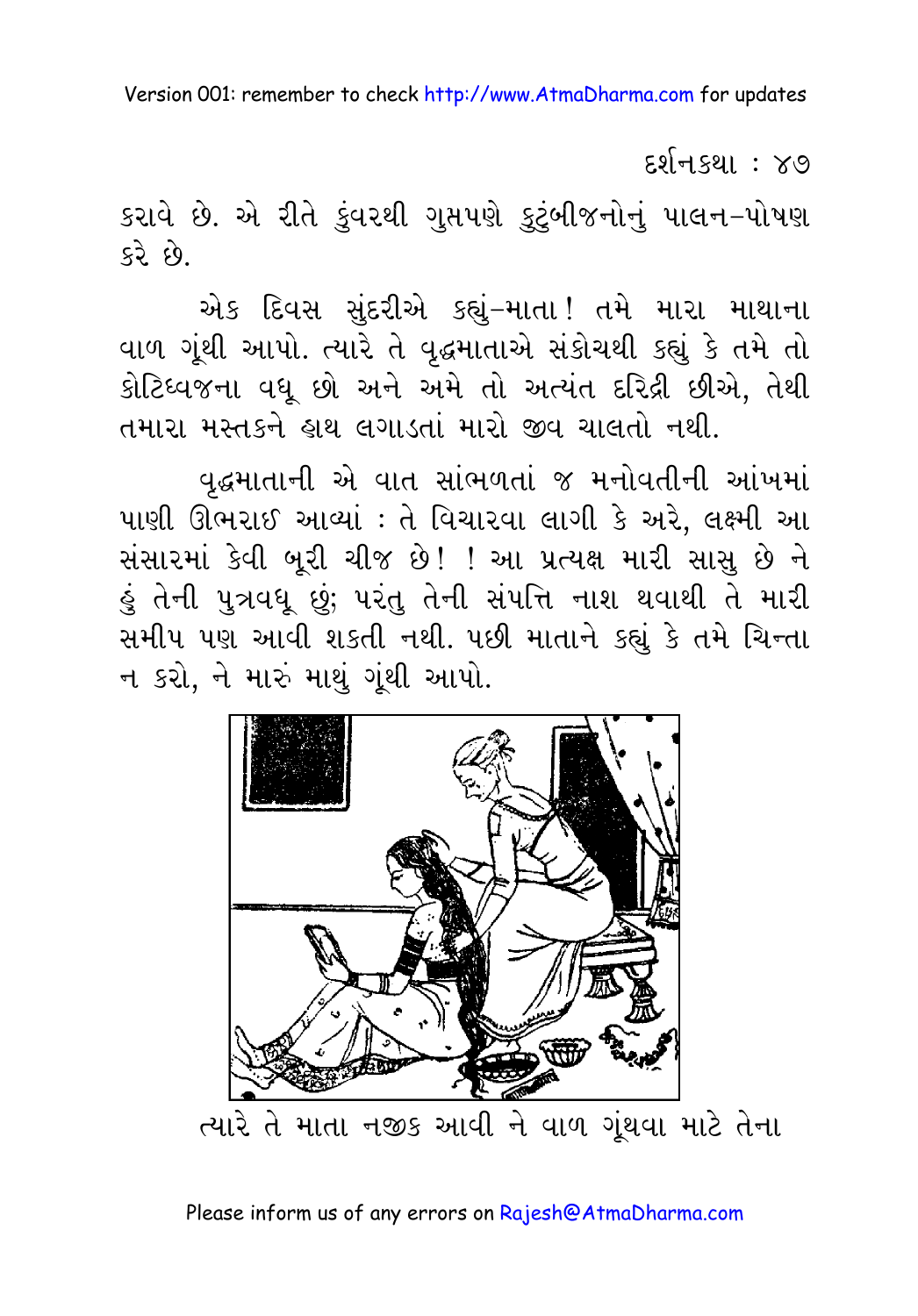કરાવે છે. એ રીતે કુંવરથી ગુપ્તપણે કુટુંબીજનોનું પાલન-પોષણ કરે છે.

એક દિવસ સુંદરીએ કહ્યું-માતા! તમે મારા માથાના વાળ ગૂંથી આપો. ત્યારે તે વૃદ્ધમાતાએ સંકોચથી કહ્યું કે તમે તો કોટિધ્વજના વધૂ છો અને અમે તો અત્યંત દરિદ્રી છીએ, તેથી તમારા મસ્તકને હાથ લગાડતાં મારો જીવ ચાલતો નથી.

વૃદ્ધમાતાની એ વાત સાંભળતાં જ મનોવતીની આંખમાં પાણી ઊભરાઈ આવ્યાં : તે વિચારવા લાગી કે અરે, લક્ષ્મી આ સંસારમાં કેવી બૂરી ચીજ છે! ! આ પ્રત્યક્ષ મારી સાસુ છે ને હું તેની પુત્રવધૂ છું; પરંતુ તેની સંપત્તિ નાશ થવાથી તે મારી સમીપ પણ આવી શકતી નથી. પછી માતાને કહ્યું કે તમે ચિન્તા ન કરો, ને મારું માથું ગૂંથી આપો.

ત્યારે તે માતા નજીક આવી ને વાળ ગૂંથવા માટે તેના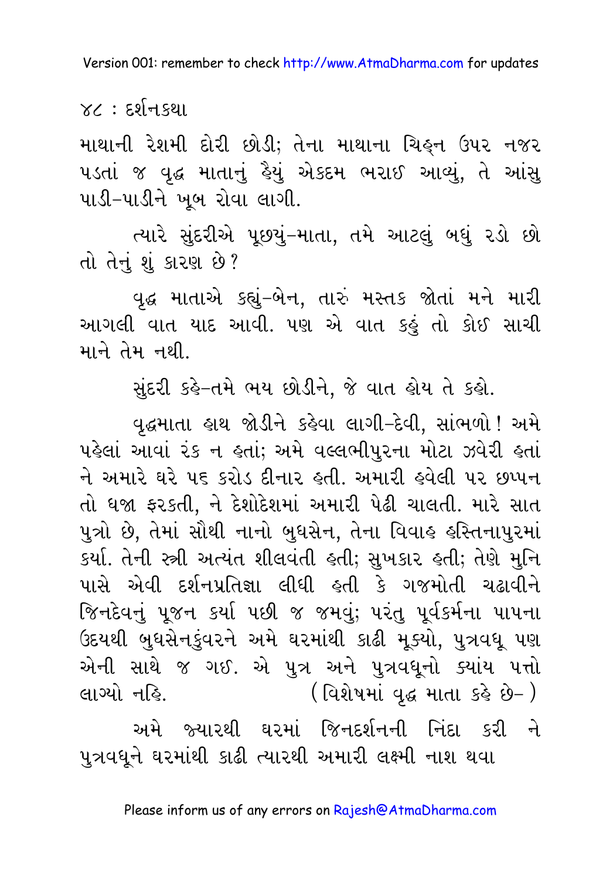માથાની રેશમી દોરી છોડી; તેના માથાના ચિહ્ન ઉપર નજર પડતાં જ વૃદ્ધ માતાનું હૈયું એકદમ ભરાઈ આવ્યું, તે આંસુ પાડી-પાડીને ખૂબ રોવા લાગી.

ત્યારે સુંદરીએ પૂછયું-માતા, તમે આટલું બધું રડો છો તો તેનું શું કારણ છે?

વૃદ્ધ માતાએ કહ્યું-બેન, તારું મસ્તક જોતાં મને મારી આગલી વાત યાદ આવી. પણ એ વાત કહું તો કોઈ સાચી માને તેમ નથી.

સુંદરી કહે-તમે ભય છોડીને, જે વાત હોય તે કહો.

વૃદ્ધમાતા હાથ જોડીને કહેવા લાગી-દેવી, સાંભળો! અમે પહેલાં આવાં રંક ન હતાં; અમે વલ્લભીપુરના મોટા ઝવેરી હતાં ને અમારે ઘરે ૫૬ કરોડ દીનાર હતી. અમારી હવેલી પર છપ્પન તો ધજા ફરકતી, ને દેશોદેશમાં અમારી પેઢી ચાલતી. મારે સાત પુત્રો છે, તેમાં સૌથી નાનો બુધસેન, તેના વિવાહ હસ્તિનાપુરમાં કર્યા. તેની સ્ત્રી અત્યંત શીલવંતી હતી; સુખકાર હતી; તેણે મુનિ પાસે એવી દર્શનપ્રતિજ્ઞા લીધી હતી કે ગજમોતી ચઢાવીને જિનદેવનું પૂજન કર્યા પછી જ જમવું; પરંતુ પૂર્વકર્મના પાપના ઉદયથી બુધસેનકુંવરને અમે ઘરમાંથી કાઢી મૂક્યો, પુત્રવધૂ પણ એની સાથે જ ગઈ. એ પુત્ર અને પુત્રવધૂનો ક્યાંય પત્તો લાગ્યો નહિ. (વિશેષમાં વૃદ્ધ માતા કહે છે-)

અમે જ્યારથી ઘરમાં જિનદર્શનની નિંદા કરી ને પુત્રવધૂને ઘરમાંથી કાઢી ત્યારથી અમારી લક્ષ્મી નાશ થવા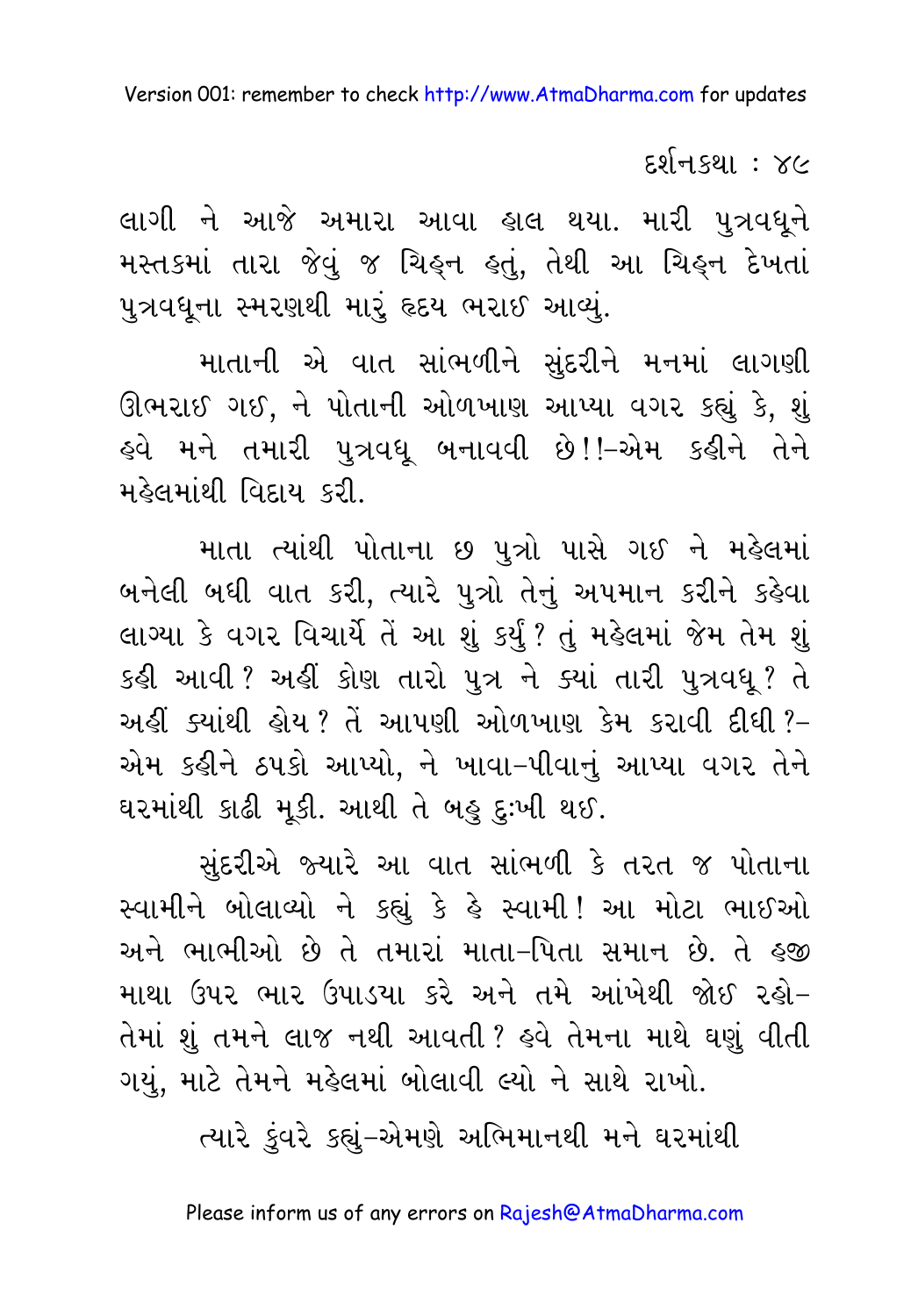લાગી ને આજે અમારા આવા હાલ થયા. મારી પુત્રવધૂને મસ્તકમાં તારા જેવું જ ચિહ્‌ન હતું, તેથી આ ચિહ્‌ન દેખતાં પુત્રવધૂના સ્મરણથી મારું હૃદય ભરાઈ આવ્યું.

માતાની એ વાત સાંભળીને સુંદરીને મનમાં લાગણી ઊભરાઈ ગઈ, ને પોતાની ઓળખાણ આપ્યા વગર કહ્યું કે, શું હવે મને તમારી પુત્રવધૂ બનાવવી છે!!–એમ કહીને તેને મહેલમાંથી વિદાય કરી.

માતા ત્યાંથી પોતાના છ પુત્રો પાસે ગઈ ને મહેલમાં બનેલી બધી વાત કરી, ત્યારે પુત્રો તેનું અપમાન કરીને કહેવા લાગ્યા કે વગર વિચાર્યે તેં આ શું કર્યું? તું મહેલમાં જેમ તેમ શું કહી આવી? અહીં કોણ તારો પુત્ર ને ક્યાં તારી પુત્રવધૂ? તે અહીં ક્યાંથી હોય? તેં આપણી ઓળખાણ કેમ કરાવી દીધી?–એમ કહીને ઠપકો આપ્યો, ને ખાવા–પીવાનું આપ્યા વગર તેને ઘરમાંથી કાઢી મૂકી. આથી તે બહુ દુઃખી થઈ.

સુંદરીએ જ્યારે આ વાત સાંભળી કે તરત જ પોતાના સ્વામીને બોલાવ્યો ને કહ્યું કે હે સ્વામી! આ મોટા ભાઈઓ અને ભાભીઓ છે તે તમારાં માતા–પિતા સમાન છે. તે હજી માથા ઉપર ભાર ઉપાડયા કરે અને તમે આંખેથી જોઈ રહો–તેમાં શું તમને લાજ નથી આવતી? હવે તેમના માથે ઘણું વીતી ગયું, માટે તેમને મહેલમાં બોલાવી લ્યો ને સાથે રાખો.

ત્યારે કુંવરે કહ્યું–એમણે અભિમાનથી મને ઘરમાંથી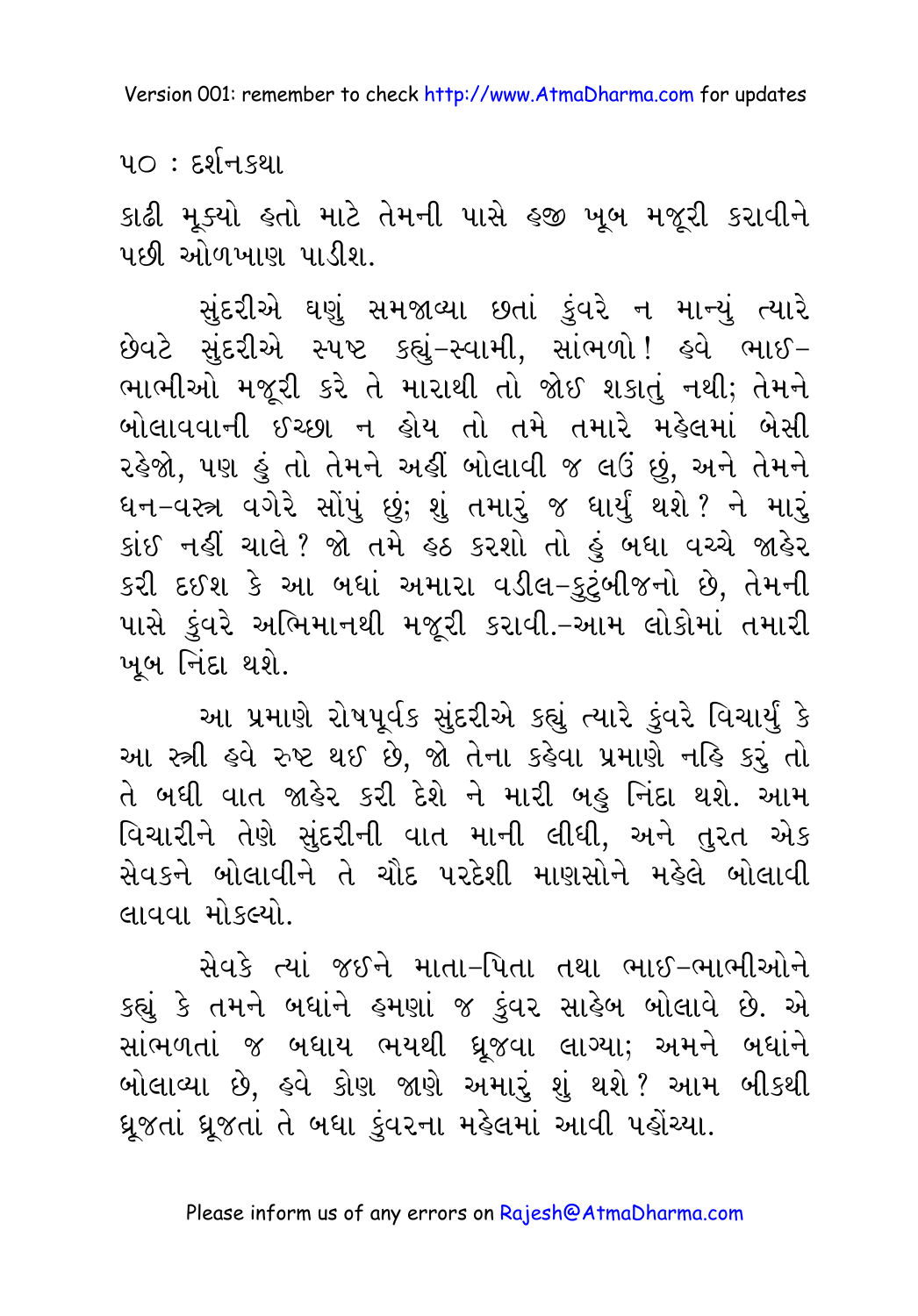કાઢી મૂક્યો હતો માટે તેમની પાસે હજી ખૂબ મજૂરી કરાવીને પછી ઓળખાણ પાડીશ.

સુંદરીએ ઘણું સમજાવ્યા છતાં કુંવરે ન માન્યું ત્યારે છેવટે સુંદરીએ સ્પષ્ટ કહ્યું–સ્વામી, સાંભળો! હવે ભાઈ–ભાભીઓ મજૂરી કરે તે મારાથી તો જોઈ શકાતું નથી; તેમને બોલાવવાની ઈચ્છા ન હોય તો તમે તમારે મહેલમાં બેસી રહેજો, પણ હું તો તેમને અહીં બોલાવી જ લઉં છું, અને તેમને ધન–વસ્ત્ર વગેરે સોંપું છું; શું તમારું જ ધાર્યું થશે? ને મારું કાંઈ નહીં ચાલે? જો તમે હઠ કરશો તો હું બધા વચ્ચે જાહેર કરી દઈશ કે આ બધાં અમારા વડીલ–કુટુંબીજનો છે, તેમની પાસે કુંવરે અભિમાનથી મજૂરી કરાવી.–આમ લોકોમાં તમારી ખૂબ નિંદા થશે.

આ પ્રમાણે રોષપૂર્વક સુંદરીએ કહ્યું ત્યારે કુંવરે વિચાર્યું કે આ સ્ત્રી હવે રુષ્ટ થઈ છે, જો તેના કહેવા પ્રમાણે નહિ કરું તો તે બધી વાત જાહેર કરી દેશે ને મારી બહુ નિંદા થશે. આમ વિચારીને તેણે સુંદરીની વાત માની લીધી, અને તુરત એક સેવકને બોલાવીને તે ચૌદ પરદેશી માણસોને મહેલે બોલાવી લાવવા મોકલ્યો.

સેવકે ત્યાં જઈને માતા–પિતા તથા ભાઈ–ભાભીઓને કહ્યું કે તમને બધાંને હમણાં જ કુંવર સાહેબ બોલાવે છે. એ સાંભળતાં જ બધાય ભયથી ધ્રૂજવા લાગ્યા; અમને બધાંને બોલાવ્યા છે, હવે કોણ જાણે અમારું શું થશે? આમ બીકથી ધ્રૂજતાં ધ્રૂજતાં તે બધા કુંવરના મહેલમાં આવી પહોંચ્યા.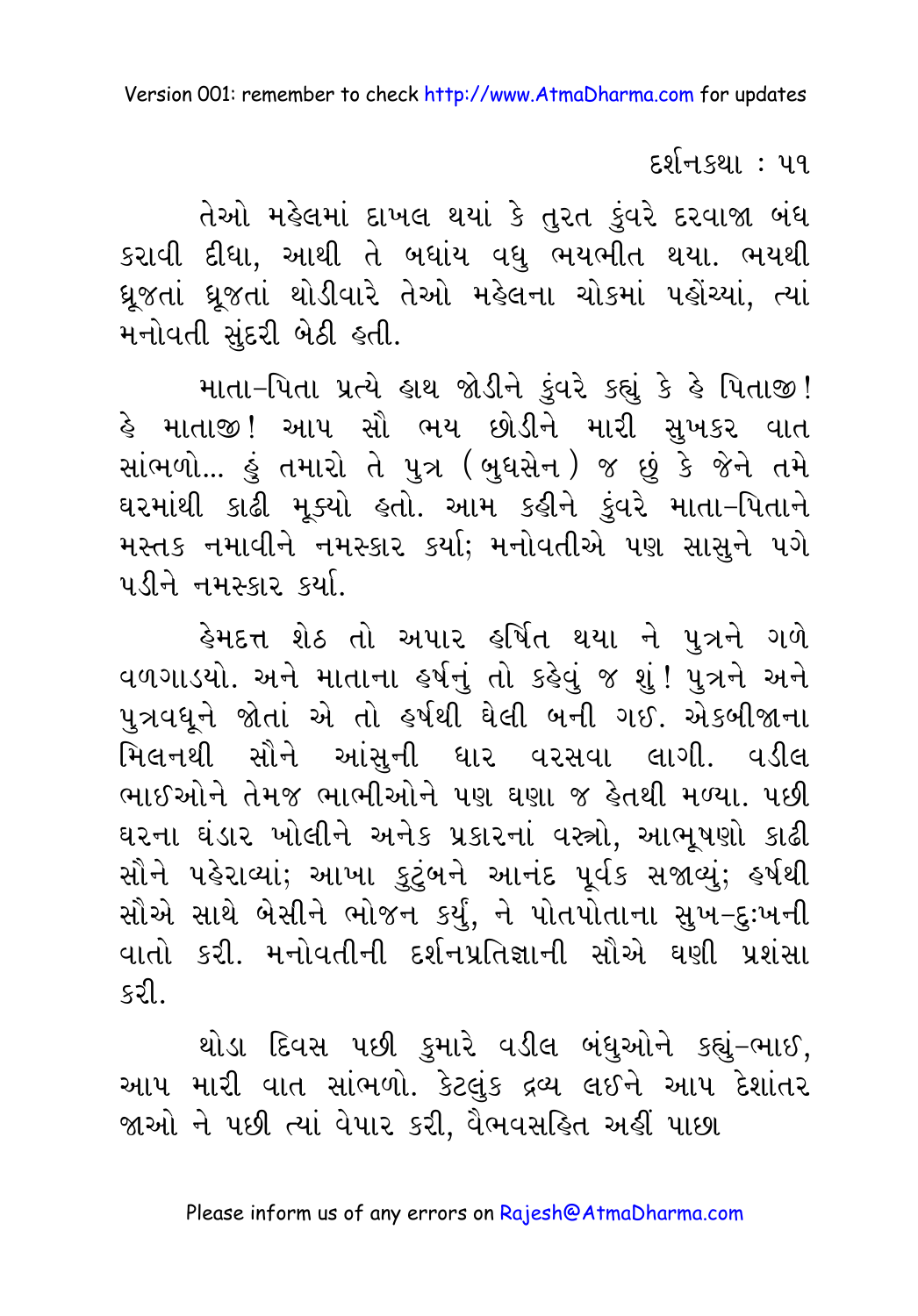તેઓ મહેલમાં દાખલ થયાં કે તુરત કુંવરે દરવાજા બંધ કરાવી દીધા, આથી તે બધાંય વધુ ભયભીત થયા. ભયથી ધ્રૂજતાં ધ્રૂજતાં થોડીવારે તેઓ મહેલના ચોકમાં પહોંચ્યાં, ત્યાં મનોવતી સુંદરી બેઠી હતી.

માતા-પિતા પ્રત્યે હાથ જોડીને કુંવરે કહ્યું કે હે પિતાજી! હે માતાજી! આપ સૌ ભય છોડીને મારી સુખકર વાત સાંભળો... હું તમારો તે પુત્ર (બુધસેન) જ છું કે જેને તમે ઘરમાંથી કાઢી મૂક્યો હતો. આમ કહીને કુંવરે માતા-પિતાને મસ્તક નમાવીને નમસ્કાર કર્યા; મનોવતીએ પણ સાસુને પગે પડીને નમસ્કાર કર્યા.

હેમદત્ત શેઠ તો અપાર હર્ષિત થયા ને પુત્રને ગળે વળગાડયો. અને માતાના હર્ષનું તો કહેવું જ શું! પુત્રને અને પુત્રવધૂને જોતાં એ તો હર્ષથી ઘેલી બની ગઈ. એકબીજાના મિલનથી સૌને આંસુની ધાર વરસવા લાગી. વડીલ ભાઈઓને તેમજ ભાભીઓને પણ ઘણા જ હેતથી મળ્યા. પછી ઘરના ઘંડાર ખોલીને અનેક પ્રકારનાં વસ્ત્રો, આભૂષણો કાઢી સૌને પહેરાવ્યાં; આખા કુટુંબને આનંદ પૂર્વક સજાવ્યું; હર્ષથી સૌએ સાથે બેસીને ભોજન કર્યું, ને પોતપોતાના સુખ-દુઃખની વાતો કરી. મનોવતીની દર્શનપ્રતિજ્ઞાની સૌએ ઘણી પ્રશંસા કરી.

થોડા દિવસ પછી કુમારે વડીલ બંધુઓને કહ્યું-ભાઈ, આપ મારી વાત સાંભળો. કેટલુંક દ્રવ્ય લઈને આપ દેશાંતર જાઓ ને પછી ત્યાં વેપાર કરી, વૈભવસહિત અહીં પાછા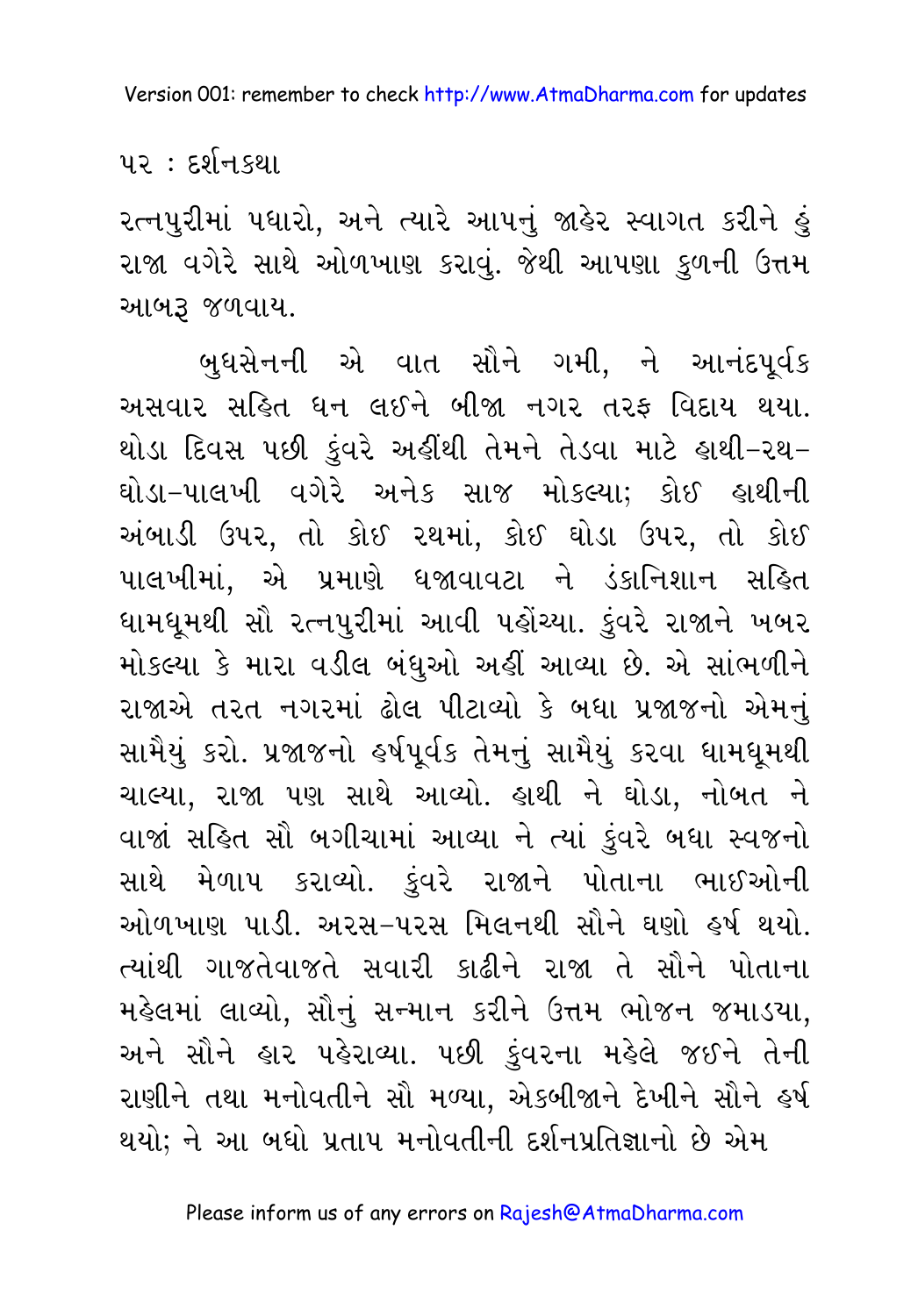રત્નપુરીમાં પધારો, અને ત્યારે આપનું જાહેર સ્વાગત કરીને હું રાજા વગેરે સાથે ઓળખાણ કરાવું. જેથી આપણા કુળની ઉત્તમ આબરૂ જળવાય.

બુધસેનની એ વાત સૌને ગમી, ને આનંદપૂર્વક અસવાર સહિત ધન લઈને બીજા નગર તરફ વિદાય થયા. થોડા દિવસ પછી કુંવરે અહીંથી તેમને તેડવા માટે હાથી–રથ–ઘોડા–પાલખી વગેરે અનેક સાજ મોકલ્યા; કોઈ હાથીની અંબાડી ઉપર, તો કોઈ રથમાં, કોઈ ઘોડા ઉપર, તો કોઈ પાલખીમાં, એ પ્રમાણે ધજાવાવટા ને ડંકાનિશાન સહિત ધામધૂમથી સૌ રત્નપુરીમાં આવી પહોંચ્યા. કુંવરે રાજાને ખબર મોકલ્યા કે મારા વડીલ બંધુઓ અહીં આવ્યા છે. એ સાંભળીને રાજાએ તરત નગરમાં ઢોલ પીટાવ્યો કે બધા પ્રજાજનો એમનું સામૈયું કરો. પ્રજાજનો હર્ષપૂર્વક તેમનું સામૈયું કરવા ધામધૂમથી ચાલ્યા, રાજા પણ સાથે આવ્યો. હાથી ને ઘોડા, નોબત ને વાજાં સહિત સૌ બગીચામાં આવ્યા ને ત્યાં કુંવરે બધા સ્વજનો સાથે મેળાપ કરાવ્યો. કુંવરે રાજાને પોતાના ભાઈઓની ઓળખાણ પાડી. અરસ–પરસ મિલનથી સૌને ઘણો હર્ષ થયો. ત્યાંથી ગાજતેવાજતે સવારી કાઢીને રાજા તે સૌને પોતાના મહેલમાં લાવ્યો, સૌનું સન્માન કરીને ઉત્તમ ભોજન જમાડયા, અને સૌને હાર પહેરાવ્યા. પછી કુંવરના મહેલે જઈને તેની રાણીને તથા મનોવતીને સૌ મળ્યા, એકબીજાને દેખીને સૌને હર્ષ થયો; ને આ બધો પ્રતાપ મનોવતીની દર્શનપ્રતિજ્ઞાનો છે એમ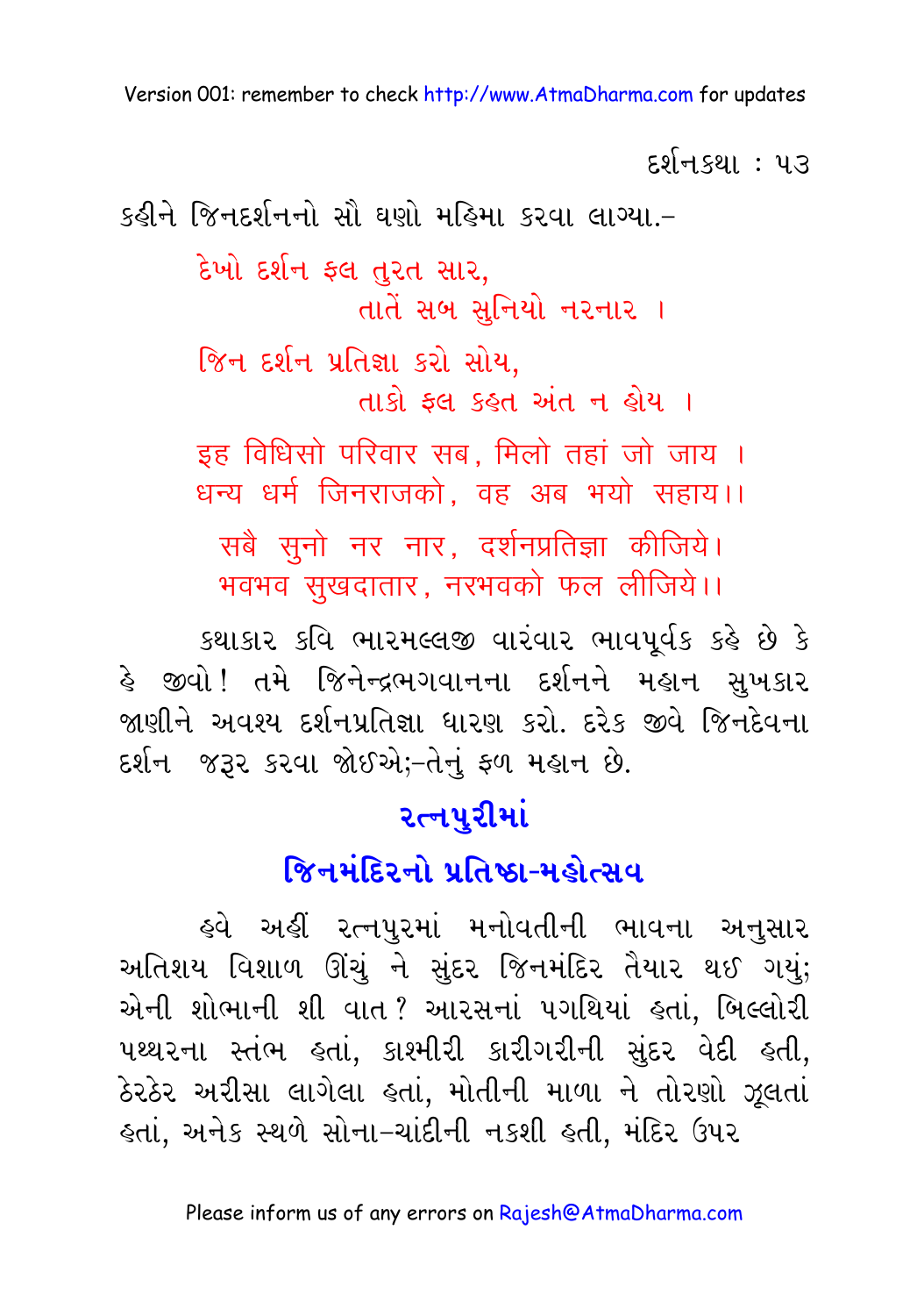કહીને જિનદર્શનનો સૌ ઘણો મહિમા કરવા લાગ્યા.–

> દેખો દર્શન ફલ તુરત સાર,
> તાતેં સબ સુનિયો નરનાર ।
>
> જિન દર્શન પ્રતિજ્ઞા કરો સોય,
> તાકો ફલ કહત અંત ન હોય ।
>
> इह विधिसो परिवार सब, मिलो तहां जो जाय ।
> धन्य धर्म जिनराजको, वह अब भयो सहाय।।
>
> सबै सुनो नर नार, दर्शनप्रतिज्ञा कीजिये।
> भवभव सुखदातार, नरभवको फल लीजिये।।

કથાકાર કવિ ભારમલ્લજી વારંવાર ભાવપૂર્વક કહે છે કે હે જીવો! તમે જિનેન્દ્રભગવાનના દર્શનને મહાન સુખકાર જાણીને અવશ્ય દર્શનપ્રતિજ્ઞા ધારણ કરો. દરેક જીવે જિનદેવના દર્શન જરૂર કરવા જોઈએ;–તેનું ફળ મહાન છે.

## રત્નપુરીમાં
## જિનમંદિરનો પ્રતિષ્ઠા-મહોત્સવ

હવે અહીં રત્નપુરમાં મનોવતીની ભાવના અનુસાર અતિશય વિશાળ ઊંચું ને સુંદર જિનમંદિર તૈયાર થઈ ગયું; એની શોભાની શી વાત? આરસનાં પગથિયાં હતાં, બિલ્લોરી પથ્થરના સ્તંભ હતાં, કાશ્મીરી કારીગરીની સુંદર વેદી હતી, ઠેરઠેર અરીસા લાગેલા હતાં, મોતીની માળા ને તોરણો ઝૂલતાં હતાં, અનેક સ્થળે સોના-ચાંદીની નકશી હતી, મંદિર ઉપર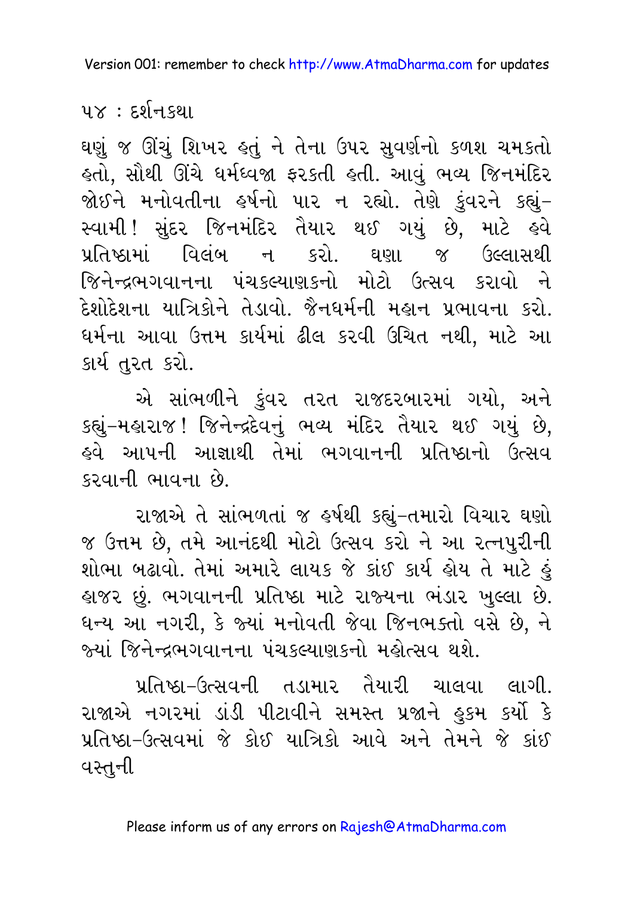ઘણું જ ઊંચું શિખર હતું ને તેના ઉપર સુવર્ણનો કળશ ચમકતો હતો, સૌથી ઊંચે ધર્મધ્વજા ફરકતી હતી. આવું ભવ્ય જિનમંદિર જોઈને મનોવતીના હર્ષનો પાર ન રહ્યો. તેણે કુંવરને કહ્યું– સ્વામી! સુંદર જિનમંદિર તૈયાર થઈ ગયું છે, માટે હવે પ્રતિષ્ઠામાં વિલંબ ન કરો. ઘણા જ ઉલ્લાસથી જિનેન્દ્રભગવાનના પંચકલ્યાણકનો મોટો ઉત્સવ કરાવો ને દેશોદેશના યાત્રિકોને તેડાવો. જૈનધર્મની મહાન પ્રભાવના કરો. ધર્મના આવા ઉત્તમ કાર્યમાં ઢીલ કરવી ઉચિત નથી, માટે આ કાર્ય તુરત કરો.

એ સાંભળીને કુંવર તરત રાજદરબારમાં ગયો, અને કહ્યું–મહારાજ! જિનેન્દ્રદેવનું ભવ્ય મંદિર તૈયાર થઈ ગયું છે, હવે આપની આજ્ઞાથી તેમાં ભગવાનની પ્રતિષ્ઠાનો ઉત્સવ કરવાની ભાવના છે.

રાજાએ તે સાંભળતાં જ હર્ષથી કહ્યું–તમારો વિચાર ઘણો જ ઉત્તમ છે, તમે આનંદથી મોટો ઉત્સવ કરો ને આ રત્નપુરીની શોભા બઢાવો. તેમાં અમારે લાયક જે કાંઈ કાર્ય હોય તે માટે હું હાજર છું. ભગવાનની પ્રતિષ્ઠા માટે રાજ્યના ભંડાર ખુલ્લા છે. ધન્ય આ નગરી, કે જ્યાં મનોવતી જેવા જિનભક્તો વસે છે, ને જ્યાં જિનેન્દ્રભગવાનના પંચકલ્યાણકનો મહોત્સવ થશે.

પ્રતિષ્ઠા–ઉત્સવની તડામાર તૈયારી ચાલવા લાગી. રાજાએ નગરમાં ડાંડી પીટાવીને સમસ્ત પ્રજાને હુકમ કર્યો કે પ્રતિષ્ઠા–ઉત્સવમાં જે કોઈ યાત્રિકો આવે અને તેમને જે કાંઈ વસ્તુની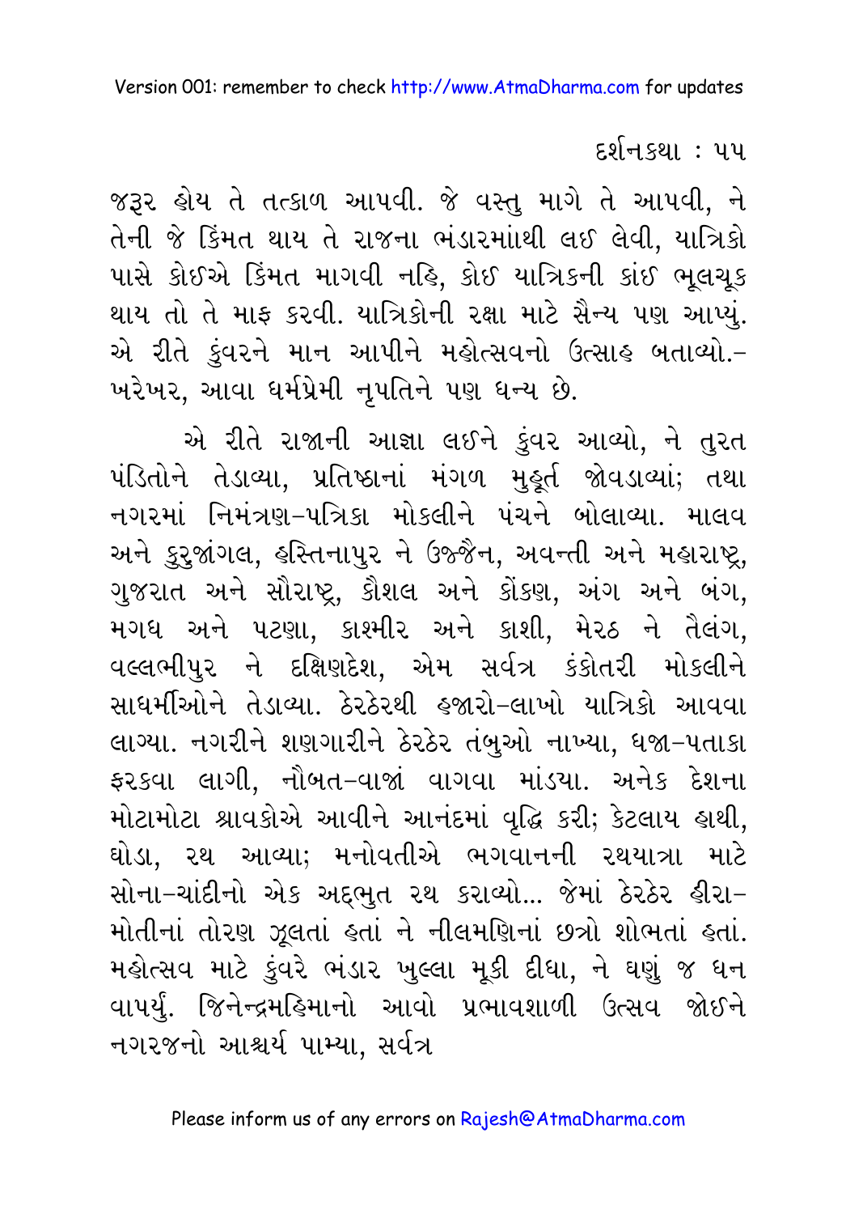જરૂર હોય તે તત્કાળ આપવી. જે વસ્તુ માગે તે આપવી, ને તેની જે કિંમત થાય તે રાજના ભંડારમાંથી લઈ લેવી, યાત્રિકો પાસે કોઈએ કિંમત માગવી નહિ, કોઈ યાત્રિકની કાંઈ ભૂલચૂક થાય તો તે માફ કરવી. યાત્રિકોની રક્ષા માટે સૈન્ય પણ આપ્યું. એ રીતે કુંવરને માન આપીને મહોત્સવનો ઉત્સાહ બતાવ્યો.– ખરેખર, આવા ધર્મપ્રેમી નૃપતિને પણ ધન્ય છે.

એ રીતે રાજાની આજ્ઞા લઈને કુંવર આવ્યો, ને તુરત પંડિતોને તેડાવ્યા, પ્રતિષ્ઠાનાં મંગળ મુહૂર્ત જોવડાવ્યાં; તથા નગરમાં નિમંત્રણ–પત્રિકા મોકલીને પંચને બોલાવ્યા. માલવ અને કુરુજાંગલ, હસ્તિનાપુર ને ઉજ્જૈન, અવન્તી અને મહારાષ્ટ્ર, ગુજરાત અને સૌરાષ્ટ્ર, કૌશલ અને કોંકણ, અંગ અને બંગ, મગધ અને પટણા, કાશ્મીર અને કાશી, મેરઠ ને તૈલંગ, વલ્લભીપુર ને દક્ષિણદેશ, એમ સર્વત્ર કંકોતરી મોકલીને સાધર્મીઓને તેડાવ્યા. ઠેરઠેરથી હજારો–લાખો યાત્રિકો આવવા લાગ્યા. નગરીને શણગારીને ઠેરઠેર તંબુઓ નાખ્યા, ધજા–પતાકા ફરકવા લાગી, નૌબત–વાજાં વાગવા માંડયા. અનેક દેશના મોટામોટા શ્રાવકોએ આવીને આનંદમાં વૃદ્ધિ કરી; કેટલાય હાથી, ઘોડા, રથ આવ્યા; મનોવતીએ ભગવાનની રથયાત્રા માટે સોના–ચાંદીનો એક અદ્‌ભુત રથ કરાવ્યો... જેમાં ઠેરઠેર હીરા–મોતીનાં તોરણ ઝૂલતાં હતાં ને નીલમણિનાં છત્રો શોભતાં હતાં. મહોત્સવ માટે કુંવરે ભંડાર ખુલ્લા મૂકી દીધા, ને ઘણું જ ધન વાપર્યું. જિનેન્દ્રમહિમાનો આવો પ્રભાવશાળી ઉત્સવ જોઈને નગરજનો આશ્ચર્ય પામ્યા, સર્વત્ર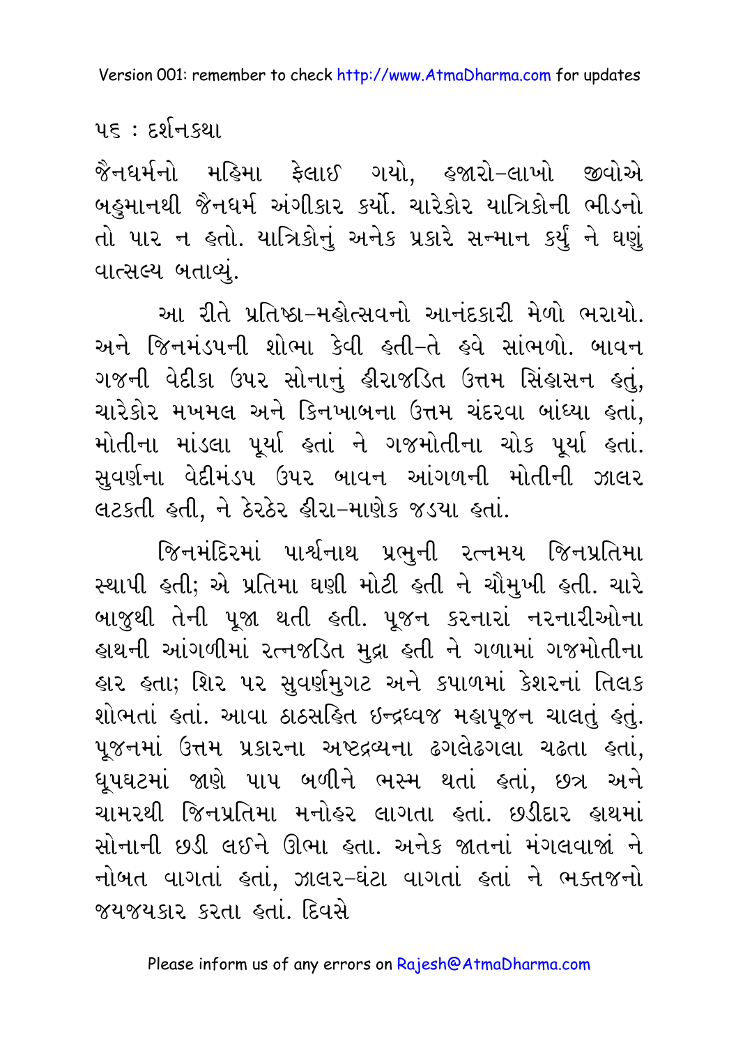જૈનધર્મનો મહિમા ફેલાઈ ગયો, હજારો-લાખો જીવોએ બહુમાનથી જૈનધર્મ અંગીકાર કર્યો. ચારેકોર યાત્રિકોની ભીડનો તો પાર ન હતો. યાત્રિકોનું અનેક પ્રકારે સન્માન કર્યું ને ઘણું વાત્સલ્ય બતાવ્યું.

આ રીતે પ્રતિષ્ઠા-મહોત્સવનો આનંદકારી મેળો ભરાયો. અને જિનમંડપની શોભા કેવી હતી-તે હવે સાંભળો. બાવન ગજની વેદીકા ઉપર સોનાનું હીરાજડિત ઉત્તમ સિંહાસન હતું, ચારેકોર મખમલ અને કિનખાબના ઉત્તમ ચંદરવા બાંધ્યા હતાં, મોતીના માંડલા પૂર્યા હતાં ને ગજમોતીના ચોક પૂર્યા હતાં. સુવર્ણના વેદીમંડપ ઉપર બાવન આંગળની મોતીની ઝાલર લટકતી હતી, ને ઠેરઠેર હીરા-માણેક જડયા હતાં.

જિનમંદિરમાં પાર્શ્વનાથ પ્રભુની રત્નમય જિનપ્રતિમા સ્થાપી હતી; એ પ્રતિમા ઘણી મોટી હતી ને ચૌમુખી હતી. ચારે બાજુથી તેની પૂજા થતી હતી. પૂજન કરનારાં નરનારીઓના હાથની આંગળીમાં રત્નજડિત મુદ્રા હતી ને ગળામાં ગજમોતીના હાર હતા; શિર પર સુવર્ણમુગટ અને કપાળમાં કેશરનાં તિલક શોભતાં હતાં. આવા ઠાઠસહિત ઇન્દ્રધ્વજ મહાપૂજન ચાલતું હતું. પૂજનમાં ઉત્તમ પ્રકારના અષ્ટદ્રવ્યના ઢગલેઢગલા ચઢતા હતાં, ધૂપઘટમાં જાણે પાપ બળીને ભસ્મ થતાં હતાં, છત્ર અને ચામરથી જિનપ્રતિમા મનોહર લાગતા હતાં. છડીદાર હાથમાં સોનાની છડી લઈને ઊભા હતા. અનેક જાતનાં મંગલવાજાં ને નોબત વાગતાં હતાં, ઝાલર-ઘંટા વાગતાં હતાં ને ભક્તજનો જયજયકાર કરતા હતાં. દિવસે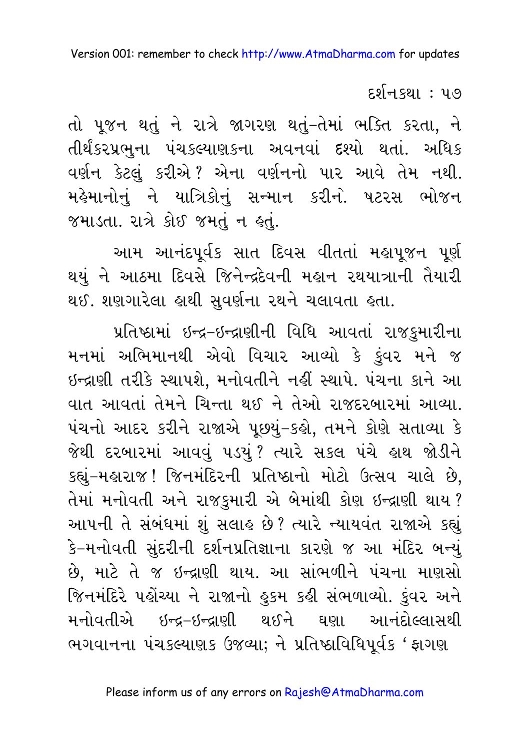તો પૂજન થતું ને રાત્રે જાગરણ થતું–તેમાં ભક્તિ કરતા, ને તીર્થંકરપ્રભુના પંચકલ્યાણકના અવનવાં દશ્યો થતાં. અધિક વર્ણન કેટલું કરીએ ? એના વર્ણનનો પાર આવે તેમ નથી. મહેમાનોનું ને યાત્રિકોનું સન્માન કરીને. ષટરસ ભોજન જમાડતા. રાત્રે કોઈ જમતું ન હતું.

આમ આનંદપૂર્વક સાત દિવસ વીતતાં મહાપૂજન પૂર્ણ થયું ને આઠમા દિવસે જિનેન્દ્રદેવની મહાન રથયાત્રાની તૈયારી થઈ. શણગારેલા હાથી સુવર્ણના રથને ચલાવતા હતા.

પ્રતિષ્ઠામાં ઇન્દ્ર–ઇન્દ્રાણીની વિધિ આવતાં રાજકુમારીના મનમાં અભિમાનથી એવો વિચાર આવ્યો કે કુંવર મને જ ઇન્દ્રાણી તરીકે સ્થાપશે, મનોવતીને નહીં સ્થાપે. પંચના કાને આ વાત આવતાં તેમને ચિન્તા થઈ ને તેઓ રાજદરબારમાં આવ્યા. પંચનો આદર કરીને રાજાએ પૂછ્યું–કહો, તમને કોણે સતાવ્યા કે જેથી દરબારમાં આવવું પડ્યું ? ત્યારે સકલ પંચે હાથ જોડીને કહ્યું–મહારાજ ! જિનમંદિરની પ્રતિષ્ઠાનો મોટો ઉત્સવ ચાલે છે, તેમાં મનોવતી અને રાજકુમારી એ બેમાંથી કોણ ઇન્દ્રાણી થાય ? આપની તે સંબંધમાં શું સલાહ છે ? ત્યારે ન્યાયવંત રાજાએ કહ્યું કે–મનોવતી સુંદરીની દર્શનપ્રતિજ્ઞાના કારણે જ આ મંદિર બન્યું છે, માટે તે જ ઇન્દ્રાણી થાય. આ સાંભળીને પંચના માણસો જિનમંદિરે પહોંચ્યા ને રાજાનો હુકમ કહી સંભળાવ્યો. કુંવર અને મનોવતીએ ઇન્દ્ર–ઇન્દ્રાણી થઈને ઘણા આનંદોલ્લાસથી ભગવાનના પંચકલ્યાણક ઉજવ્યા; ને પ્રતિષ્ઠાવિધિપૂર્વક ‘ ફાગણ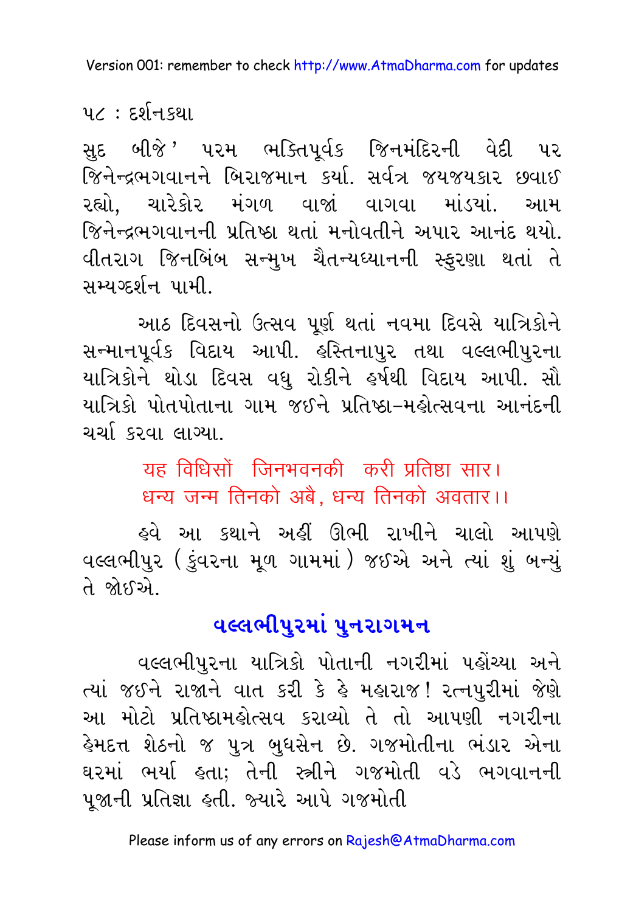સુદ બીજે' પરમ ભક્તિપૂર્વક જિનમંદિરની વેદી પર જિનેન્દ્રભગવાનને બિરાજમાન કર્યા. સર્વત્ર જયજયકાર છવાઈ રહ્યો, ચારેકોર મંગળ વાજાં વાગવા માંડયાં. આમ જિનેન્દ્રભગવાનની પ્રતિષ્ઠા થતાં મનોવતીને અપાર આનંદ થયો. વીતરાગ જિનબિંબ સન્મુખ ચૈતન્યધ્યાનની સ્ફુરણા થતાં તે સમ્યગ્દર્શન પામી.

આઠ દિવસનો ઉત્સવ પૂર્ણ થતાં નવમા દિવસે યાત્રિકોને સન્માનપૂર્વક વિદાય આપી. હસ્તિનાપુર તથા વલ્લભીપુરના યાત્રિકોને થોડા દિવસ વધુ રોકીને હર્ષથી વિદાય આપી. સૌ યાત્રિકો પોતપોતાના ગામ જઈને પ્રતિષ્ઠા-મહોત્સવના આનંદની ચર્ચા કરવા લાગ્યા.

> यह विधिसों जिनभवनकी करी प्रतिष्ठा सार।
> धन्य जन्म तिनको अबै, धन्य तिनको अवतार।।

હવે આ કથાને અહીં ઊભી રાખીને ચાલો આપણે વલ્લભીપુર (કુંવરના મૂળ ગામમાં) જઈએ અને ત્યાં શું બન્યું તે જોઈએ.

## વલ્લભીપુરમાં પુનરાગમન

વલ્લભીપુરના યાત્રિકો પોતાની નગરીમાં પહોંચ્યા અને ત્યાં જઈને રાજાને વાત કરી કે હે મહારાજ! રત્નપુરીમાં જેણે આ મોટો પ્રતિષ્ઠામહોત્સવ કરાવ્યો તે તો આપણી નગરીના હેમદત્ત શેઠનો જ પુત્ર બુધસેન છે. ગજમોતીના ભંડાર એના ઘરમાં ભર્યા હતા; તેની સ્ત્રીને ગજમોતી વડે ભગવાનની પૂજાની પ્રતિજ્ઞા હતી. જ્યારે આપે ગજમોતી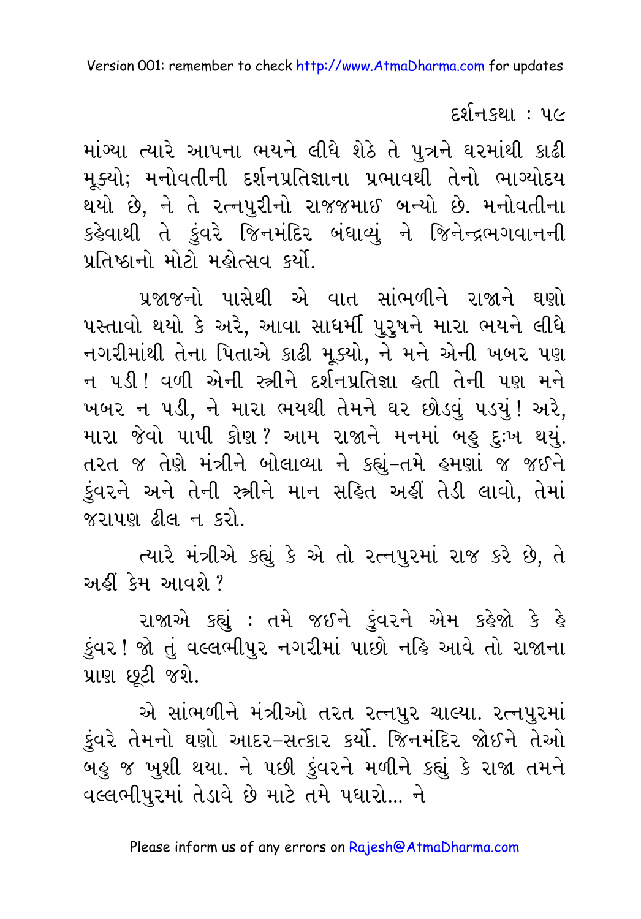માંગ્યા ત્યારે આપના ભયને લીધે શેઠે તે પુત્રને ઘરમાંથી કાઢી મૂક્યો; મનોવતીની દર્શનપ્રતિજ્ઞાના પ્રભાવથી તેનો ભાગ્યોદય થયો છે, ને તે રત્નપુરીનો રાજજમાઈ બન્યો છે. મનોવતીના કહેવાથી તે કુંવરે જિનમંદિર બંધાવ્યું ને જિનેન્દ્રભગવાનની પ્રતિષ્ઠાનો મોટો મહોત્સવ કર્યો.

પ્રજાજનો પાસેથી એ વાત સાંભળીને રાજાને ઘણો પસ્તાવો થયો કે અરે, આવા સાધર્મી પુરુષને મારા ભયને લીધે નગરીમાંથી તેના પિતાએ કાઢી મૂક્યો, ને મને એની ખબર પણ ન પડી! વળી એની સ્ત્રીને દર્શનપ્રતિજ્ઞા હતી તેની પણ મને ખબર ન પડી, ને મારા ભયથી તેમને ઘર છોડવું પડ્યું! અરે, મારા જેવો પાપી કોણ? આમ રાજાને મનમાં બહુ દુઃખ થયું. તરત જ તેણે મંત્રીને બોલાવ્યા ને કહ્યું–તમે હમણાં જ જઈને કુંવરને અને તેની સ્ત્રીને માન સહિત અહીં તેડી લાવો, તેમાં જરાપણ ઢીલ ન કરો.

ત્યારે મંત્રીએ કહ્યું કે એ તો રત્નપુરમાં રાજ કરે છે, તે અહીં કેમ આવશે?

રાજાએ કહ્યું : તમે જઈને કુંવરને એમ કહેજો કે હે કુંવર! જો તું વલ્લભીપુર નગરીમાં પાછો નહિ આવે તો રાજાના પ્રાણ છૂટી જશે.

એ સાંભળીને મંત્રીઓ તરત રત્નપુર ચાલ્યા. રત્નપુરમાં કુંવરે તેમનો ઘણો આદર–સત્કાર કર્યો. જિનમંદિર જોઈને તેઓ બહુ જ ખુશી થયા. ને પછી કુંવરને મળીને કહ્યું કે રાજા તમને વલ્લભીપુરમાં તેડાવે છે માટે તમે પધારો... ને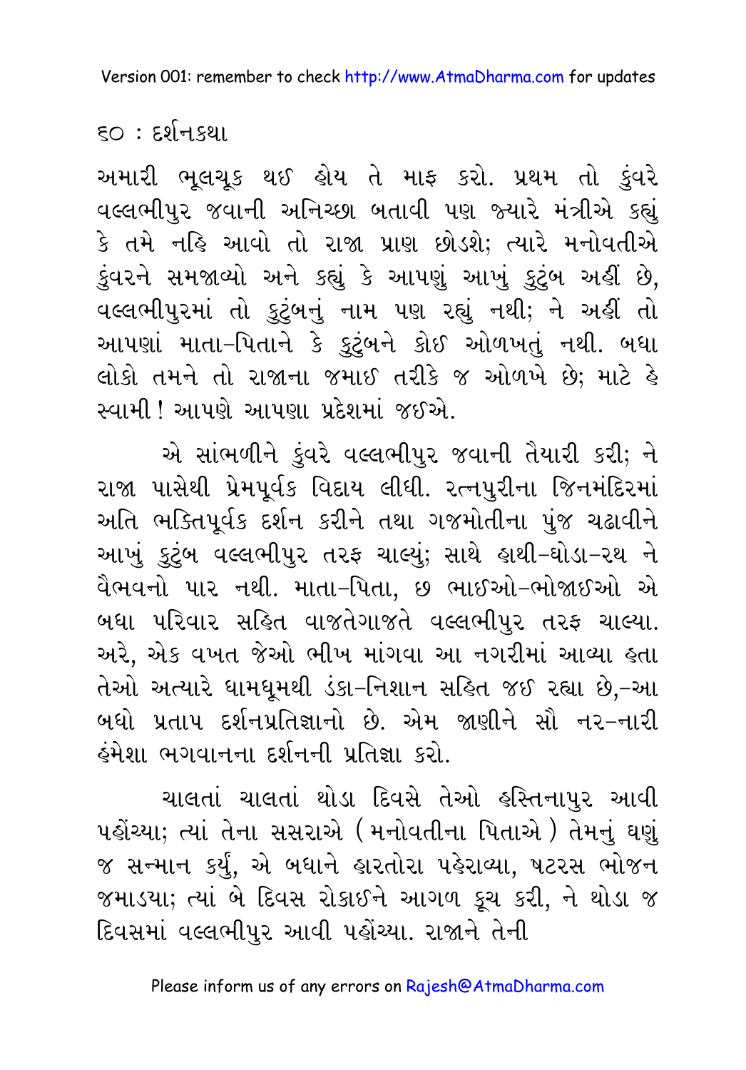અમારી ભૂલચૂક થઈ હોય તે માફ કરો. પ્રથમ તો કુંવરે વલ્લભીપુર જવાની અનિચ્છા બતાવી પણ જ્યારે મંત્રીએ કહ્યું કે તમે નહિ આવો તો રાજા પ્રાણ છોડશે; ત્યારે મનોવતીએ કુંવરને સમજાવ્યો અને કહ્યું કે આપણું આખું કુટુંબ અહીં છે, વલ્લભીપુરમાં તો કુટુંબનું નામ પણ રહ્યું નથી; ને અહીં તો આપણાં માતા-પિતાને કે કુટુંબને કોઈ ઓળખતું નથી. બધા લોકો તમને તો રાજાના જમાઈ તરીકે જ ઓળખે છે; માટે હે સ્વામી! આપણે આપણા પ્રદેશમાં જઈએ.

એ સાંભળીને કુંવરે વલ્લભીપુર જવાની તૈયારી કરી; ને રાજા પાસેથી પ્રેમપૂર્વક વિદાય લીધી. રત્નપુરીના જિનમંદિરમાં અતિ ભક્તિપૂર્વક દર્શન કરીને તથા ગજમોતીના પુંજ ચઢાવીને આખું કુટુંબ વલ્લભીપુર તરફ ચાલ્યું; સાથે હાથી-ઘોડા-રથ ને વૈભવનો પાર નથી. માતા-પિતા, છ ભાઈઓ-ભોજાઈઓ એ બધા પરિવાર સહિત વાજતેગાજતે વલ્લભીપુર તરફ ચાલ્યા. અરે, એક વખત જેઓ ભીખ માંગવા આ નગરીમાં આવ્યા હતા તેઓ અત્યારે ધામધૂમથી ડંકા-નિશાન સહિત જઈ રહ્યા છે,-આ બધો પ્રતાપ દર્શનપ્રતિજ્ઞાનો છે. એમ જાણીને સૌ નર-નારી હંમેશા ભગવાનના દર્શનની પ્રતિજ્ઞા કરો.

ચાલતાં ચાલતાં થોડા દિવસે તેઓ હસ્તિનાપુર આવી પહોંચ્યા; ત્યાં તેના સસરાએ (મનોવતીના પિતાએ) તેમનું ઘણું જ સન્માન કર્યું, એ બધાને હારતોરા પહેરાવ્યા, ષટરસ ભોજન જમાડયા; ત્યાં બે દિવસ રોકાઈને આગળ કૂચ કરી, ને થોડા જ દિવસમાં વલ્લભીપુર આવી પહોંચ્યા. રાજાને તેની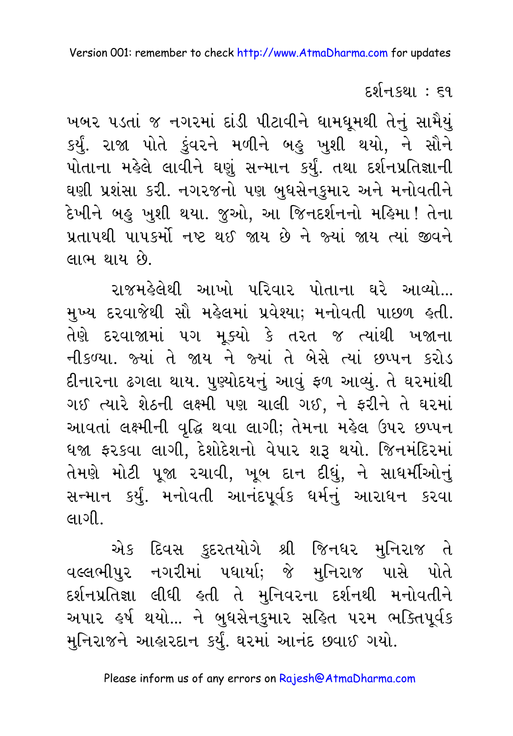ખબર પડતાં જ નગરમાં દાંડી પીટાવીને ધામધૂમથી તેનું સામૈયું કર્યું. રાજા પોતે કુંવરને મળીને બહુ ખુશી થયો, ને સૌને પોતાના મહેલે લાવીને ઘણું સન્માન કર્યું. તથા દર્શનપ્રતિજ્ઞાની ઘણી પ્રશંસા કરી. નગરજનો પણ બુધસેનકુમાર અને મનોવતીને દેખીને બહુ ખુશી થયા. જુઓ, આ જિનદર્શનનો મહિમા! તેના પ્રતાપથી પાપકર્મો નષ્ટ થઈ જાય છે ને જ્યાં જાય ત્યાં જીવને લાભ થાય છે.

રાજમહેલેથી આખો પરિવાર પોતાના ઘરે આવ્યો... મુખ્ય દરવાજેથી સૌ મહેલમાં પ્રવેશ્યા; મનોવતી પાછળ હતી. તેણે દરવાજામાં પગ મૂક્યો કે તરત જ ત્યાંથી ખજાના નીકળ્યા. જ્યાં તે જાય ને જ્યાં તે બેસે ત્યાં છપ્પન કરોડ દીનારના ઢગલા થાય. પુણ્યોદયનું આવું ફળ આવ્યું. તે ઘરમાંથી ગઈ ત્યારે શેઠની લક્ષ્મી પણ ચાલી ગઈ, ને ફરીને તે ઘરમાં આવતાં લક્ષ્મીની વૃદ્ધિ થવા લાગી; તેમના મહેલ ઉપર છપ્પન ધજા ફરકવા લાગી, દેશોદેશનો વેપાર શરૂ થયો. જિનમંદિરમાં તેમણે મોટી પૂજા રચાવી, ખૂબ દાન દીધું, ને સાધર્મીઓનું સન્માન કર્યું. મનોવતી આનંદપૂર્વક ધર્મનું આરાધન કરવા લાગી.

એક દિવસ કુદરતયોગે શ્રી જિનધર મુનિરાજ તે વલ્લભીપુર નગરીમાં પધાર્યા; જે મુનિરાજ પાસે પોતે દર્શનપ્રતિજ્ઞા લીધી હતી તે મુનિવરના દર્શનથી મનોવતીને અપાર હર્ષ થયો... ને બુધસેનકુમાર સહિત પરમ ભક્તિપૂર્વક મુનિરાજને આહારદાન કર્યું. ઘરમાં આનંદ છવાઈ ગયો.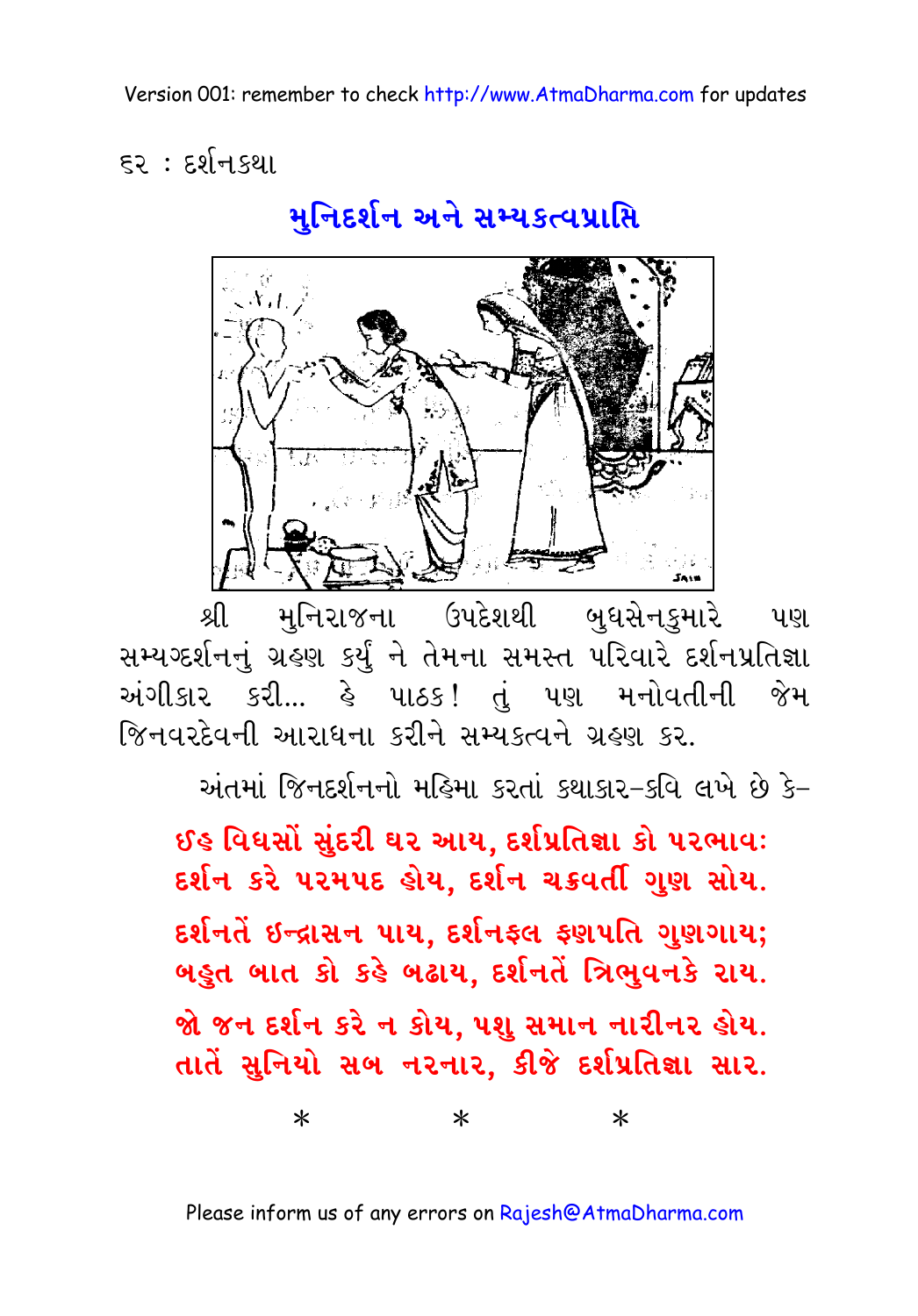## મુનિદર્શન અને સમ્યકત્વપ્રાપ્તિ

શ્રી મુનિરાજના ઉપદેશથી બુધસેનકુમારે પણ સમ્યગ્દર્શનનું ગ્રહણ કર્યું ને તેમના સમસ્ત પરિવારે દર્શનપ્રતિજ્ઞા અંગીકાર કરી... હે પાઠક! તું પણ મનોવતીની જેમ જિનવરદેવની આરાધના કરીને સમ્યકત્વને ગ્રહણ કર.

અંતમાં જિનદર્શનનો મહિમા કરતાં કથાકાર-કવિ લખે છે કે–

**ઈહ વિધસોં સુંદરી ઘર આય, દર્શપ્રતિજ્ઞા કો પરભાવ:**
**દર્શન કરે પરમપદ હોય, દર્શન ચક્રવર્તી ગુણ સોય.**

**દર્શનતેં ઇન્દ્રાસન પાય, દર્શનફલ ફણપતિ ગુણગાય;**
**બહુત બાત કો કહે બઢાય, દર્શનતેં ત્રિભુવનકે રાય.**

**જો જન દર્શન કરે ન કોય, પશુ સમાન નારીનર હોય.**
**તાતેં સુનિયો સબ નરનાર, કીજે દર્શપ્રતિજ્ઞા સાર.**

\* \* \*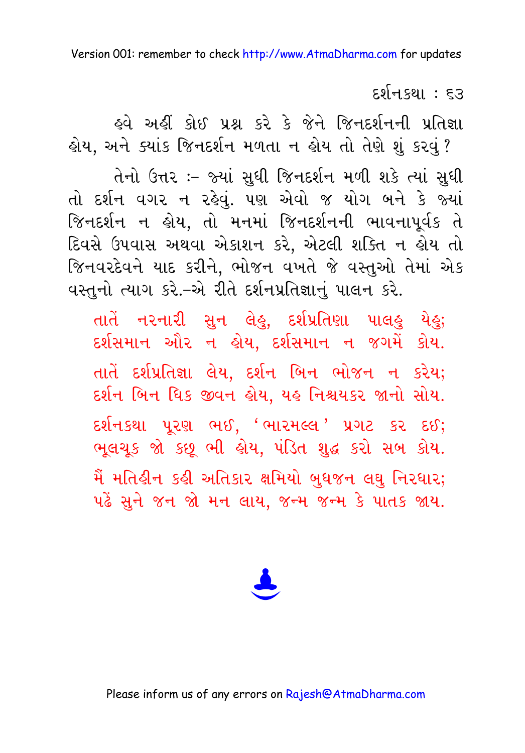હવે અહીં કોઈ પ્રશ્ન કરે કે જેને જિનદર્શનની પ્રતિજ્ઞા હોય, અને ક્યાંક જિનદર્શન મળતા ન હોય તો તેણે શું કરવું?

તેનો ઉત્તર :– જ્યાં સુધી જિનદર્શન મળી શકે ત્યાં સુધી તો દર્શન વગર ન રહેવું. પણ એવો જ યોગ બને કે જ્યાં જિનદર્શન ન હોય, તો મનમાં જિનદર્શનની ભાવનાપૂર્વક તે દિવસે ઉપવાસ અથવા એકાશન કરે, એટલી શક્તિ ન હોય તો જિનવરદેવને યાદ કરીને, ભોજન વખતે જે વસ્તુઓ તેમાં એક વસ્તુનો ત્યાગ કરે.–એ રીતે દર્શનપ્રતિજ્ઞાનું પાલન કરે.

તાતેં નરનારી સુન લેહુ, દર્શપ્રતિણા પાલહુ યેહુ;
દર્શસમાન ઔર ન હોય, દર્શસમાન ન જગમેં કોય.

તાતેં દર્શપ્રતિજ્ઞા લેય, દર્શન બિન ભોજન ન કરેય;
દર્શન બિન ધિક જીવન હોય, યહ નિશ્ચયકર જાનો સોય.

દર્શનકથા પૂરણ ભઈ, 'ભારમલ્લ' પ્રગટ કર દઈ;
ભૂલચૂક જો કછૂ ભી હોય, પંડિત શુદ્ધ કરો સબ કોય.

મૈં મતિહીન કહી અતિકાર ક્ષમિયો બુધજન લઘુ નિરધાર;
પઢેં સુને જન જો મન લાય, જન્મ જન્મ કે પાતક જાય.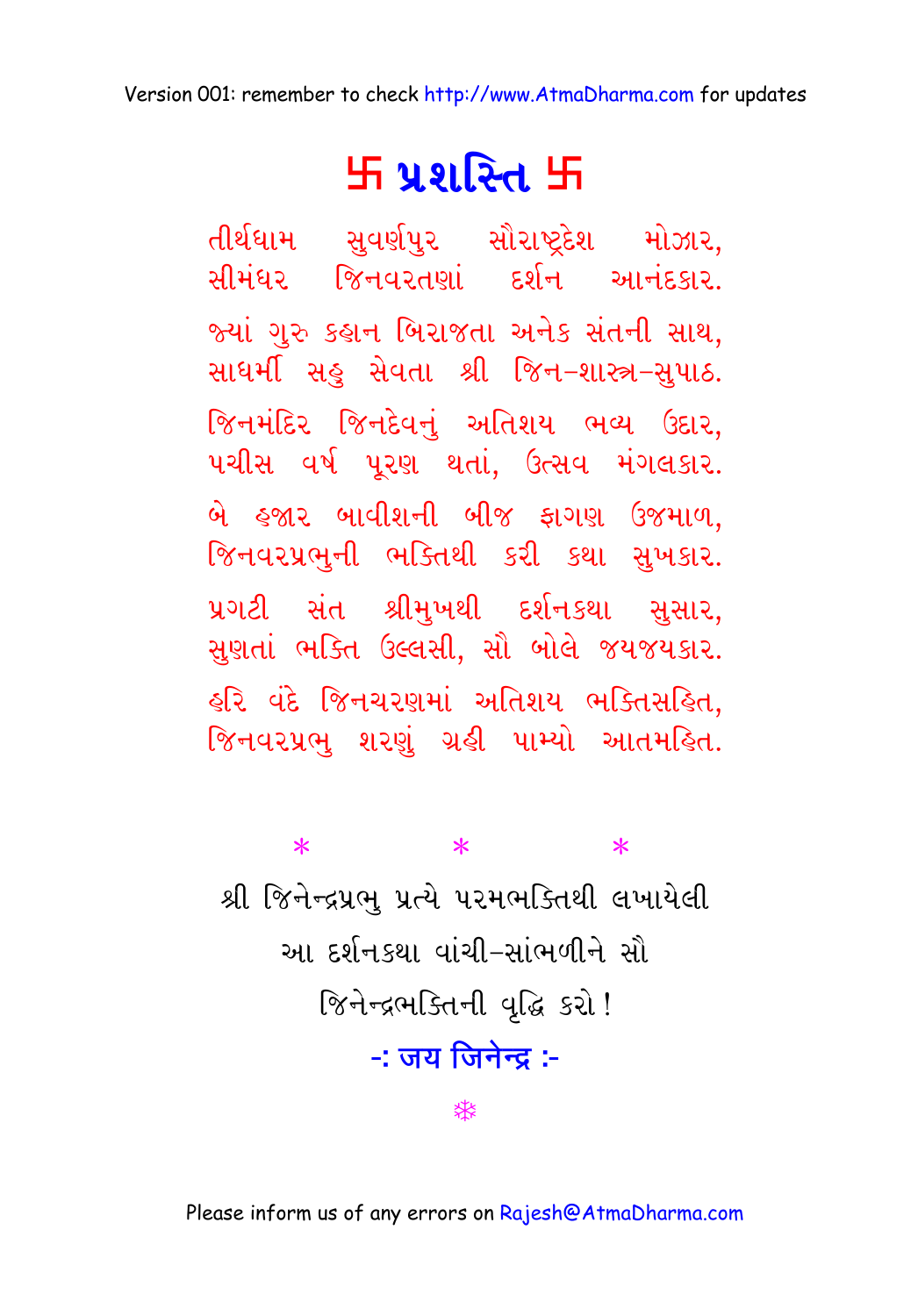# 卐 પ્રશસ્તિ 卐

તીર્થધામ સુવર્ણપુર સૌરાષ્ટ્રદેશ મોઝાર,
સીમંધર જિનવરતણાં દર્શન આનંદકાર.

જ્યાં ગુરુ કહાન બિરાજતા અનેક સંતની સાથ,
સાધર્મી સહુ સેવતા શ્રી જિન-શાસ્ત્ર-સુપાઠ.

જિનમંદિર જિનદેવનું અતિશય ભવ્ય ઉદાર,
પચીસ વર્ષ પૂરણ થતાં, ઉત્સવ મંગલકાર.

બે હજાર બાવીશની બીજ ફાગણ ઉજમાળ,
જિનવરપ્રભુની ભક્તિથી કરી કથા સુખકાર.

પ્રગટી સંત શ્રીમુખથી દર્શનકથા સુસાર,
સુણતાં ભક્તિ ઉલ્લસી, સૌ બોલે જયજયકાર.

હરિ વંદે જિનચરણમાં અતિશય ભક્તિસહિત,
જિનવરપ્રભુ શરણું ગ્રહી પામ્યો આતમહિત.

\*　　　\*　　　\*

શ્રી જિનેન્દ્રપ્રભુ પ્રત્યે પરમભક્તિથી લખાયેલી
આ દર્શનકથા વાંચી-સાંભળીને સૌ
જિનેન્દ્રભક્તિની વૃદ્ધિ કરો !

-: जय जिनेन्द्र :-

❄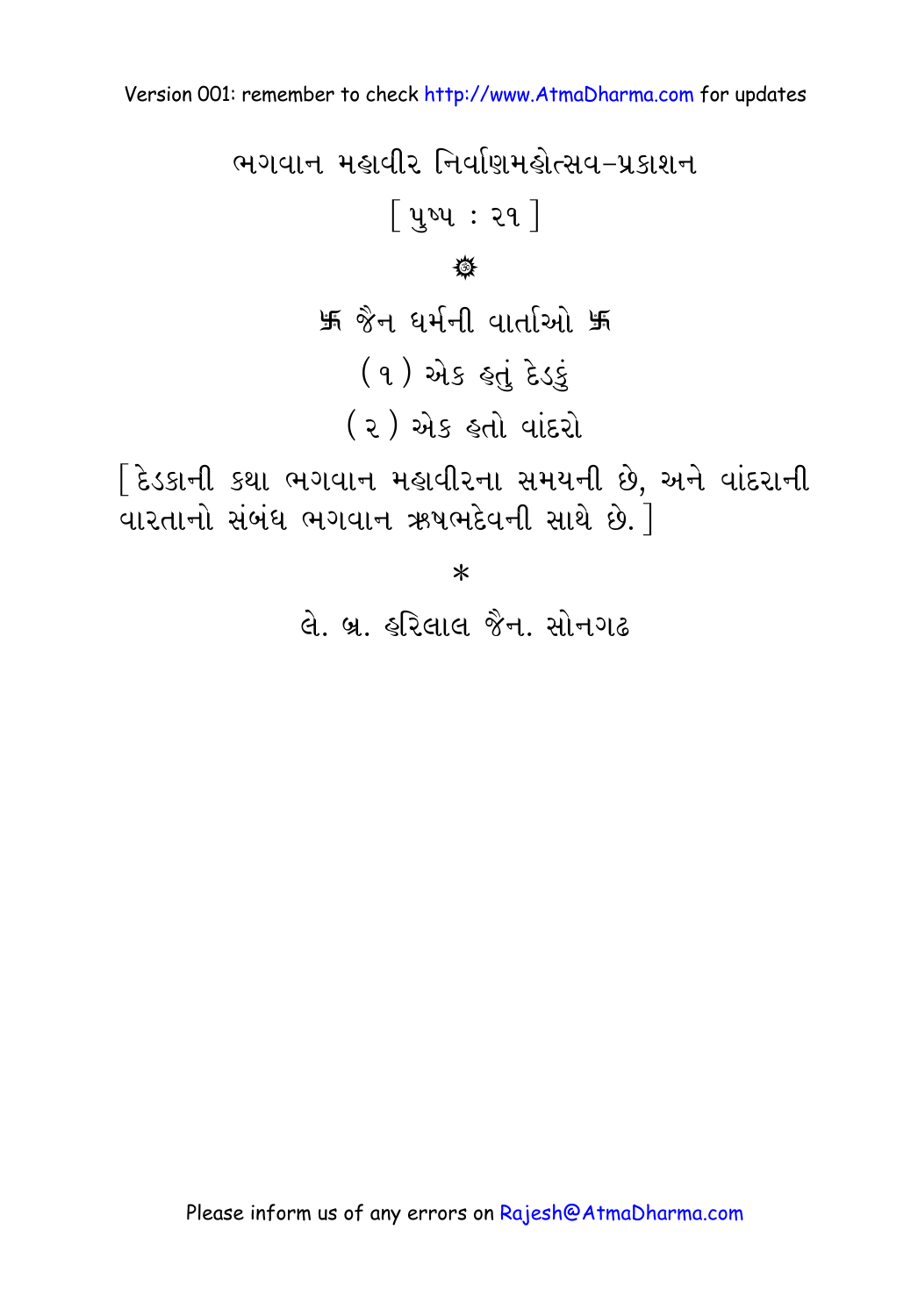ભગવાન મહાવીર નિર્વાણમહોત્સવ-પ્રકાશન

[ પુષ્પ : ૨૧ ]

❁

# 卐 જૈન ધર્મની વાર્તાઓ 卐

## (૧) એક હતું દેડકું

## (૨) એક હતો વાંદરો

[ દેડકાની કથા ભગવાન મહાવીરના સમયની છે, અને વાંદરાની વારતાનો સંબંધ ભગવાન ઋષભદેવની સાથે છે. ]

*

લે. બ્ર. હરિલાલ જૈન. સોનગઢ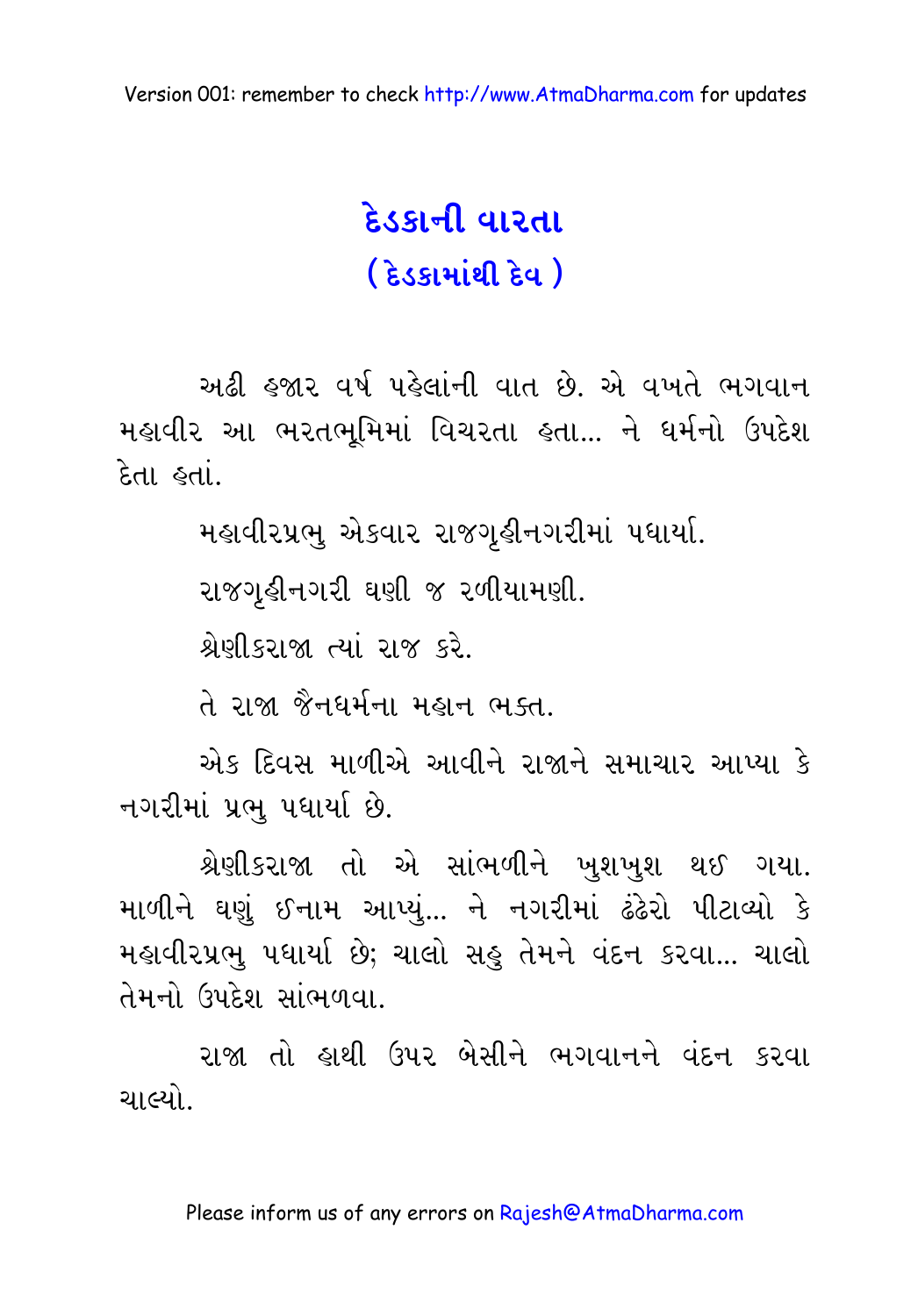# દેડકાની વારતા
## ( દેડકામાંથી દેવ )

અઢી હજાર વર્ષ પહેલાંની વાત છે. એ વખતે ભગવાન મહાવીર આ ભરતભૂમિમાં વિચરતા હતા... ને ધર્મનો ઉપદેશ દેતા હતાં.

મહાવીરપ્રભુ એકવાર રાજગૃહીનગરીમાં પધાર્યા.

રાજગૃહીનગરી ઘણી જ રળીયામણી.

શ્રેણીકરાજા ત્યાં રાજ કરે.

તે રાજા જૈનધર્મના મહાન ભક્ત.

એક દિવસ માળીએ આવીને રાજાને સમાચાર આપ્યા કે નગરીમાં પ્રભુ પધાર્યા છે.

શ્રેણીકરાજા તો એ સાંભળીને ખુશખુશ થઈ ગયા. માળીને ઘણું ઈનામ આપ્યું... ને નગરીમાં ઢંઢેરો પીટાવ્યો કે મહાવીરપ્રભુ પધાર્યા છે; ચાલો સહુ તેમને વંદન કરવા... ચાલો તેમનો ઉપદેશ સાંભળવા.

રાજા તો હાથી ઉપર બેસીને ભગવાનને વંદન કરવા ચાલ્યો.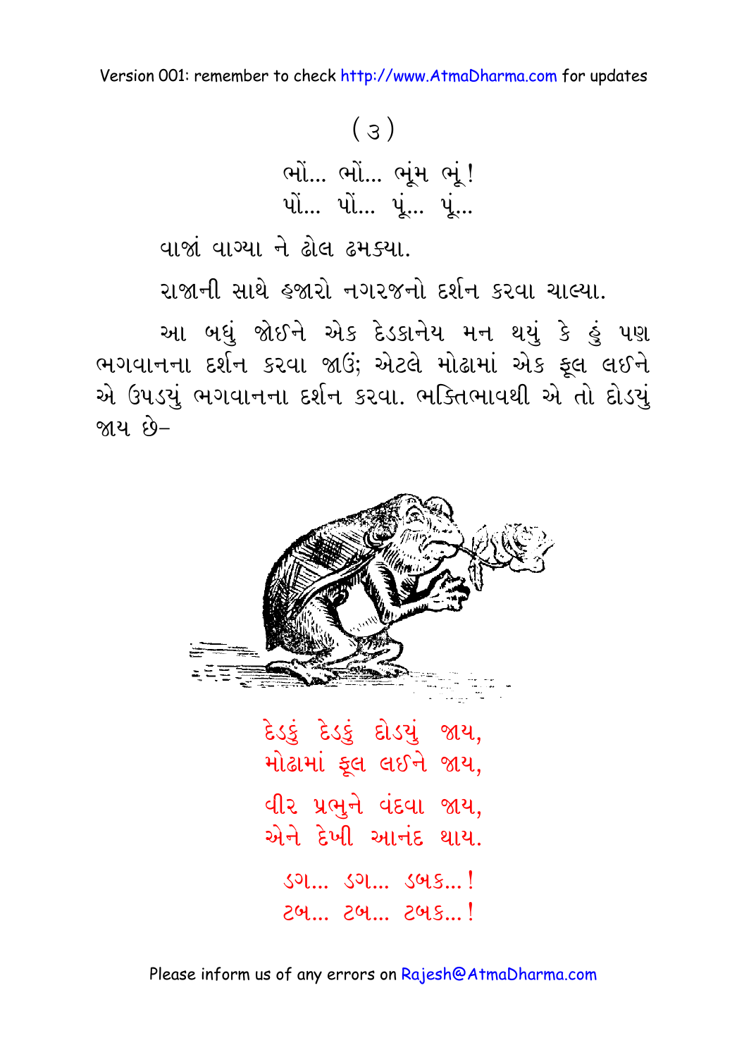( ૩ )

ભોં... ભોં... ભૂંમ ભૂં!
પોં... પોં... પૂં... પૂં...

વાજાં વાગ્યા ને ઢોલ ઢમક્યા.

રાજાની સાથે હજારો નગરજનો દર્શન કરવા ચાલ્યા.

આ બધું જોઈને એક દેડકાનેય મન થયું કે હું પણ ભગવાનના દર્શન કરવા જાઉં; એટલે મોઢામાં એક ફૂલ લઈને એ ઉપડયું ભગવાનના દર્શન કરવા. ભક્તિભાવથી એ તો દોડયું જાય છે–

દેડકું દેડકું દોડયું જાય,
મોઢામાં ફૂલ લઈને જાય,

વીર પ્રભુને વંદવા જાય,
એને દેખી આનંદ થાય.

ડગ... ડગ... ડબક...!
ટબ... ટબ... ટબક...!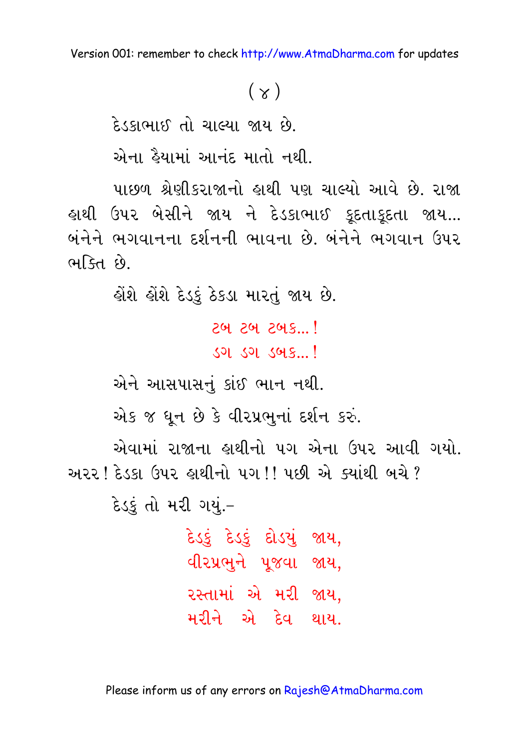( ૪ )

દેડકાભાઈ તો ચાલ્યા જાય છે.

એના હૈયામાં આનંદ માતો નથી.

પાછળ શ્રેણીકરાજાનો હાથી પણ ચાલ્યો આવે છે. રાજા હાથી ઉપર બેસીને જાય ને દેડકાભાઈ કૂદતાકૂદતા જાય... બંનેને ભગવાનના દર્શનની ભાવના છે. બંનેને ભગવાન ઉપર ભક્તિ છે.

હોંશે હોંશે દેડકું ઠેકડા મારતું જાય છે.

ટબ ટબ ટબક...!
ડગ ડગ ડબક...!

એને આસપાસનું કાંઈ ભાન નથી.

એક જ ધૂન છે કે વીરપ્રભુનાં દર્શન કરું.

એવામાં રાજાના હાથીનો પગ એના ઉપર આવી ગયો. અરર! દેડકા ઉપર હાથીનો પગ!! પછી એ ક્યાંથી બચે?

દેડકું તો મરી ગયું.-

દેડકું દેડકું દોડ્યું જાય,
વીરપ્રભુને પૂજવા જાય,
રસ્તામાં એ મરી જાય,
મરીને એ દેવ થાય.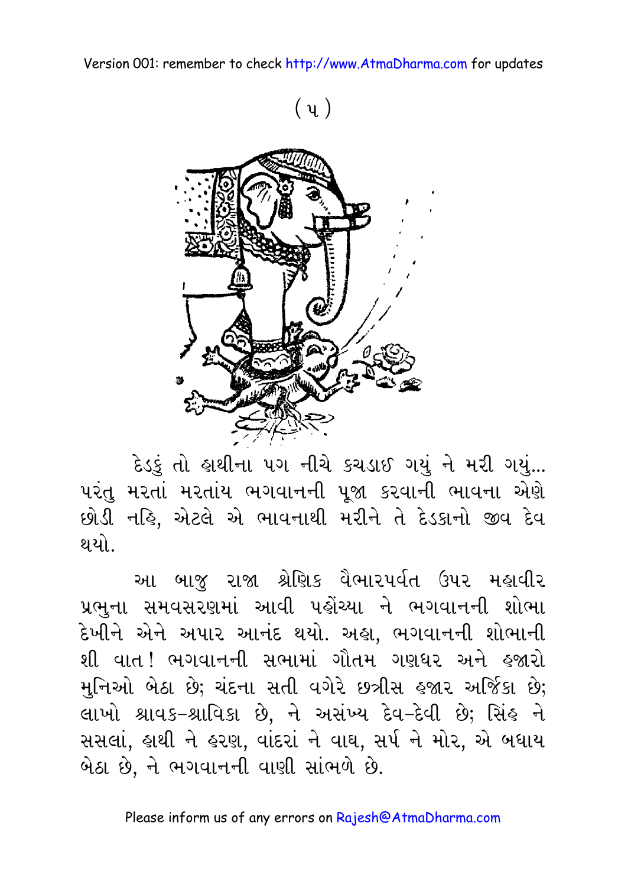( ૫ )

દેડકું તો હાથીના પગ નીચે કચડાઈ ગયું ને મરી ગયું... પરંતુ મરતાં મરતાંય ભગવાનની પૂજા કરવાની ભાવના એણે છોડી નહિ, એટલે એ ભાવનાથી મરીને તે દેડકાનો જીવ દેવ થયો.

આ બાજુ રાજા શ્રેણિક વૈભારપર્વત ઉપર મહાવીર પ્રભુના સમવસરણમાં આવી પહોંચ્યા ને ભગવાનની શોભા દેખીને એને અપાર આનંદ થયો. અહા, ભગવાનની શોભાની શી વાત! ભગવાનની સભામાં ગૌતમ ગણધર અને હજારો મુનિઓ બેઠા છે; ચંદના સતી વગેરે છત્રીસ હજાર અર્જિકા છે; લાખો શ્રાવક-શ્રાવિકા છે, ને અસંખ્ય દેવ-દેવી છે; સિંહ ને સસલાં, હાથી ને હરણ, વાંદરાં ને વાઘ, સર્પ ને મોર, એ બધાય બેઠા છે, ને ભગવાનની વાણી સાંભળે છે.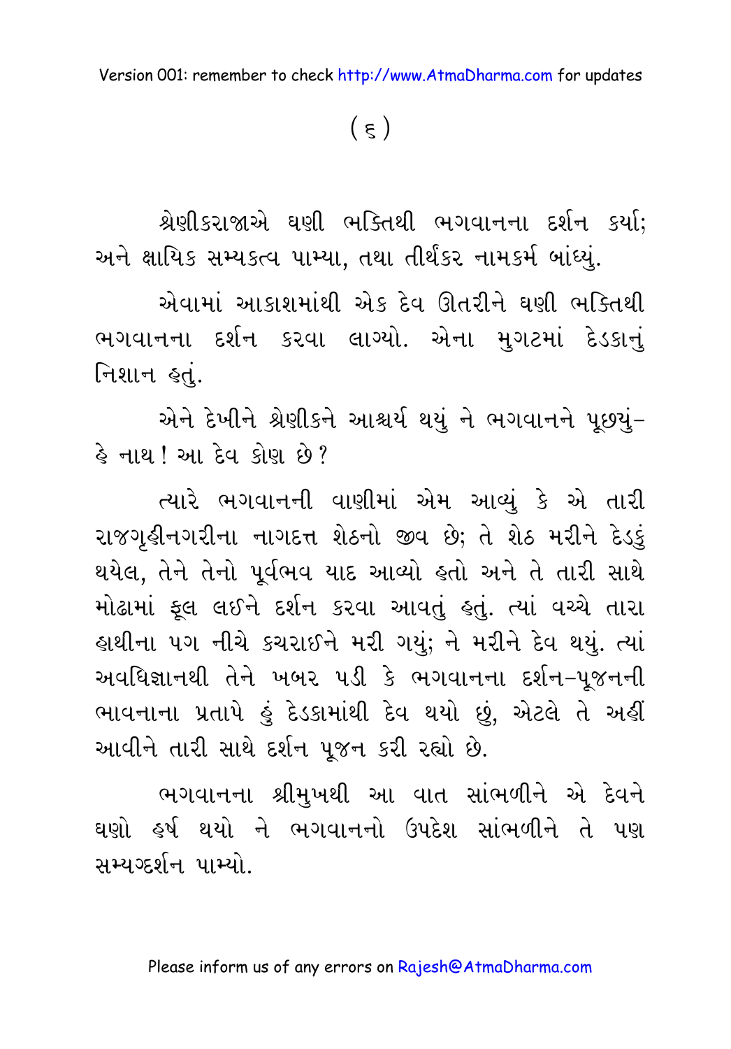( ૬ )

શ્રેણીકરાજાએ ઘણી ભક્તિથી ભગવાનના દર્શન કર્યા; અને ક્ષાયિક સમ્યકત્વ પામ્યા, તથા તીર્થંકર નામકર્મ બાંધ્યું.

એવામાં આકાશમાંથી એક દેવ ઊતરીને ઘણી ભક્તિથી ભગવાનના દર્શન કરવા લાગ્યો. એના મુગટમાં દેડકાનું નિશાન હતું.

એને દેખીને શ્રેણીકને આશ્ચર્ય થયું ને ભગવાનને પૂછ્યું– હે નાથ ! આ દેવ કોણ છે ?

ત્યારે ભગવાનની વાણીમાં એમ આવ્યું કે એ તારી રાજગૃહીનગરીના નાગદત્ત શેઠનો જીવ છે; તે શેઠ મરીને દેડકું થયેલ, તેને તેનો પૂર્વભવ યાદ આવ્યો હતો અને તે તારી સાથે મોઢામાં ફૂલ લઈને દર્શન કરવા આવતું હતું. ત્યાં વચ્ચે તારા હાથીના પગ નીચે કચરાઈને મરી ગયું; ને મરીને દેવ થયું. ત્યાં અવધિજ્ઞાનથી તેને ખબર પડી કે ભગવાનના દર્શન–પૂજનની ભાવનાના પ્રતાપે હું દેડકામાંથી દેવ થયો છું, એટલે તે અહીં આવીને તારી સાથે દર્શન પૂજન કરી રહ્યો છે.

ભગવાનના શ્રીમુખથી આ વાત સાંભળીને એ દેવને ઘણો હર્ષ થયો ને ભગવાનનો ઉપદેશ સાંભળીને તે પણ સમ્યગ્દર્શન પામ્યો.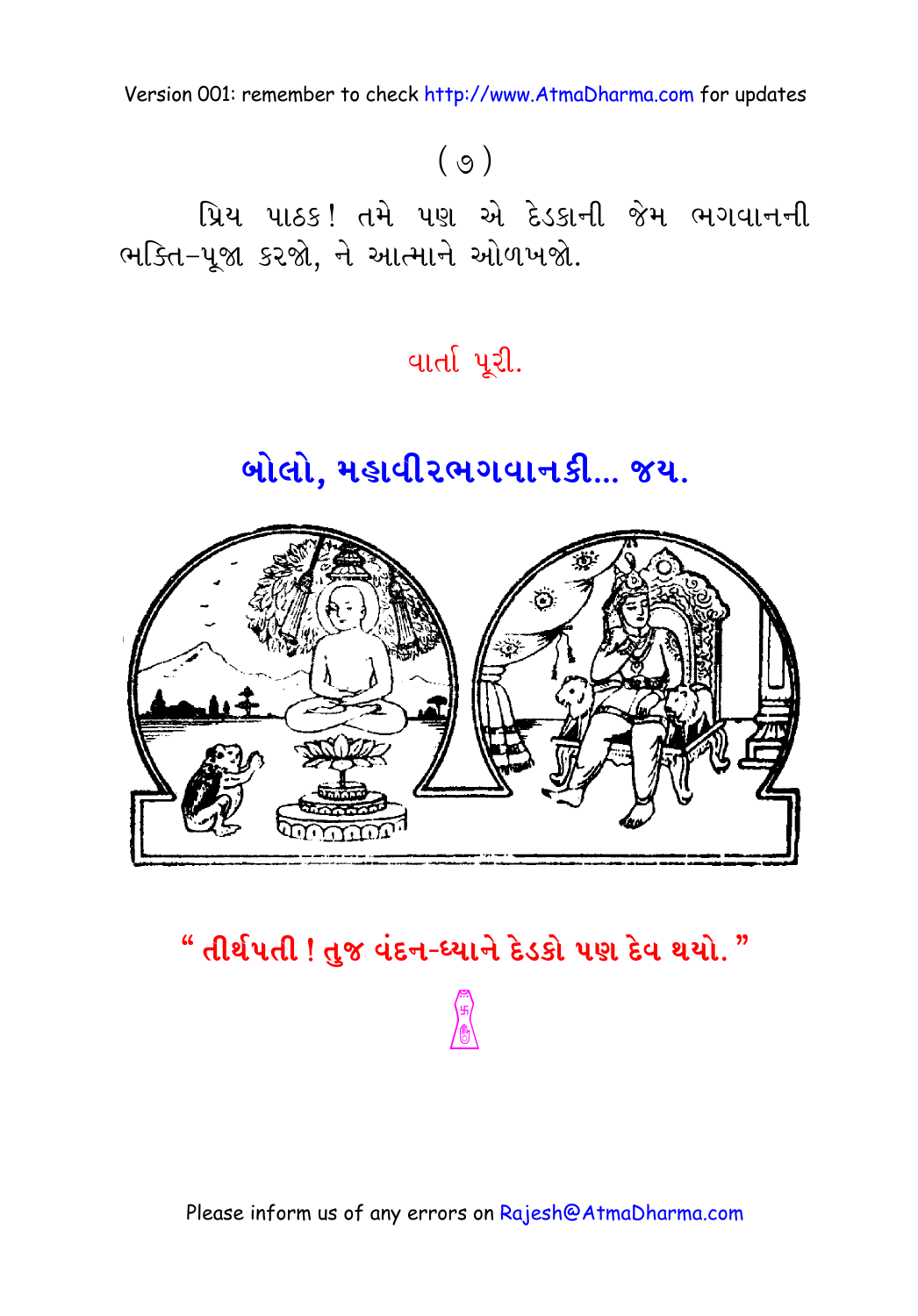( ૭ )

પ્રિય પાઠક! તમે પણ એ દેડકાની જેમ ભગવાનની ભક્તિ–પૂજા કરજો, ને આત્માને ઓળખજો.

વાર્તા પૂરી.

## બોલો, મહાવીરભગવાનકી... જય.

" તીર્થપતી ! તુજ વંદન-ધ્યાને દેડકો પણ દેવ થયો. "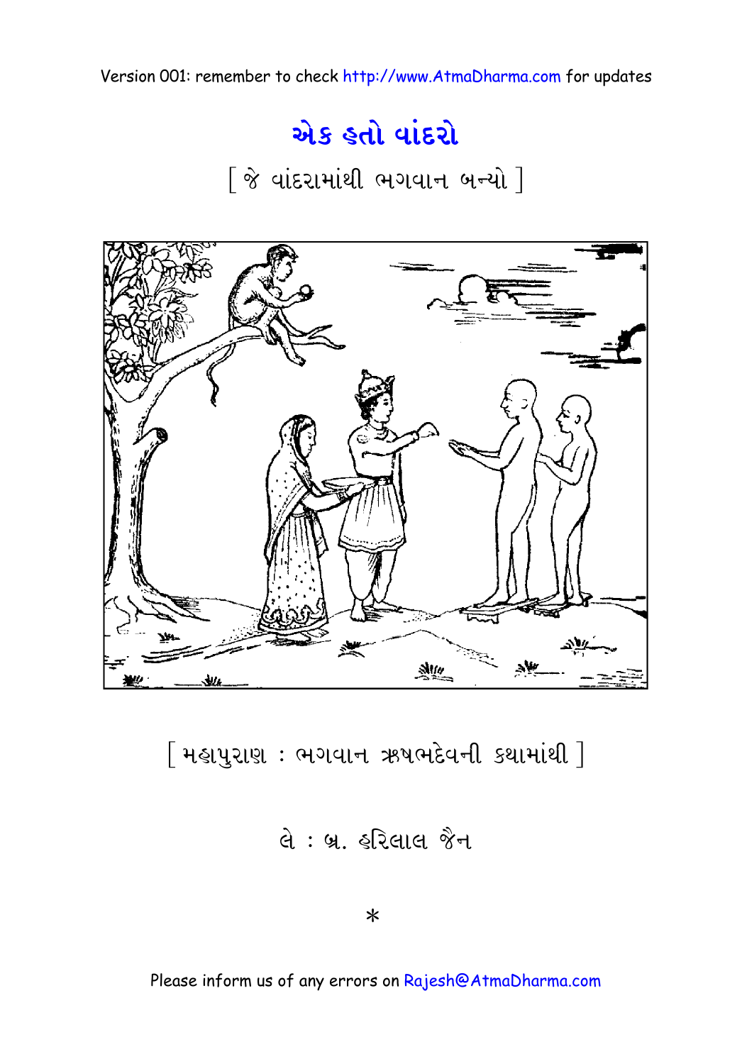Version 001: remember to check http://www.AtmaDharma.com for updates

# એક હતો વાંદરો

[ જે વાંદરામાંથી ભગવાન બન્યો ]

[ મહાપુરાણ : ભગવાન ઋષભદેવની કથામાંથી ]

લે : બ્ર. હરિલાલ જૈન

*

Please inform us of any errors on Rajesh@AtmaDharma.com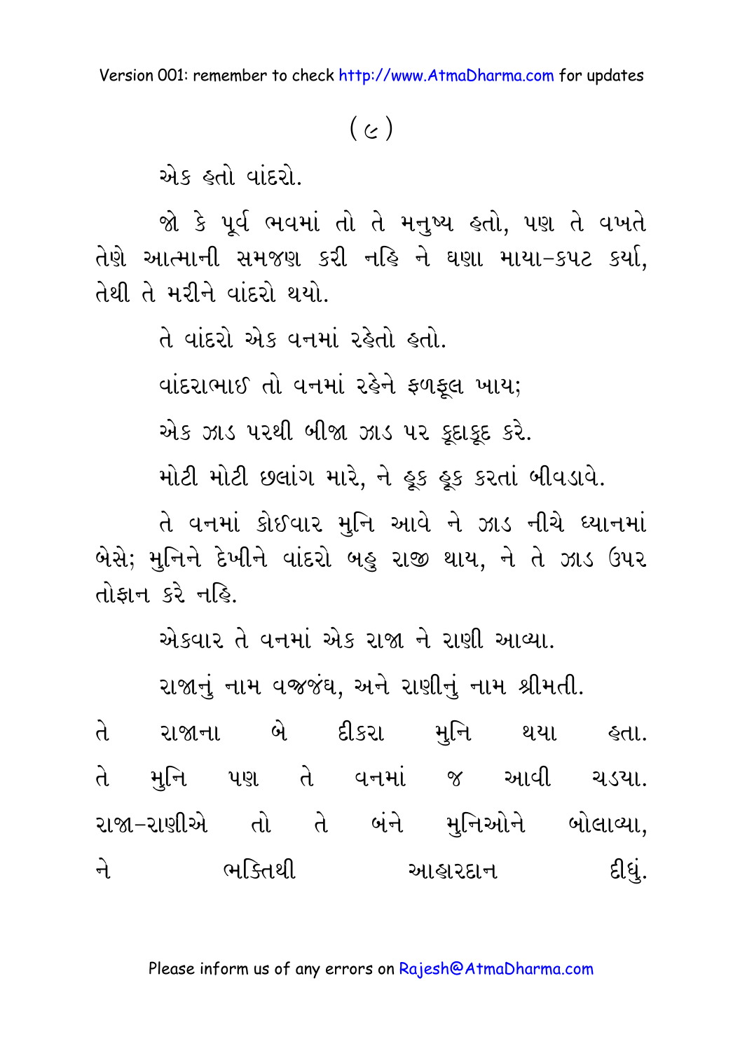( ૯ )

એક હતો વાંદરો.

જો કે પૂર્વ ભવમાં તો તે મનુષ્ય હતો, પણ તે વખતે તેણે આત્માની સમજણ કરી નહિ ને ઘણા માયા-કપટ કર્યા, તેથી તે મરીને વાંદરો થયો.

તે વાંદરો એક વનમાં રહેતો હતો.

વાંદરાભાઈ તો વનમાં રહેને ફળફૂલ ખાય;

એક ઝાડ પરથી બીજા ઝાડ પર કૂદાકૂદ કરે.

મોટી મોટી છલાંગ મારે, ને હૂક હૂક કરતાં બીવડાવે.

તે વનમાં કોઈવાર મુનિ આવે ને ઝાડ નીચે ધ્યાનમાં બેસે; મુનિને દેખીને વાંદરો બહુ રાજી થાય, ને તે ઝાડ ઉપર તોફાન કરે નહિ.

એકવાર તે વનમાં એક રાજા ને રાણી આવ્યા.

રાજાનું નામ વજ્રજંઘ, અને રાણીનું નામ શ્રીમતી.

તે રાજાના બે દીકરા મુનિ થયા હતા. તે મુનિ પણ તે વનમાં જ આવી ચડયા. રાજા-રાણીએ તો તે બંને મુનિઓને બોલાવ્યા, ને ભક્તિથી આહારદાન દીધું.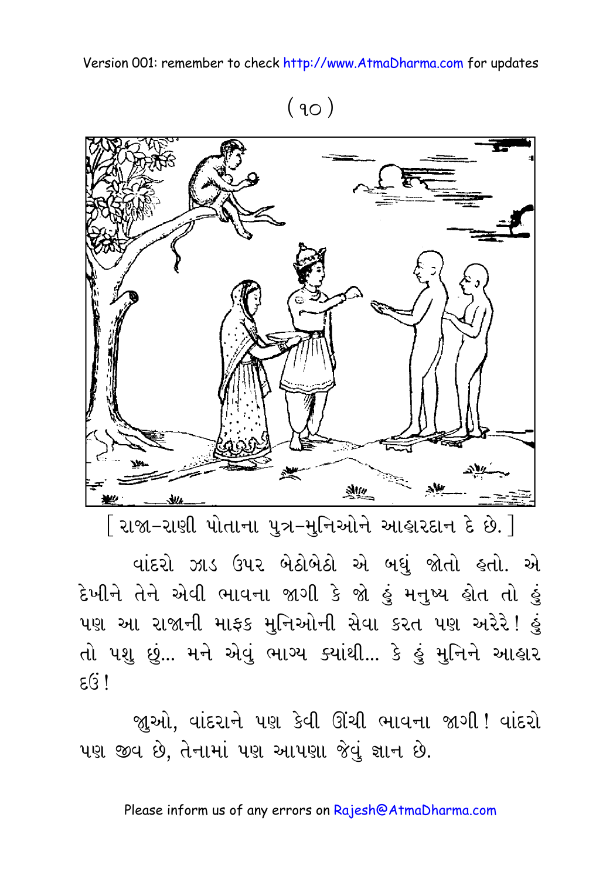( ૧૦ )

[ રાજા–રાણી પોતાના પુત્ર–મુનિઓને આહારદાન દે છે. ]

વાંદરો ઝાડ ઉપર બેઠોબેઠો એ બધું જોતો હતો. એ દેખીને તેને એવી ભાવના જાગી કે જો હું મનુષ્ય હોત તો હું પણ આ રાજાની માફક મુનિઓની સેવા કરત પણ અરેરે! હું તો પશુ છું... મને એવું ભાગ્ય ક્યાંથી... કે હું મુનિને આહાર દઉં!

જુઓ, વાંદરાને પણ કેવી ઊંચી ભાવના જાગી! વાંદરો પણ જીવ છે, તેનામાં પણ આપણા જેવું જ્ઞાન છે.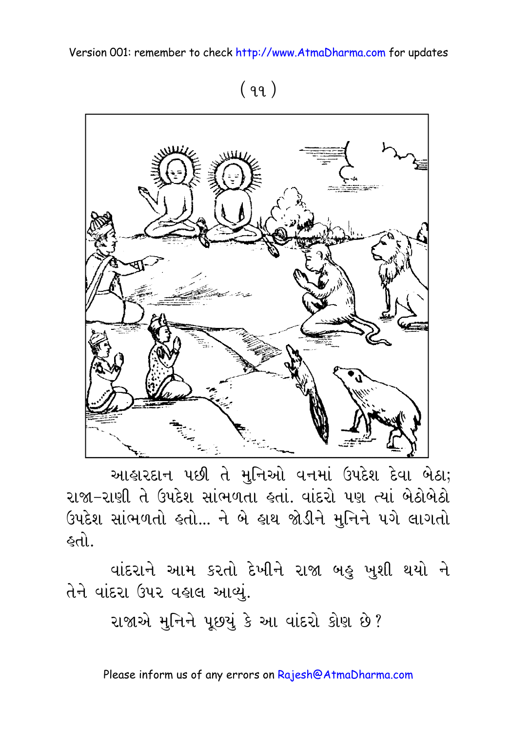આહારદાન પછી તે મુનિઓ વનમાં ઉપદેશ દેવા બેઠા; રાજા–રાણી તે ઉપદેશ સાંભળતા હતાં. વાંદરો પણ ત્યાં બેઠોબેઠો ઉપદેશ સાંભળતો હતો... ને બે હાથ જોડીને મુનિને પગે લાગતો હતો.

વાંદરાને આમ કરતો દેખીને રાજા બહુ ખુશી થયો ને તેને વાંદરા ઉપર વહાલ આવ્યું.

રાજાએ મુનિને પૂછ્યું કે આ વાંદરો કોણ છે?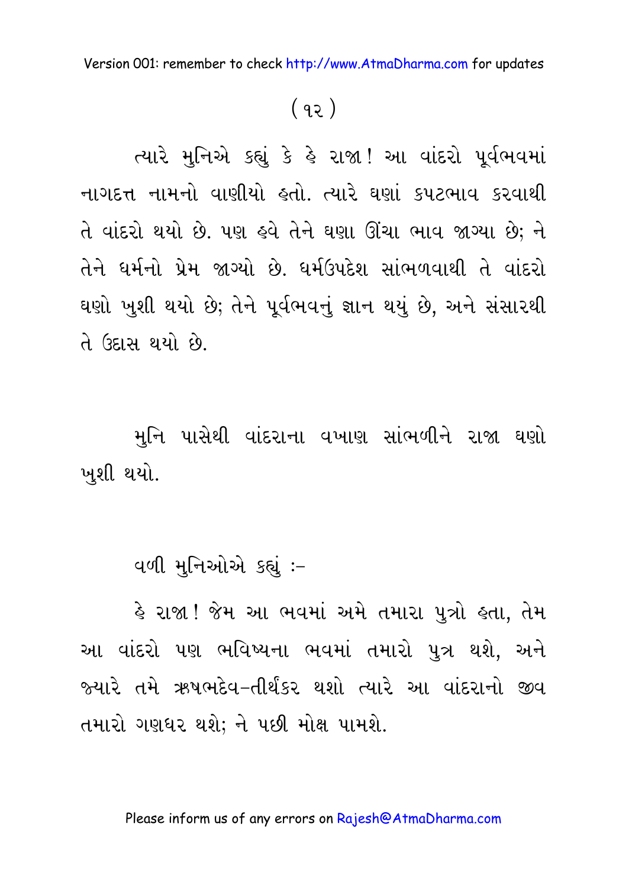( ૧૨ )

ત્યારે મુનિએ કહ્યું કે હે રાજા! આ વાંદરો પૂર્વભવમાં નાગદત્ત નામનો વાણીયો હતો. ત્યારે ઘણાં કપટભાવ કરવાથી તે વાંદરો થયો છે. પણ હવે તેને ઘણા ઊંચા ભાવ જાગ્યા છે; ને તેને ધર્મનો પ્રેમ જાગ્યો છે. ધર્મઉપદેશ સાંભળવાથી તે વાંદરો ઘણો ખુશી થયો છે; તેને પૂર્વભવનું જ્ઞાન થયું છે, અને સંસારથી તે ઉદાસ થયો છે.

મુનિ પાસેથી વાંદરાના વખાણ સાંભળીને રાજા ઘણો ખુશી થયો.

વળી મુનિઓએ કહ્યું :-

હે રાજા! જેમ આ ભવમાં અમે તમારા પુત્રો હતા, તેમ આ વાંદરો પણ ભવિષ્યના ભવમાં તમારો પુત્ર થશે, અને જ્યારે તમે ઋષભદેવ-તીર્થંકર થશો ત્યારે આ વાંદરાનો જીવ તમારો ગણધર થશે; ને પછી મોક્ષ પામશે.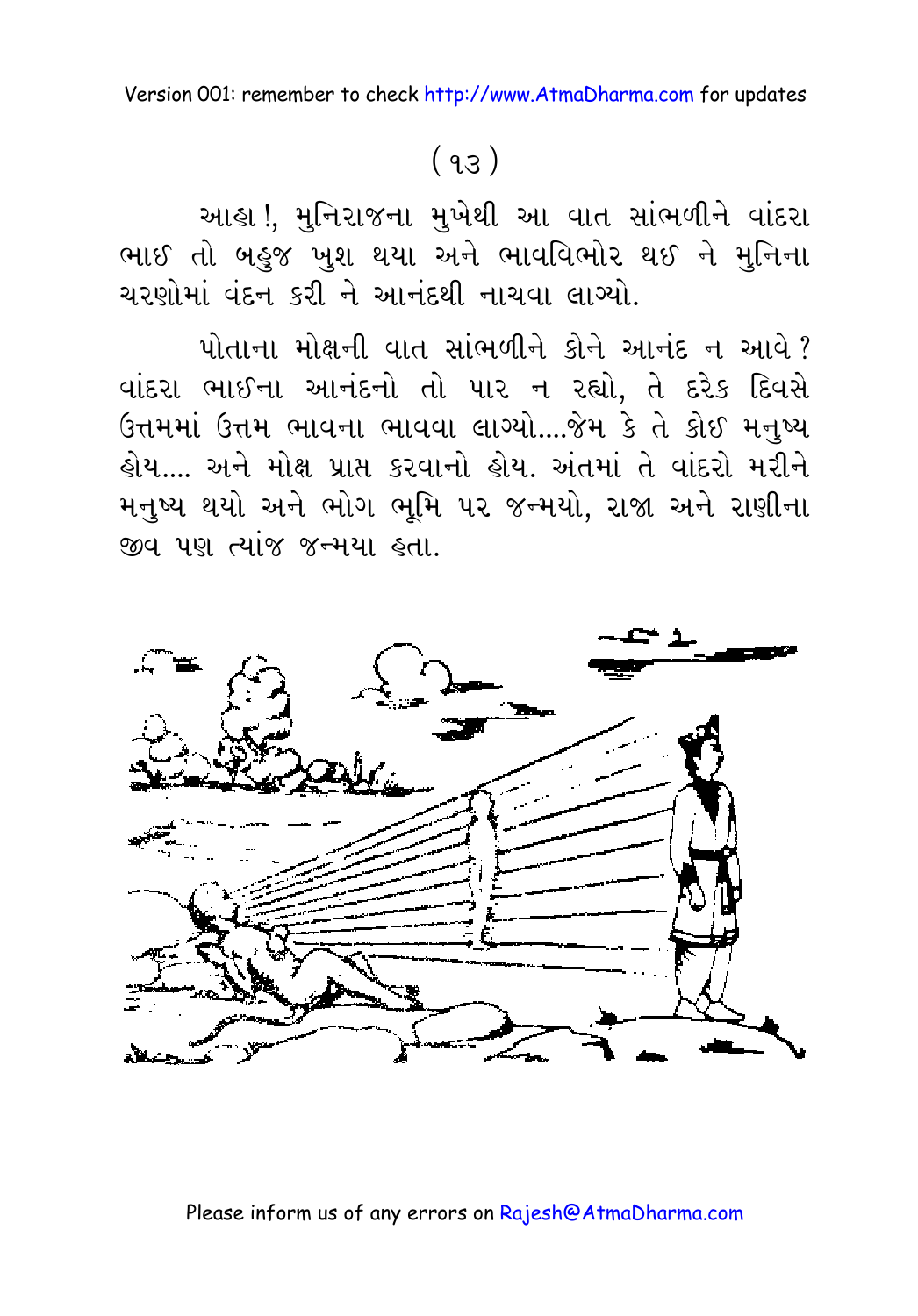( ૧૩ )

આહા !, મુનિરાજના મુખેથી આ વાત સાંભળીને વાંદરા ભાઈ તો બહુજ ખુશ થયા અને ભાવવિભોર થઈ ને મુનિના ચરણોમાં વંદન કરી ને આનંદથી નાચવા લાગ્યો.

પોતાના મોક્ષની વાત સાંભળીને કોને આનંદ ન આવે ? વાંદરા ભાઈના આનંદનો તો પાર ન રહ્યો, તે દરેક દિવસે ઉત્તમમાં ઉત્તમ ભાવના ભાવવા લાગ્યો....જેમ કે તે કોઈ મનુષ્ય હોય.... અને મોક્ષ પ્રાપ્ત કરવાનો હોય. અંતમાં તે વાંદરો મરીને મનુષ્ય થયો અને ભોગ ભૂમિ પર જન્મયો, રાજા અને રાણીના જીવ પણ ત્યાંજ જન્મયા હતા.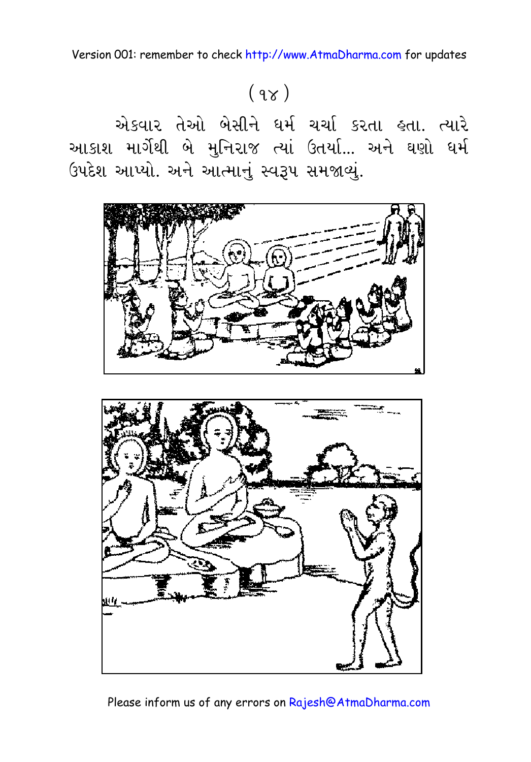( ૧૪ )

એકવાર તેઓ બેસીને ધર્મ ચર્ચા કરતા હતા. ત્યારે આકાશ માર્ગેથી બે મુનિરાજ ત્યાં ઉતર્યા... અને ઘણો ધર્મ ઉપદેશ આપ્યો. અને આત્માનું સ્વરૂપ સમજાવ્યું.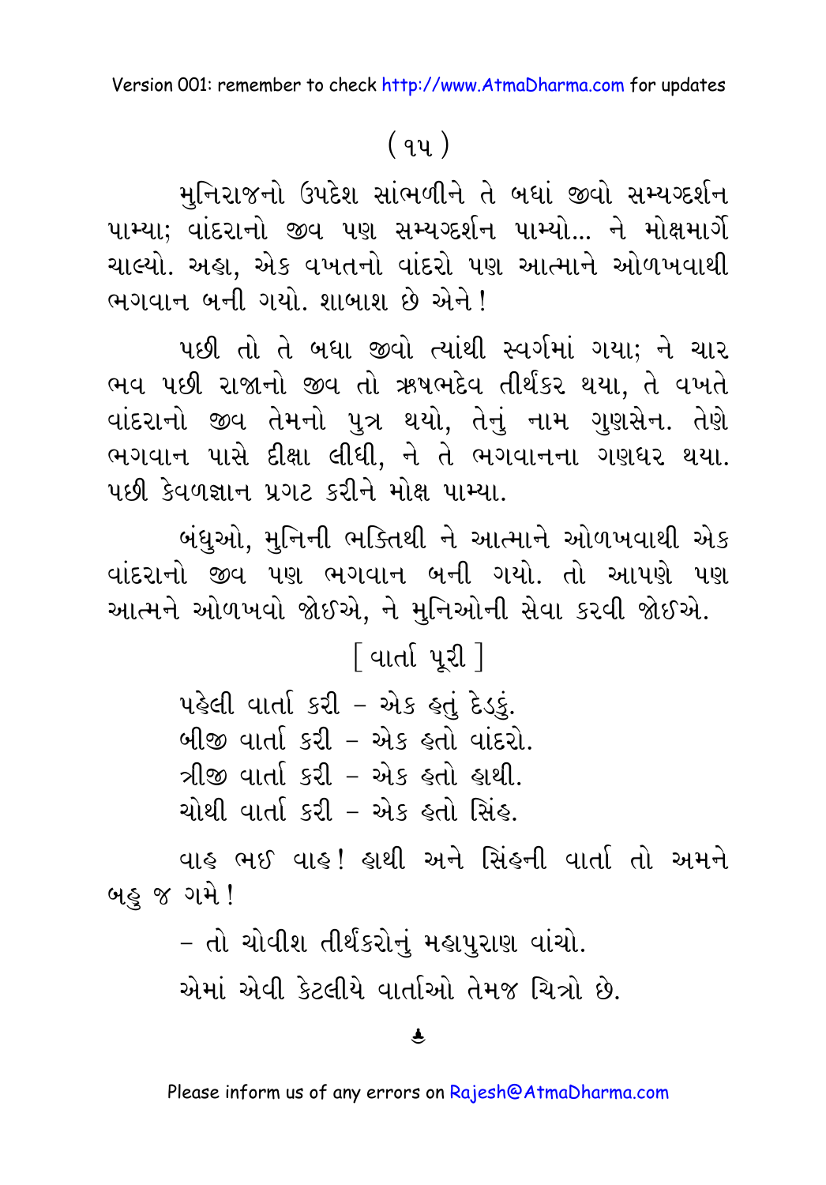( ૧૫ )

મુનિરાજનો ઉપદેશ સાંભળીને તે બધાં જીવો સમ્યગ્દર્શન પામ્યા; વાંદરાનો જીવ પણ સમ્યગ્દર્શન પામ્યો... ને મોક્ષમાર્ગે ચાલ્યો. અહા, એક વખતનો વાંદરો પણ આત્માને ઓળખવાથી ભગવાન બની ગયો. શાબાશ છે એને!

પછી તો તે બધા જીવો ત્યાંથી સ્વર્ગમાં ગયા; ને ચાર ભવ પછી રાજાનો જીવ તો ઋષભદેવ તીર્થંકર થયા, તે વખતે વાંદરાનો જીવ તેમનો પુત્ર થયો, તેનું નામ ગુણસેન. તેણે ભગવાન પાસે દીક્ષા લીધી, ને તે ભગવાનના ગણધર થયા. પછી કેવળજ્ઞાન પ્રગટ કરીને મોક્ષ પામ્યા.

બંધુઓ, મુનિની ભક્તિથી ને આત્માને ઓળખવાથી એક વાંદરાનો જીવ પણ ભગવાન બની ગયો. તો આપણે પણ આત્મને ઓળખવો જોઈએ, ને મુનિઓની સેવા કરવી જોઈએ.

[ વાર્તા પૂરી ]

પહેલી વાર્તા કરી – એક હતું દેડકું.
બીજી વાર્તા કરી – એક હતો વાંદરો.
ત્રીજી વાર્તા કરી – એક હતો હાથી.
ચોથી વાર્તા કરી – એક હતો સિંહ.

વાહ ભઈ વાહ! હાથી અને સિંહની વાર્તા તો અમને બહુ જ ગમે!

– તો ચોવીશ તીર્થંકરોનું મહાપુરાણ વાંચો.

એમાં એવી કેટલીયે વાર્તાઓ તેમજ ચિત્રો છે.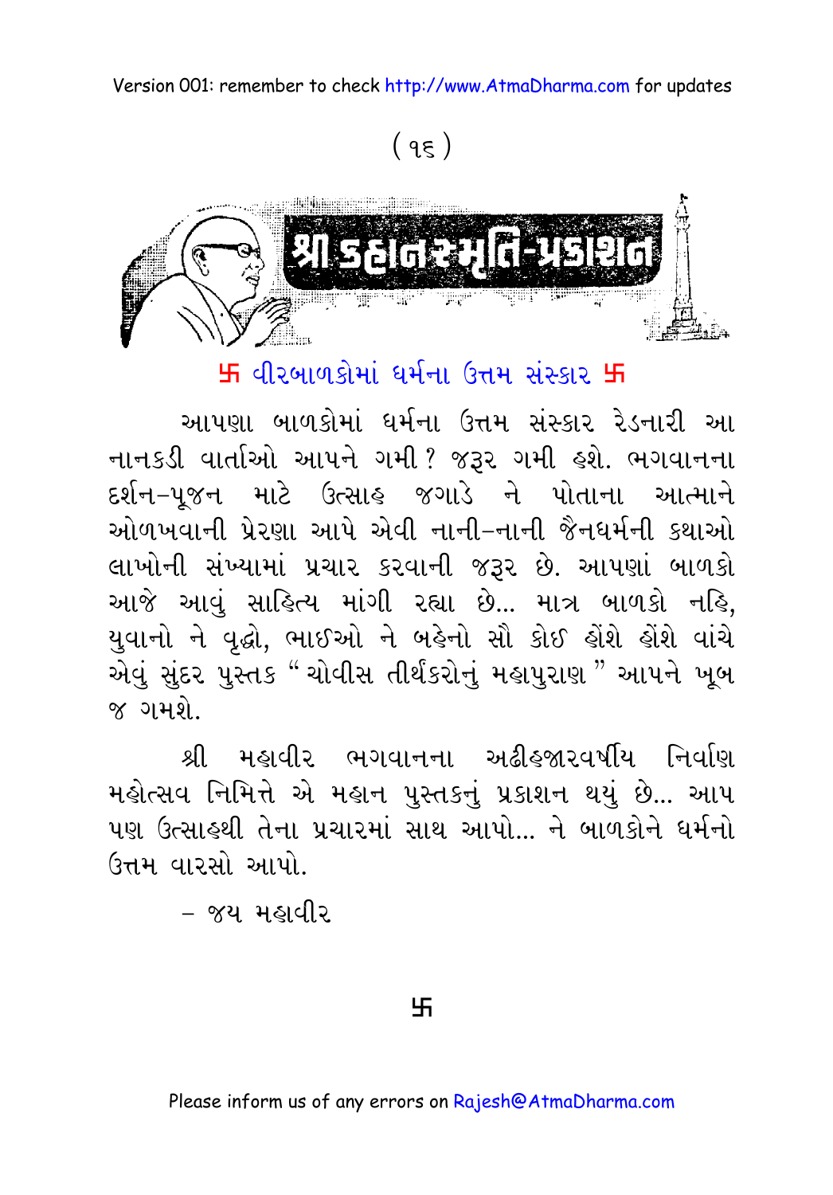( ૧૬ )

# શ્રી કહાનસ્મૃતિ-પ્રકાશન

## 卐 વીરબાળકોમાં ધર્મના ઉત્તમ સંસ્કાર 卐

આપણા બાળકોમાં ધર્મના ઉત્તમ સંસ્કાર રેડનારી આ નાનકડી વાર્તાઓ આપને ગમી ? જરૂર ગમી હશે. ભગવાનના દર્શન–પૂજન માટે ઉત્સાહ જગાડે ને પોતાના આત્માને ઓળખવાની પ્રેરણા આપે એવી નાની–નાની જૈનધર્મની કથાઓ લાખોની સંખ્યામાં પ્રચાર કરવાની જરૂર છે. આપણાં બાળકો આજે આવું સાહિત્ય માંગી રહ્યા છે... માત્ર બાળકો નહિ, યુવાનો ને વૃદ્ધો, ભાઈઓ ને બહેનો સૌ કોઈ હોંશે હોંશે વાંચે એવું સુંદર પુસ્તક "ચોવીસ તીર્થંકરોનું મહાપુરાણ" આપને ખૂબ જ ગમશે.

શ્રી મહાવીર ભગવાનના અઢીહજારવર્ષીય નિર્વાણ મહોત્સવ નિમિત્તે એ મહાન પુસ્તકનું પ્રકાશન થયું છે... આપ પણ ઉત્સાહથી તેના પ્રચારમાં સાથ આપો... ને બાળકોને ધર્મનો ઉત્તમ વારસો આપો.

– જય મહાવીર

卐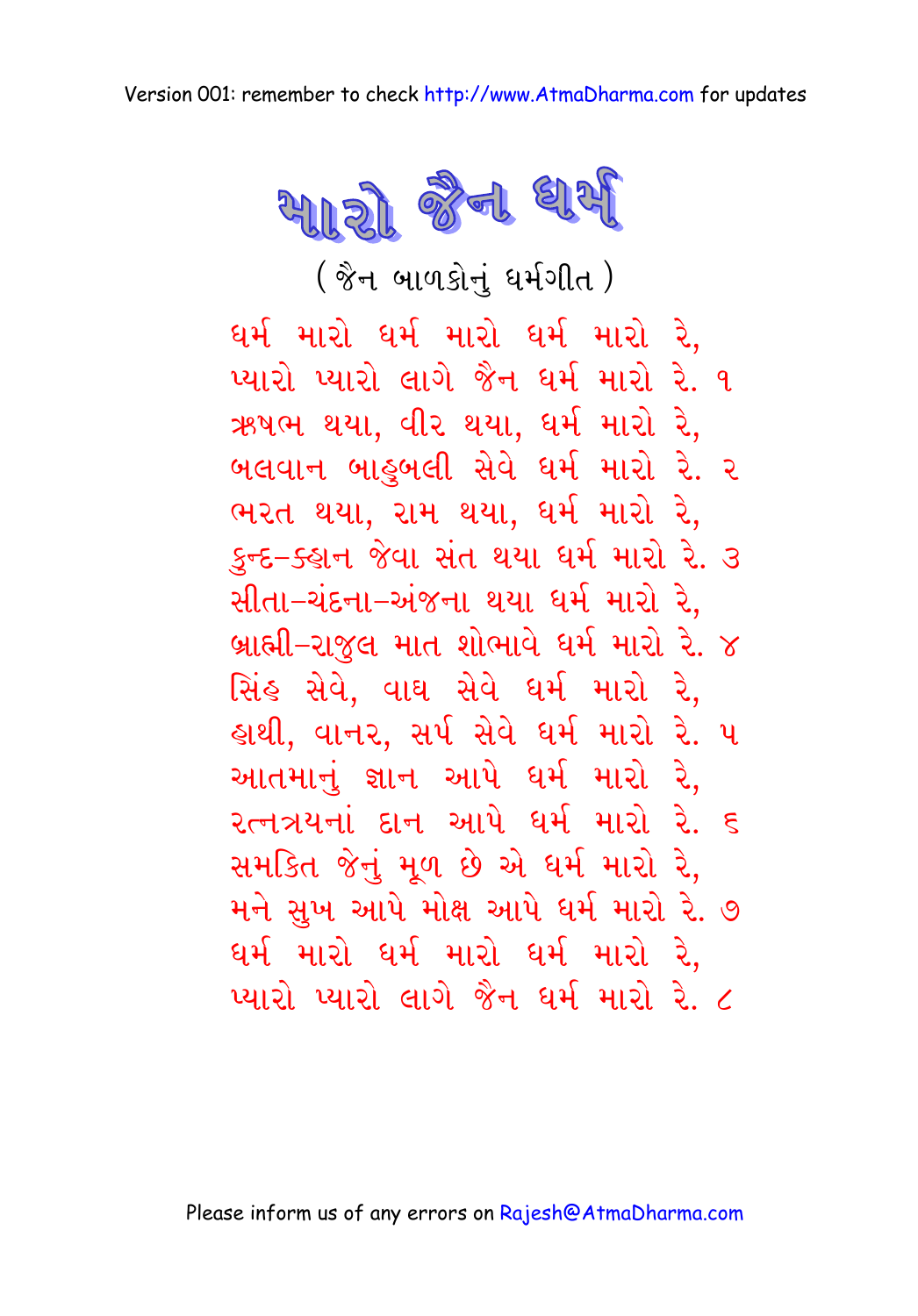# મારો જૈન ધર્મ

( જૈન બાળકોનું ધર્મગીત )

ધર્મ મારો ધર્મ મારો ધર્મ મારો રે,  
પ્યારો પ્યારો લાગે જૈન ધર્મ મારો રે. ૧  
ઋષભ થયા, વીર થયા, ધર્મ મારો રે,  
બલવાન બાહુબલી સેવે ધર્મ મારો રે. ૨  
ભરત થયા, રામ થયા, ધર્મ મારો રે,  
કુન્દ-ક્હાન જેવા સંત થયા ધર્મ મારો રે. ૩  
સીતા-ચંદના-અંજના થયા ધર્મ મારો રે,  
બ્રાહ્મી-રાજુલ માત શોભાવે ધર્મ મારો રે. ૪  
સિંહ સેવે, વાઘ સેવે ધર્મ મારો રે,  
હાથી, વાનર, સર્પ સેવે ધર્મ મારો રે. ૫  
આતમાનું જ્ઞાન આપે ધર્મ મારો રે,  
રત્નત્રયનાં દાન આપે ધર્મ મારો રે. ૬  
સમકિત જેનું મૂળ છે એ ધર્મ મારો રે,  
મને સુખ આપે મોક્ષ આપે ધર્મ મારો રે. ૭  
ધર્મ મારો ધર્મ મારો ધર્મ મારો રે,  
પ્યારો પ્યારો લાગે જૈન ધર્મ મારો રે. ૮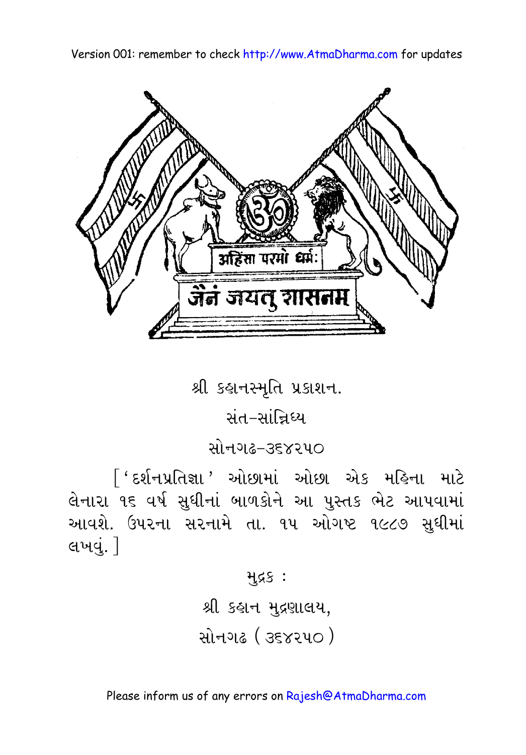अहिंसा परमो धर्मः

जैनं जयतु शासनम

શ્રી કહાનસ્મૃતિ પ્રકાશન.

સંત–સાંન્નિધ્ય

સોનગઢ–૩૬૪૨૫૦

[ 'દર્શનપ્રતિજ્ઞા' ઓછામાં ઓછા એક મહિના માટે લેનારા ૧૬ વર્ષ સુધીનાં બાળકોને આ પુસ્તક ભેટ આપવામાં આવશે. ઉપરના સરનામે તા. ૧૫ ઓગષ્ટ ૧૯૮૭ સુધીમાં લખવું. ]

મુદ્રક :

શ્રી કહાન મુદ્રણાલય,

સોનગઢ ( ૩૬૪૨૫૦ )